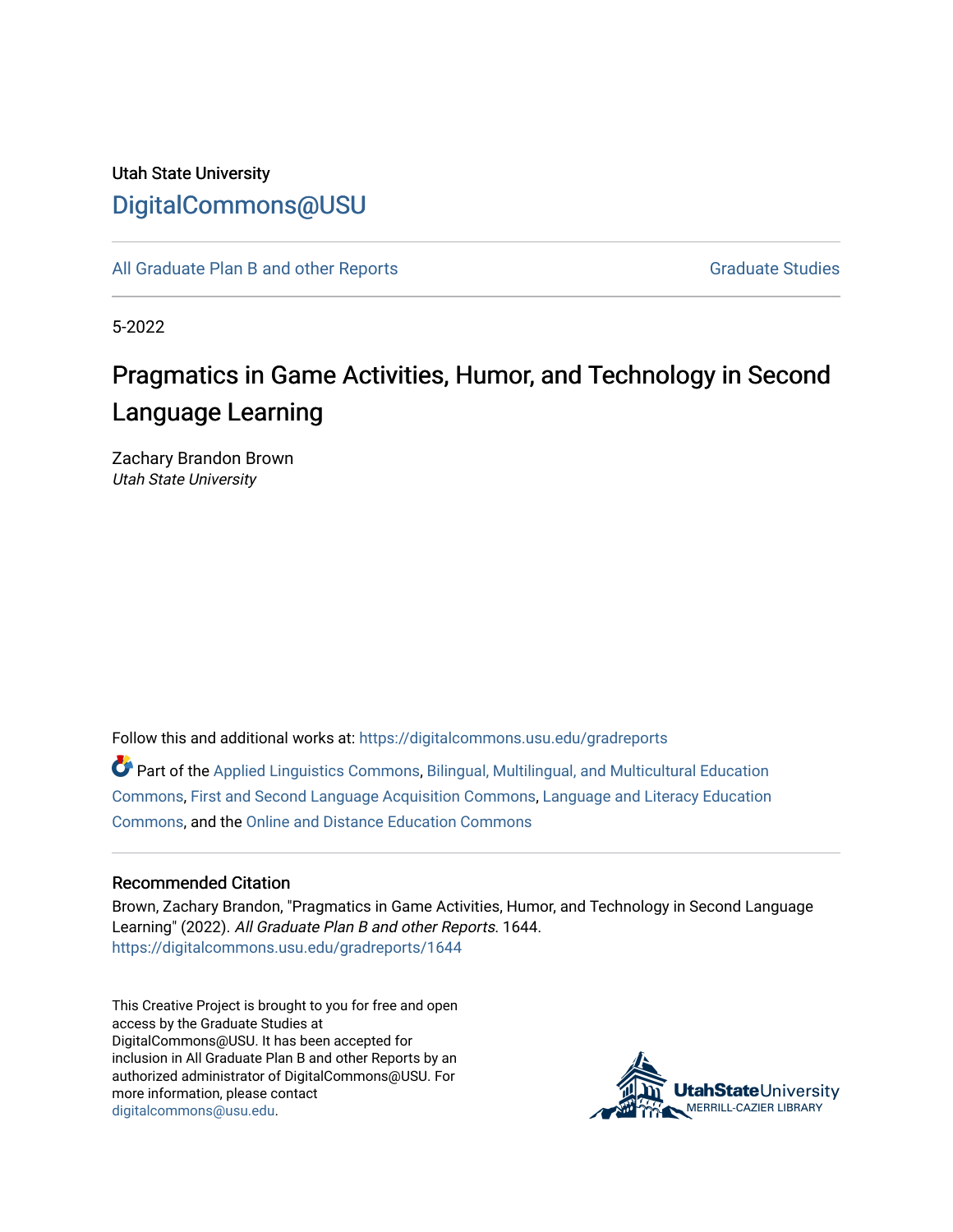Utah State University

DigitalCommons@USU

All Graduate Plan B and other Reports | Graduate Studies

5-2022

# Pragmatics in Game Activities, Humor, and Technology in Second Language Learning

Zachary Brandon Brown
*Utah State University*

Follow this and additional works at: https://digitalcommons.usu.edu/gradreports

Part of the Applied Linguistics Commons, Bilingual, Multilingual, and Multicultural Education Commons, First and Second Language Acquisition Commons, Language and Literacy Education Commons, and the Online and Distance Education Commons

## Recommended Citation

Brown, Zachary Brandon, "Pragmatics in Game Activities, Humor, and Technology in Second Language Learning" (2022). *All Graduate Plan B and other Reports*. 1644.
https://digitalcommons.usu.edu/gradreports/1644

This Creative Project is brought to you for free and open access by the Graduate Studies at DigitalCommons@USU. It has been accepted for inclusion in All Graduate Plan B and other Reports by an authorized administrator of DigitalCommons@USU. For more information, please contact digitalcommons@usu.edu.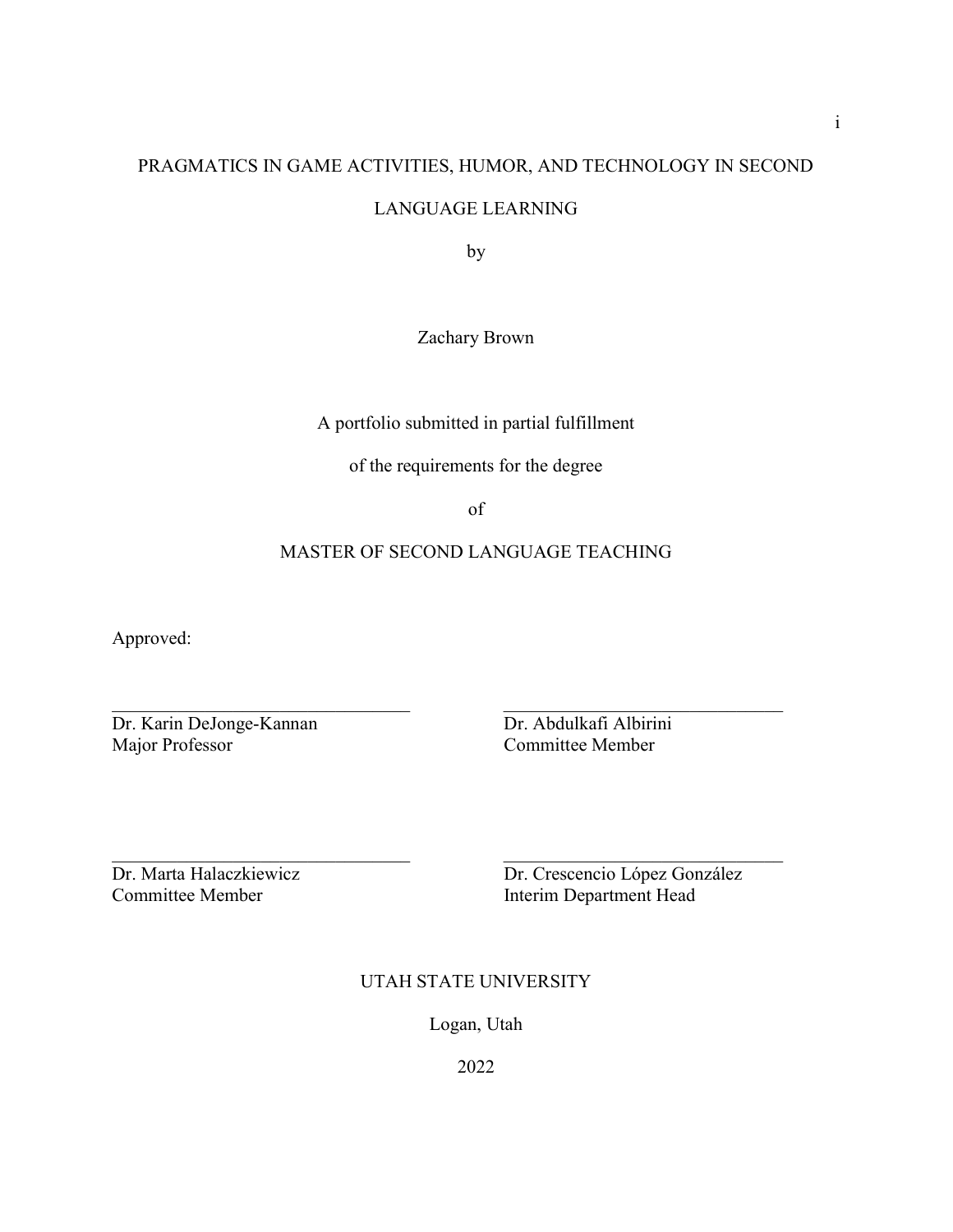# PRAGMATICS IN GAME ACTIVITIES, HUMOR, AND TECHNOLOGY IN SECOND LANGUAGE LEARNING

by

Zachary Brown

A portfolio submitted in partial fulfillment

of the requirements for the degree

of

MASTER OF SECOND LANGUAGE TEACHING

Approved:

| | |
|---|---|
| Dr. Karin DeJonge-Kannan<br>Major Professor | Dr. Abdulkafi Albirini<br>Committee Member |
| Dr. Marta Halaczkiewicz<br>Committee Member | Dr. Crescencio López González<br>Interim Department Head |

UTAH STATE UNIVERSITY

Logan, Utah

2022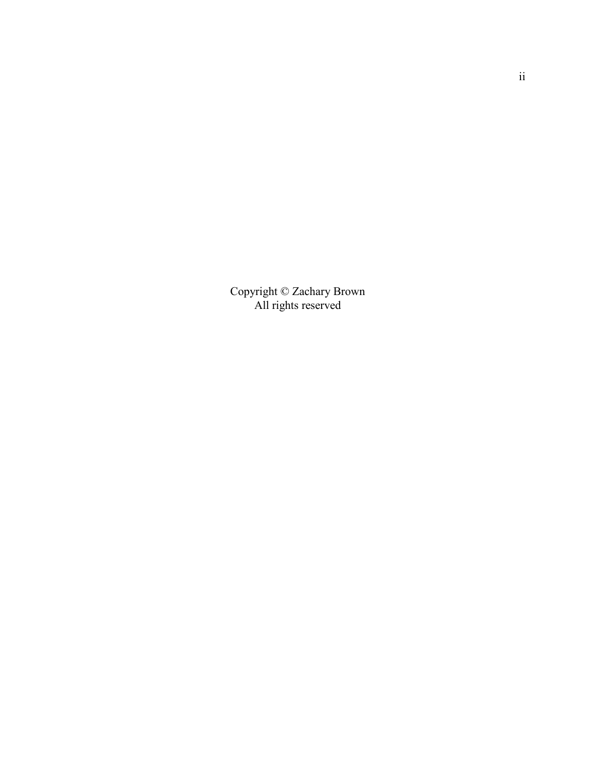Copyright © Zachary Brown
All rights reserved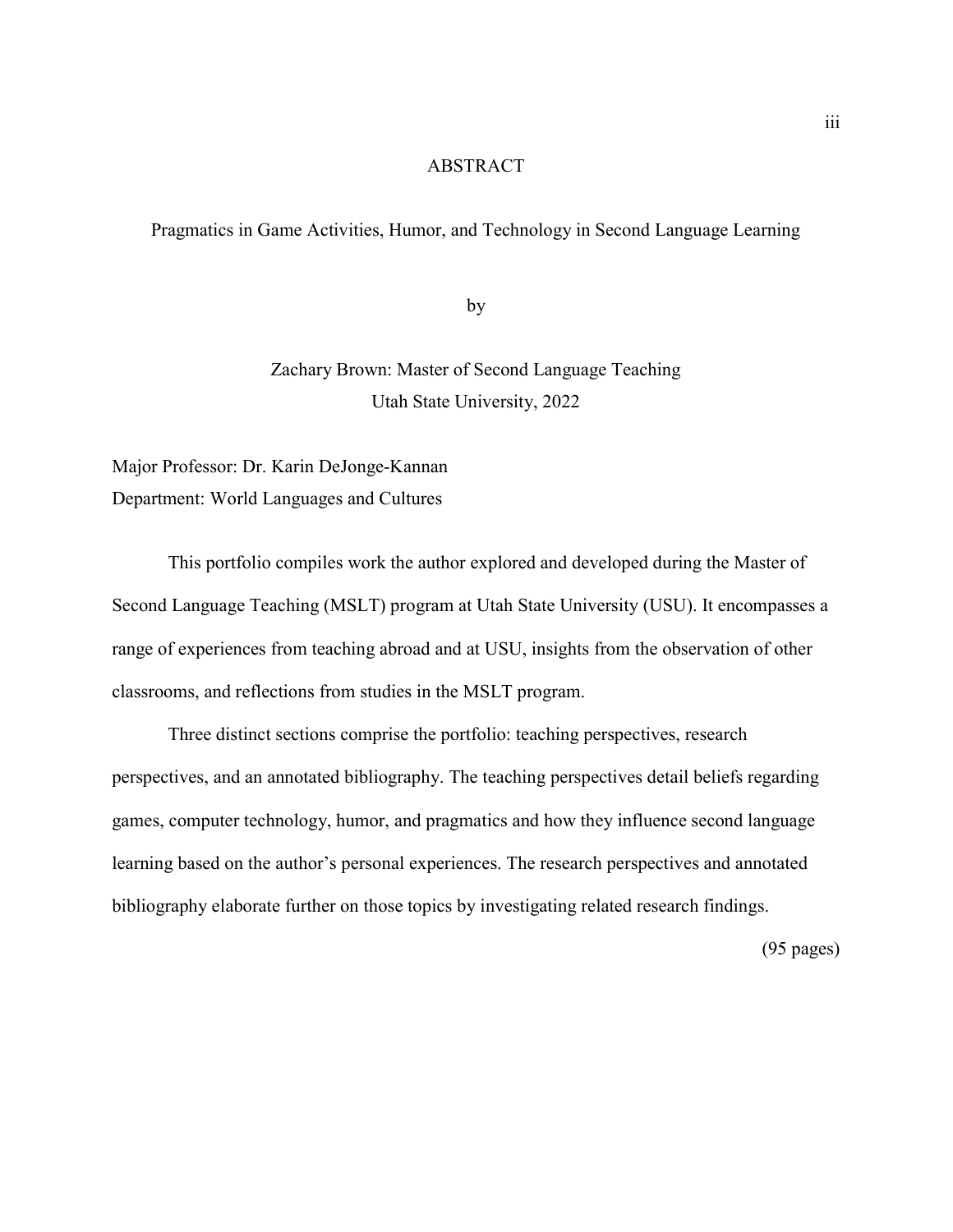# ABSTRACT

Pragmatics in Game Activities, Humor, and Technology in Second Language Learning

by

Zachary Brown: Master of Second Language Teaching
Utah State University, 2022

Major Professor: Dr. Karin DeJonge-Kannan
Department: World Languages and Cultures

This portfolio compiles work the author explored and developed during the Master of Second Language Teaching (MSLT) program at Utah State University (USU). It encompasses a range of experiences from teaching abroad and at USU, insights from the observation of other classrooms, and reflections from studies in the MSLT program.

Three distinct sections comprise the portfolio: teaching perspectives, research perspectives, and an annotated bibliography. The teaching perspectives detail beliefs regarding games, computer technology, humor, and pragmatics and how they influence second language learning based on the author's personal experiences. The research perspectives and annotated bibliography elaborate further on those topics by investigating related research findings.

(95 pages)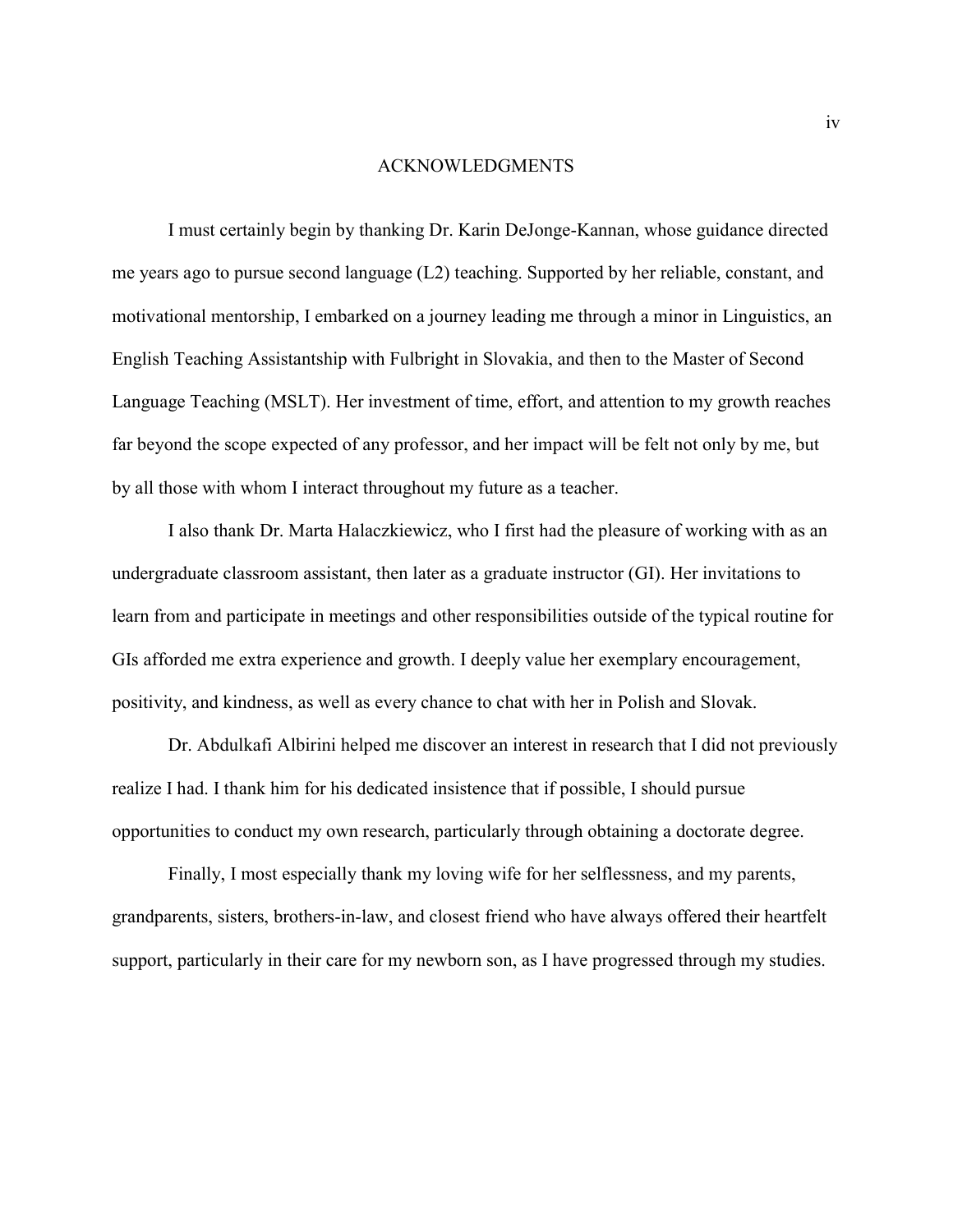# ACKNOWLEDGMENTS

I must certainly begin by thanking Dr. Karin DeJonge-Kannan, whose guidance directed me years ago to pursue second language (L2) teaching. Supported by her reliable, constant, and motivational mentorship, I embarked on a journey leading me through a minor in Linguistics, an English Teaching Assistantship with Fulbright in Slovakia, and then to the Master of Second Language Teaching (MSLT). Her investment of time, effort, and attention to my growth reaches far beyond the scope expected of any professor, and her impact will be felt not only by me, but by all those with whom I interact throughout my future as a teacher.

I also thank Dr. Marta Halaczkiewicz, who I first had the pleasure of working with as an undergraduate classroom assistant, then later as a graduate instructor (GI). Her invitations to learn from and participate in meetings and other responsibilities outside of the typical routine for GIs afforded me extra experience and growth. I deeply value her exemplary encouragement, positivity, and kindness, as well as every chance to chat with her in Polish and Slovak.

Dr. Abdulkafi Albirini helped me discover an interest in research that I did not previously realize I had. I thank him for his dedicated insistence that if possible, I should pursue opportunities to conduct my own research, particularly through obtaining a doctorate degree.

Finally, I most especially thank my loving wife for her selflessness, and my parents, grandparents, sisters, brothers-in-law, and closest friend who have always offered their heartfelt support, particularly in their care for my newborn son, as I have progressed through my studies.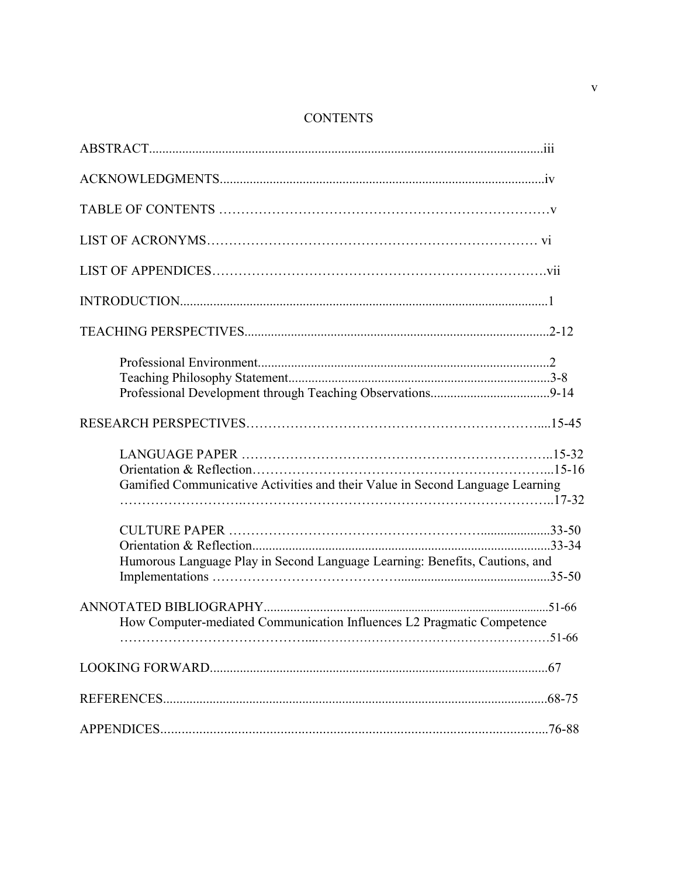# CONTENTS

ABSTRACT........................................................................................................................iii

ACKNOWLEDGMENTS..................................................................................................iv

TABLE OF CONTENTS ……………………………………………………………….v

LIST OF ACRONYMS……………………………………………………………… vi

LIST OF APPENDICES……………………………………………………………….vii

INTRODUCTION..............................................................................................................1

TEACHING PERSPECTIVES............................................................................................2-12

- Professional Environment........................................................................................2
- Teaching Philosophy Statement................................................................................3-8
- Professional Development through Teaching Observations....................................9-14

RESEARCH PERSPECTIVES……………………………………………………….....15-45

- LANGUAGE PAPER ……………………………………………………………...15-32
- Orientation & Reflection…………………………………………………………...15-16
- Gamified Communicative Activities and their Value in Second Language Learning ……………………….…………………………………………………………..17-32

- CULTURE PAPER …………………………………………………......................33-50
- Orientation & Reflection..........................................................................................33-34
- Humorous Language Play in Second Language Learning: Benefits, Cautions, and Implementations ……………………………….............................................35-50

ANNOTATED BIBLIOGRAPHY.........................................................................................51-66

- How Computer-mediated Communication Influences L2 Pragmatic Competence …………………………………....…………………………………………………51-66

LOOKING FORWARD.......................................................................................................67

REFERENCES....................................................................................................................68-75

APPENDICES.....................................................................................................................76-88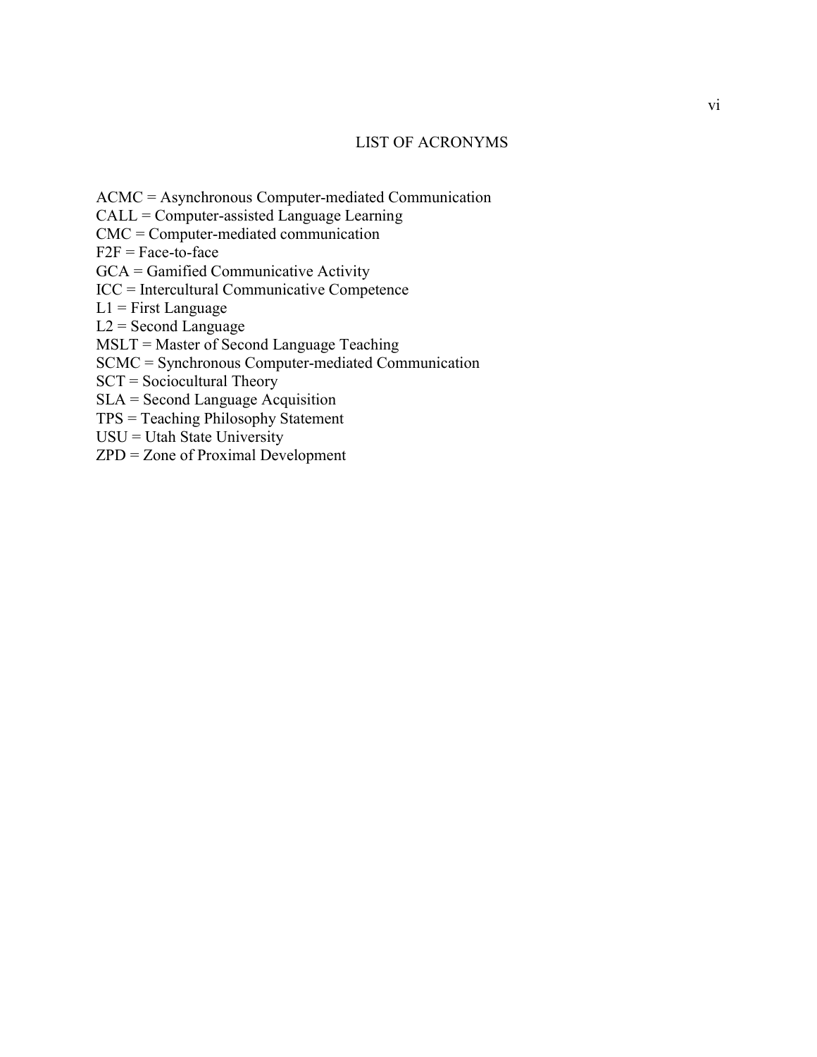## LIST OF ACRONYMS

ACMC = Asynchronous Computer-mediated Communication
CALL = Computer-assisted Language Learning
CMC = Computer-mediated communication
F2F = Face-to-face
GCA = Gamified Communicative Activity
ICC = Intercultural Communicative Competence
L1 = First Language
L2 = Second Language
MSLT = Master of Second Language Teaching
SCMC = Synchronous Computer-mediated Communication
SCT = Sociocultural Theory
SLA = Second Language Acquisition
TPS = Teaching Philosophy Statement
USU = Utah State University
ZPD = Zone of Proximal Development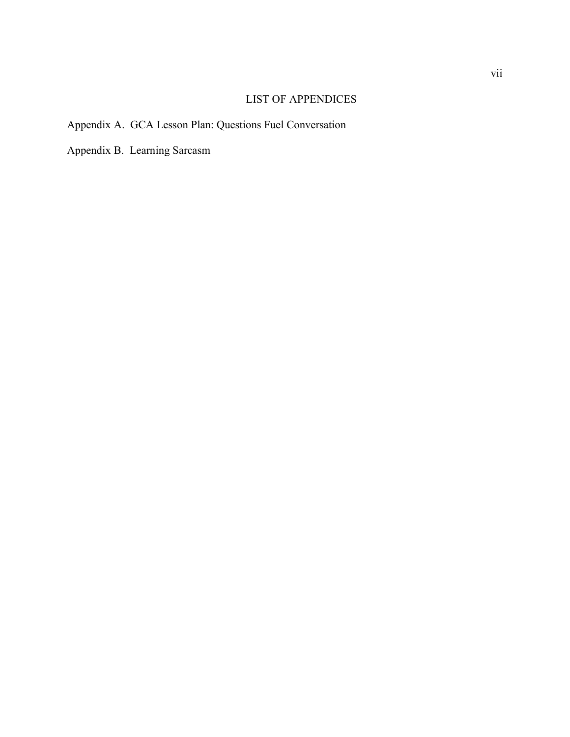## LIST OF APPENDICES

Appendix A. GCA Lesson Plan: Questions Fuel Conversation

Appendix B. Learning Sarcasm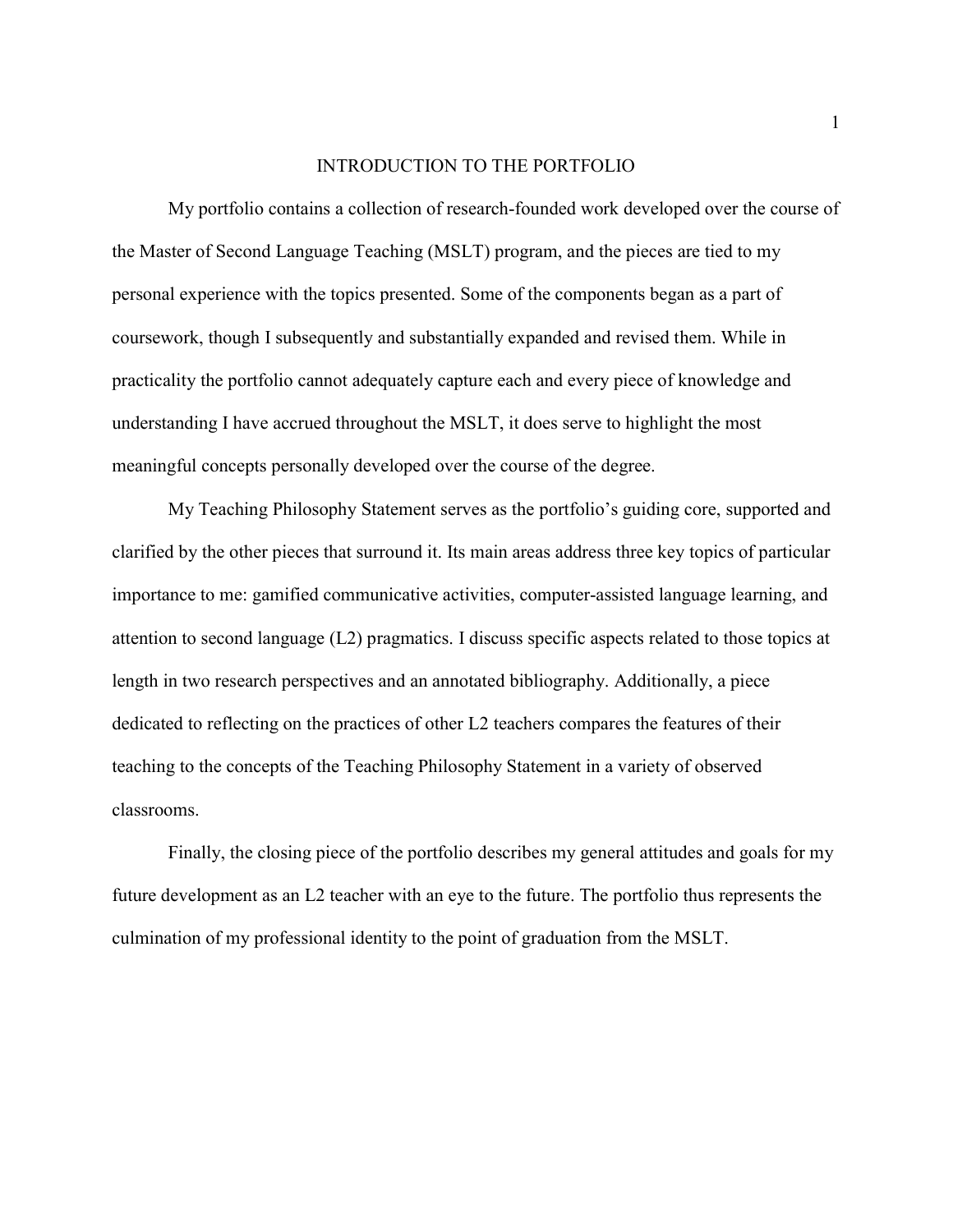# INTRODUCTION TO THE PORTFOLIO

My portfolio contains a collection of research-founded work developed over the course of the Master of Second Language Teaching (MSLT) program, and the pieces are tied to my personal experience with the topics presented. Some of the components began as a part of coursework, though I subsequently and substantially expanded and revised them. While in practicality the portfolio cannot adequately capture each and every piece of knowledge and understanding I have accrued throughout the MSLT, it does serve to highlight the most meaningful concepts personally developed over the course of the degree.

My Teaching Philosophy Statement serves as the portfolio's guiding core, supported and clarified by the other pieces that surround it. Its main areas address three key topics of particular importance to me: gamified communicative activities, computer-assisted language learning, and attention to second language (L2) pragmatics. I discuss specific aspects related to those topics at length in two research perspectives and an annotated bibliography. Additionally, a piece dedicated to reflecting on the practices of other L2 teachers compares the features of their teaching to the concepts of the Teaching Philosophy Statement in a variety of observed classrooms.

Finally, the closing piece of the portfolio describes my general attitudes and goals for my future development as an L2 teacher with an eye to the future. The portfolio thus represents the culmination of my professional identity to the point of graduation from the MSLT.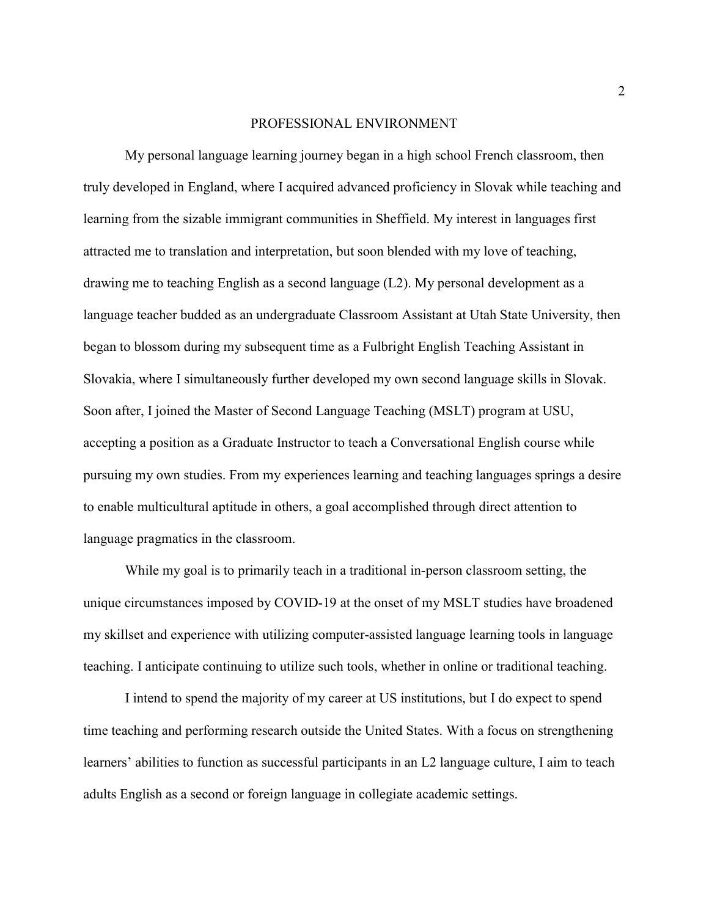## PROFESSIONAL ENVIRONMENT

My personal language learning journey began in a high school French classroom, then truly developed in England, where I acquired advanced proficiency in Slovak while teaching and learning from the sizable immigrant communities in Sheffield. My interest in languages first attracted me to translation and interpretation, but soon blended with my love of teaching, drawing me to teaching English as a second language (L2). My personal development as a language teacher budded as an undergraduate Classroom Assistant at Utah State University, then began to blossom during my subsequent time as a Fulbright English Teaching Assistant in Slovakia, where I simultaneously further developed my own second language skills in Slovak. Soon after, I joined the Master of Second Language Teaching (MSLT) program at USU, accepting a position as a Graduate Instructor to teach a Conversational English course while pursuing my own studies. From my experiences learning and teaching languages springs a desire to enable multicultural aptitude in others, a goal accomplished through direct attention to language pragmatics in the classroom.

While my goal is to primarily teach in a traditional in-person classroom setting, the unique circumstances imposed by COVID-19 at the onset of my MSLT studies have broadened my skillset and experience with utilizing computer-assisted language learning tools in language teaching. I anticipate continuing to utilize such tools, whether in online or traditional teaching.

I intend to spend the majority of my career at US institutions, but I do expect to spend time teaching and performing research outside the United States. With a focus on strengthening learners' abilities to function as successful participants in an L2 language culture, I aim to teach adults English as a second or foreign language in collegiate academic settings.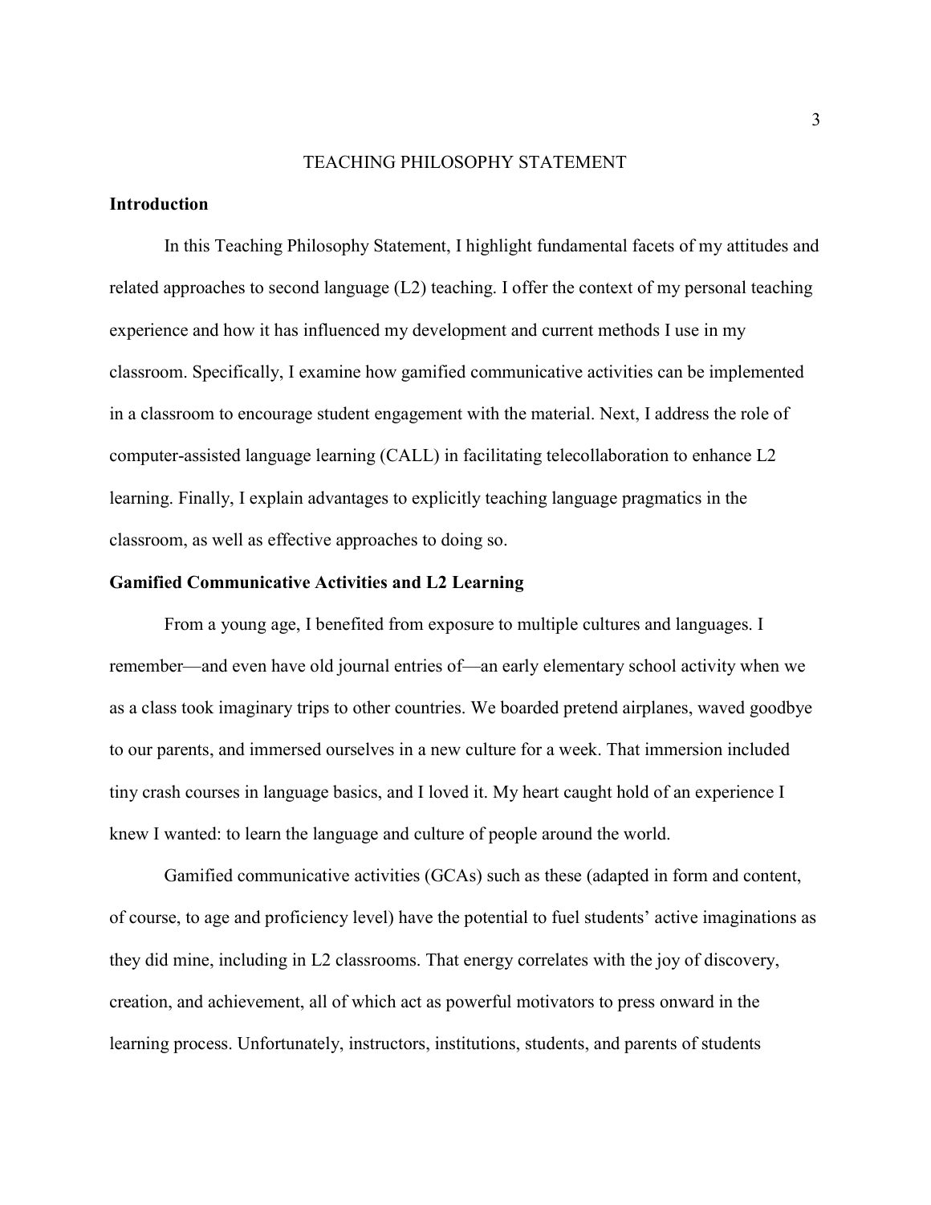# TEACHING PHILOSOPHY STATEMENT

## Introduction

In this Teaching Philosophy Statement, I highlight fundamental facets of my attitudes and related approaches to second language (L2) teaching. I offer the context of my personal teaching experience and how it has influenced my development and current methods I use in my classroom. Specifically, I examine how gamified communicative activities can be implemented in a classroom to encourage student engagement with the material. Next, I address the role of computer-assisted language learning (CALL) in facilitating telecollaboration to enhance L2 learning. Finally, I explain advantages to explicitly teaching language pragmatics in the classroom, as well as effective approaches to doing so.

## Gamified Communicative Activities and L2 Learning

From a young age, I benefited from exposure to multiple cultures and languages. I remember—and even have old journal entries of—an early elementary school activity when we as a class took imaginary trips to other countries. We boarded pretend airplanes, waved goodbye to our parents, and immersed ourselves in a new culture for a week. That immersion included tiny crash courses in language basics, and I loved it. My heart caught hold of an experience I knew I wanted: to learn the language and culture of people around the world.

Gamified communicative activities (GCAs) such as these (adapted in form and content, of course, to age and proficiency level) have the potential to fuel students' active imaginations as they did mine, including in L2 classrooms. That energy correlates with the joy of discovery, creation, and achievement, all of which act as powerful motivators to press onward in the learning process. Unfortunately, instructors, institutions, students, and parents of students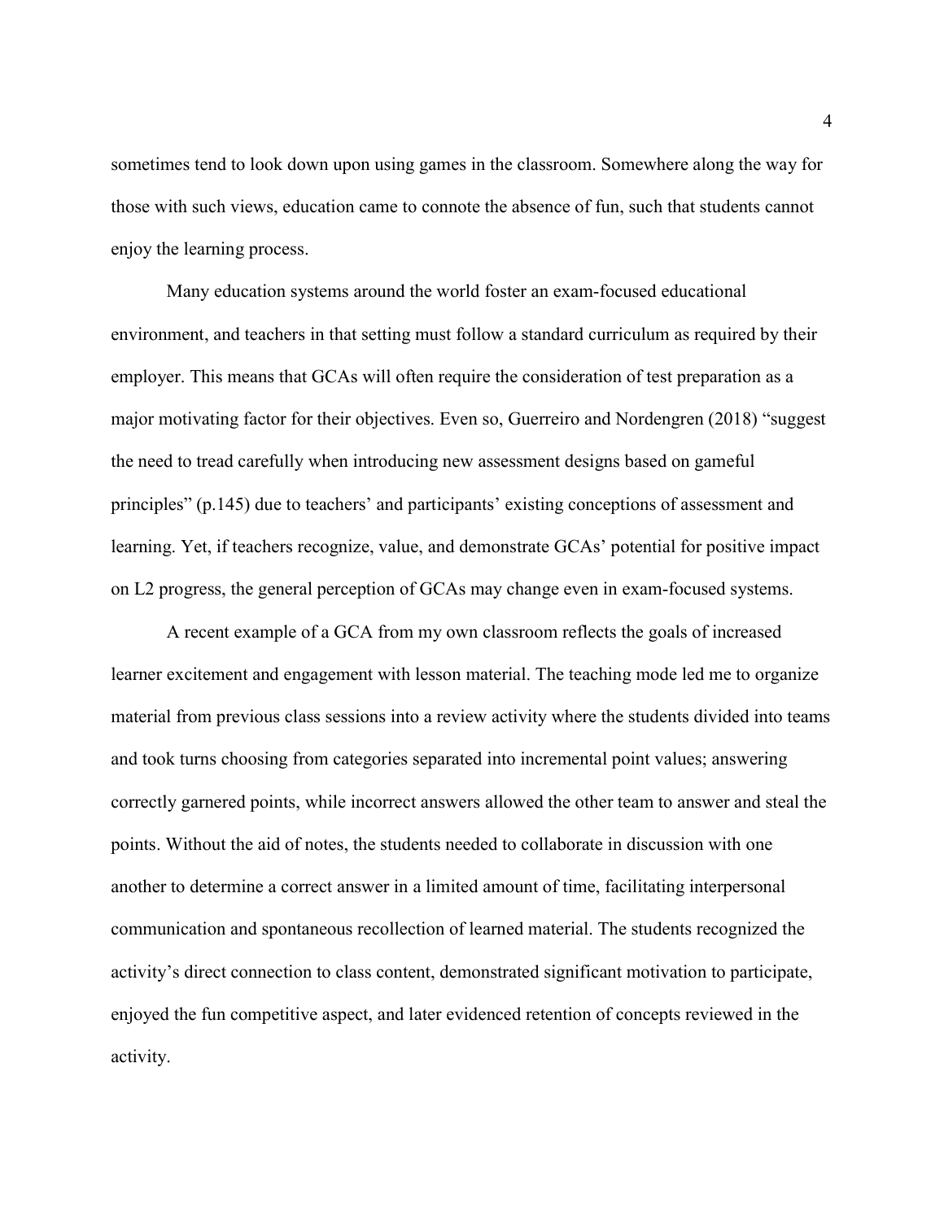sometimes tend to look down upon using games in the classroom. Somewhere along the way for those with such views, education came to connote the absence of fun, such that students cannot enjoy the learning process.

Many education systems around the world foster an exam-focused educational environment, and teachers in that setting must follow a standard curriculum as required by their employer. This means that GCAs will often require the consideration of test preparation as a major motivating factor for their objectives. Even so, Guerreiro and Nordengren (2018) "suggest the need to tread carefully when introducing new assessment designs based on gameful principles" (p.145) due to teachers' and participants' existing conceptions of assessment and learning. Yet, if teachers recognize, value, and demonstrate GCAs' potential for positive impact on L2 progress, the general perception of GCAs may change even in exam-focused systems.

A recent example of a GCA from my own classroom reflects the goals of increased learner excitement and engagement with lesson material. The teaching mode led me to organize material from previous class sessions into a review activity where the students divided into teams and took turns choosing from categories separated into incremental point values; answering correctly garnered points, while incorrect answers allowed the other team to answer and steal the points. Without the aid of notes, the students needed to collaborate in discussion with one another to determine a correct answer in a limited amount of time, facilitating interpersonal communication and spontaneous recollection of learned material. The students recognized the activity's direct connection to class content, demonstrated significant motivation to participate, enjoyed the fun competitive aspect, and later evidenced retention of concepts reviewed in the activity.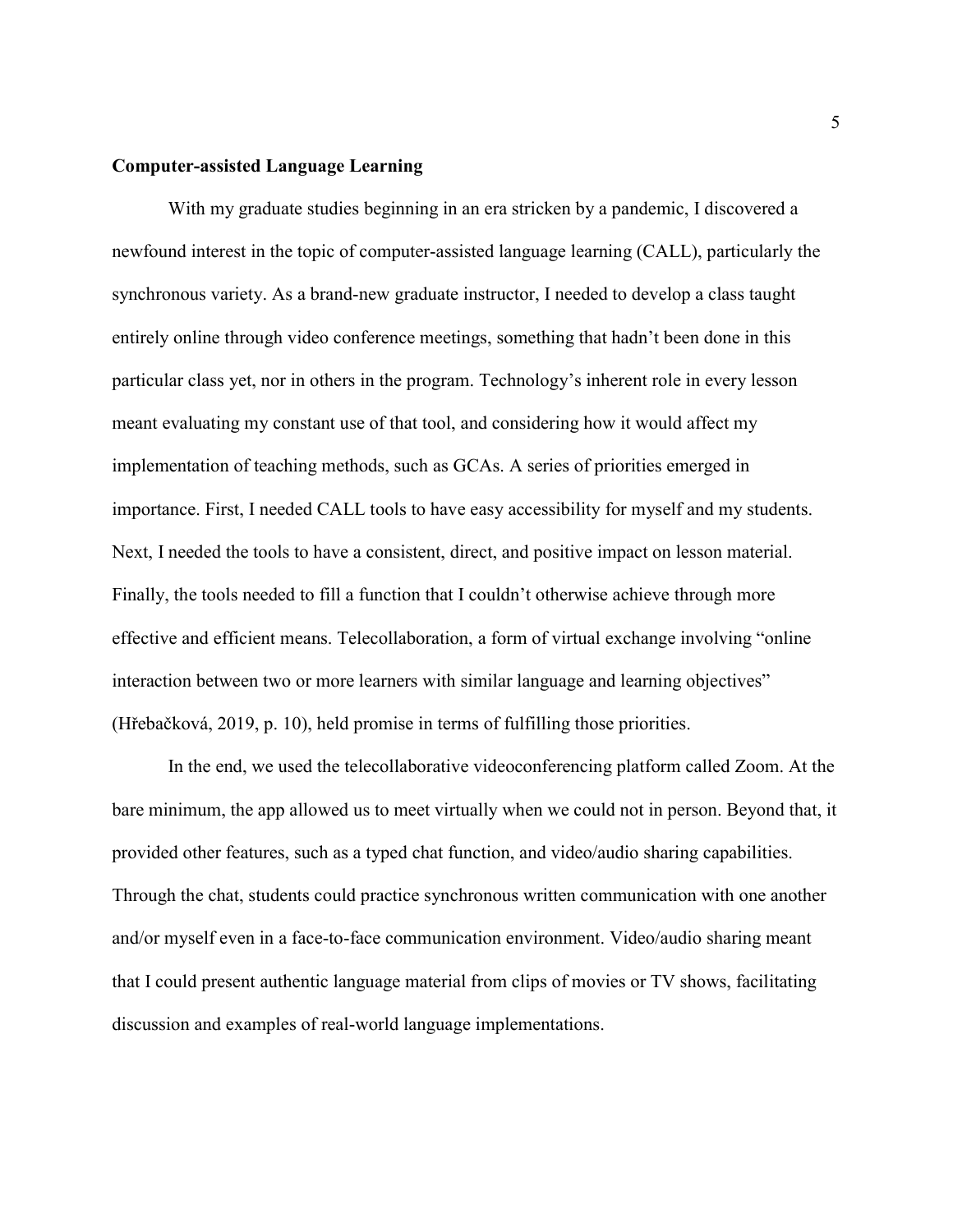## Computer-assisted Language Learning

With my graduate studies beginning in an era stricken by a pandemic, I discovered a newfound interest in the topic of computer-assisted language learning (CALL), particularly the synchronous variety. As a brand-new graduate instructor, I needed to develop a class taught entirely online through video conference meetings, something that hadn't been done in this particular class yet, nor in others in the program. Technology's inherent role in every lesson meant evaluating my constant use of that tool, and considering how it would affect my implementation of teaching methods, such as GCAs. A series of priorities emerged in importance. First, I needed CALL tools to have easy accessibility for myself and my students. Next, I needed the tools to have a consistent, direct, and positive impact on lesson material. Finally, the tools needed to fill a function that I couldn't otherwise achieve through more effective and efficient means. Telecollaboration, a form of virtual exchange involving "online interaction between two or more learners with similar language and learning objectives" (Hřebačková, 2019, p. 10), held promise in terms of fulfilling those priorities.

In the end, we used the telecollaborative videoconferencing platform called Zoom. At the bare minimum, the app allowed us to meet virtually when we could not in person. Beyond that, it provided other features, such as a typed chat function, and video/audio sharing capabilities. Through the chat, students could practice synchronous written communication with one another and/or myself even in a face-to-face communication environment. Video/audio sharing meant that I could present authentic language material from clips of movies or TV shows, facilitating discussion and examples of real-world language implementations.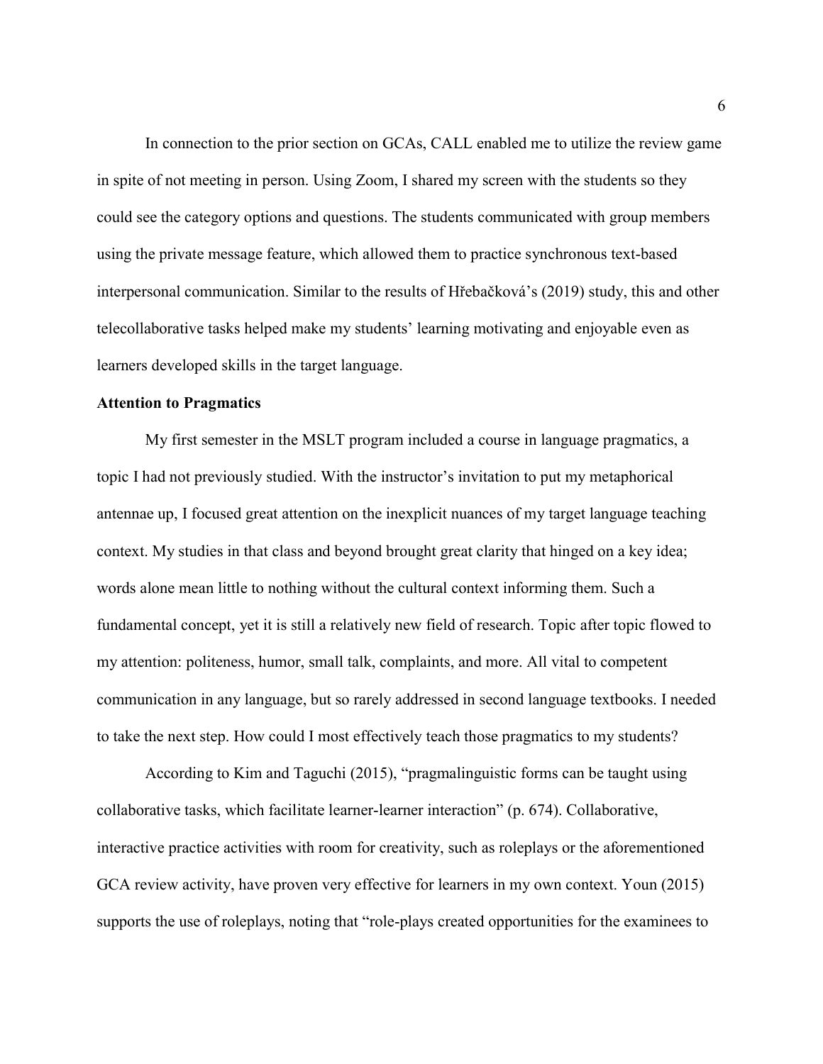In connection to the prior section on GCAs, CALL enabled me to utilize the review game in spite of not meeting in person. Using Zoom, I shared my screen with the students so they could see the category options and questions. The students communicated with group members using the private message feature, which allowed them to practice synchronous text-based interpersonal communication. Similar to the results of Hřebačková's (2019) study, this and other telecollaborative tasks helped make my students' learning motivating and enjoyable even as learners developed skills in the target language.

**Attention to Pragmatics**

My first semester in the MSLT program included a course in language pragmatics, a topic I had not previously studied. With the instructor's invitation to put my metaphorical antennae up, I focused great attention on the inexplicit nuances of my target language teaching context. My studies in that class and beyond brought great clarity that hinged on a key idea; words alone mean little to nothing without the cultural context informing them. Such a fundamental concept, yet it is still a relatively new field of research. Topic after topic flowed to my attention: politeness, humor, small talk, complaints, and more. All vital to competent communication in any language, but so rarely addressed in second language textbooks. I needed to take the next step. How could I most effectively teach those pragmatics to my students?

According to Kim and Taguchi (2015), "pragmalinguistic forms can be taught using collaborative tasks, which facilitate learner-learner interaction" (p. 674). Collaborative, interactive practice activities with room for creativity, such as roleplays or the aforementioned GCA review activity, have proven very effective for learners in my own context. Youn (2015) supports the use of roleplays, noting that "role-plays created opportunities for the examinees to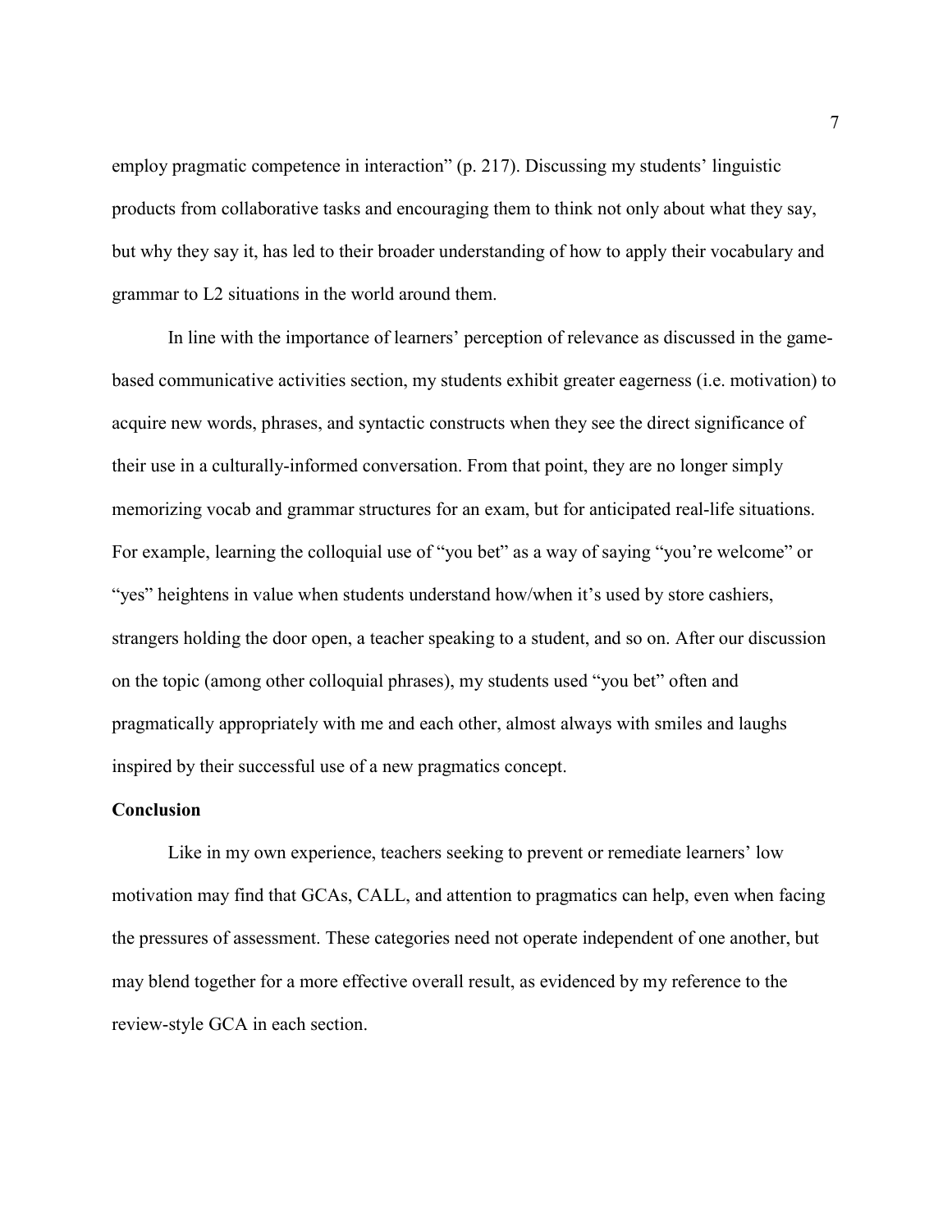employ pragmatic competence in interaction" (p. 217). Discussing my students' linguistic products from collaborative tasks and encouraging them to think not only about what they say, but why they say it, has led to their broader understanding of how to apply their vocabulary and grammar to L2 situations in the world around them.

In line with the importance of learners' perception of relevance as discussed in the game-based communicative activities section, my students exhibit greater eagerness (i.e. motivation) to acquire new words, phrases, and syntactic constructs when they see the direct significance of their use in a culturally-informed conversation. From that point, they are no longer simply memorizing vocab and grammar structures for an exam, but for anticipated real-life situations. For example, learning the colloquial use of "you bet" as a way of saying "you're welcome" or "yes" heightens in value when students understand how/when it's used by store cashiers, strangers holding the door open, a teacher speaking to a student, and so on. After our discussion on the topic (among other colloquial phrases), my students used "you bet" often and pragmatically appropriately with me and each other, almost always with smiles and laughs inspired by their successful use of a new pragmatics concept.

## Conclusion

Like in my own experience, teachers seeking to prevent or remediate learners' low motivation may find that GCAs, CALL, and attention to pragmatics can help, even when facing the pressures of assessment. These categories need not operate independent of one another, but may blend together for a more effective overall result, as evidenced by my reference to the review-style GCA in each section.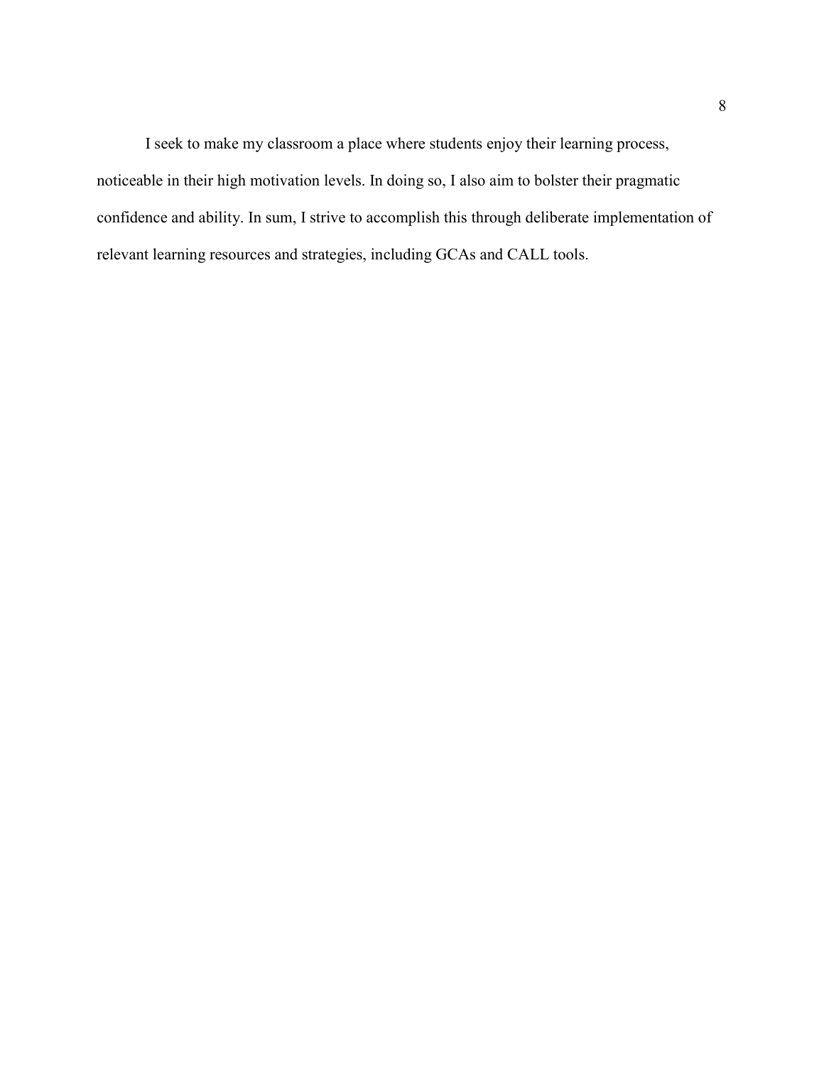I seek to make my classroom a place where students enjoy their learning process, noticeable in their high motivation levels. In doing so, I also aim to bolster their pragmatic confidence and ability. In sum, I strive to accomplish this through deliberate implementation of relevant learning resources and strategies, including GCAs and CALL tools.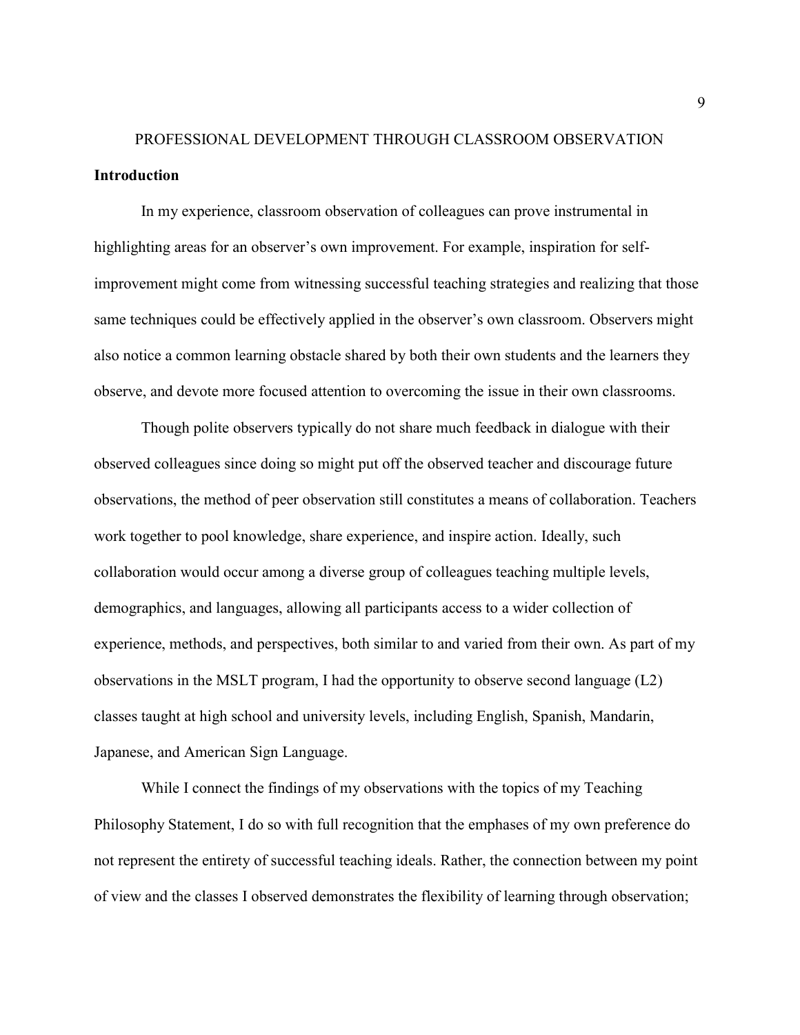# PROFESSIONAL DEVELOPMENT THROUGH CLASSROOM OBSERVATION

## Introduction

In my experience, classroom observation of colleagues can prove instrumental in highlighting areas for an observer's own improvement. For example, inspiration for self-improvement might come from witnessing successful teaching strategies and realizing that those same techniques could be effectively applied in the observer's own classroom. Observers might also notice a common learning obstacle shared by both their own students and the learners they observe, and devote more focused attention to overcoming the issue in their own classrooms.

Though polite observers typically do not share much feedback in dialogue with their observed colleagues since doing so might put off the observed teacher and discourage future observations, the method of peer observation still constitutes a means of collaboration. Teachers work together to pool knowledge, share experience, and inspire action. Ideally, such collaboration would occur among a diverse group of colleagues teaching multiple levels, demographics, and languages, allowing all participants access to a wider collection of experience, methods, and perspectives, both similar to and varied from their own. As part of my observations in the MSLT program, I had the opportunity to observe second language (L2) classes taught at high school and university levels, including English, Spanish, Mandarin, Japanese, and American Sign Language.

While I connect the findings of my observations with the topics of my Teaching Philosophy Statement, I do so with full recognition that the emphases of my own preference do not represent the entirety of successful teaching ideals. Rather, the connection between my point of view and the classes I observed demonstrates the flexibility of learning through observation;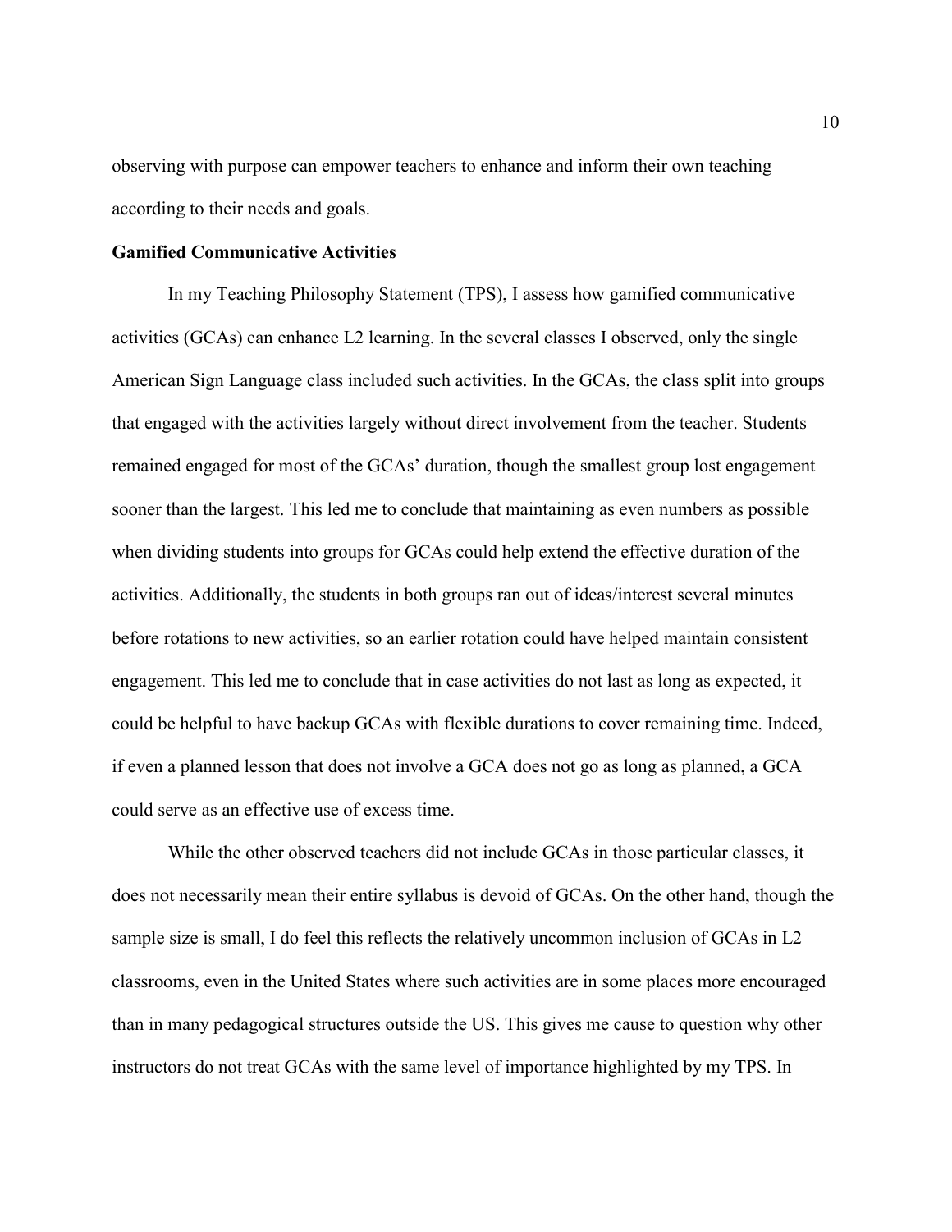observing with purpose can empower teachers to enhance and inform their own teaching according to their needs and goals.

**Gamified Communicative Activities**

In my Teaching Philosophy Statement (TPS), I assess how gamified communicative activities (GCAs) can enhance L2 learning. In the several classes I observed, only the single American Sign Language class included such activities. In the GCAs, the class split into groups that engaged with the activities largely without direct involvement from the teacher. Students remained engaged for most of the GCAs' duration, though the smallest group lost engagement sooner than the largest. This led me to conclude that maintaining as even numbers as possible when dividing students into groups for GCAs could help extend the effective duration of the activities. Additionally, the students in both groups ran out of ideas/interest several minutes before rotations to new activities, so an earlier rotation could have helped maintain consistent engagement. This led me to conclude that in case activities do not last as long as expected, it could be helpful to have backup GCAs with flexible durations to cover remaining time. Indeed, if even a planned lesson that does not involve a GCA does not go as long as planned, a GCA could serve as an effective use of excess time.

While the other observed teachers did not include GCAs in those particular classes, it does not necessarily mean their entire syllabus is devoid of GCAs. On the other hand, though the sample size is small, I do feel this reflects the relatively uncommon inclusion of GCAs in L2 classrooms, even in the United States where such activities are in some places more encouraged than in many pedagogical structures outside the US. This gives me cause to question why other instructors do not treat GCAs with the same level of importance highlighted by my TPS. In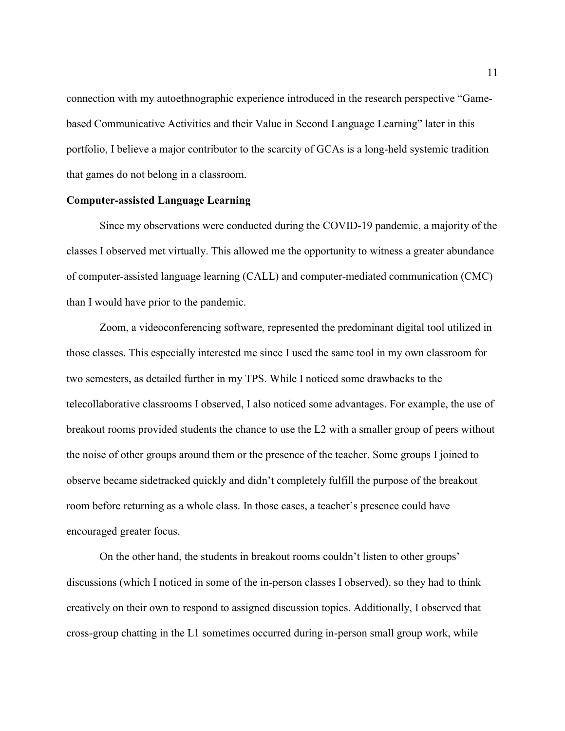connection with my autoethnographic experience introduced in the research perspective "Game-based Communicative Activities and their Value in Second Language Learning" later in this portfolio, I believe a major contributor to the scarcity of GCAs is a long-held systemic tradition that games do not belong in a classroom.

**Computer-assisted Language Learning**

Since my observations were conducted during the COVID-19 pandemic, a majority of the classes I observed met virtually. This allowed me the opportunity to witness a greater abundance of computer-assisted language learning (CALL) and computer-mediated communication (CMC) than I would have prior to the pandemic.

Zoom, a videoconferencing software, represented the predominant digital tool utilized in those classes. This especially interested me since I used the same tool in my own classroom for two semesters, as detailed further in my TPS. While I noticed some drawbacks to the telecollaborative classrooms I observed, I also noticed some advantages. For example, the use of breakout rooms provided students the chance to use the L2 with a smaller group of peers without the noise of other groups around them or the presence of the teacher. Some groups I joined to observe became sidetracked quickly and didn't completely fulfill the purpose of the breakout room before returning as a whole class. In those cases, a teacher's presence could have encouraged greater focus.

On the other hand, the students in breakout rooms couldn't listen to other groups' discussions (which I noticed in some of the in-person classes I observed), so they had to think creatively on their own to respond to assigned discussion topics. Additionally, I observed that cross-group chatting in the L1 sometimes occurred during in-person small group work, while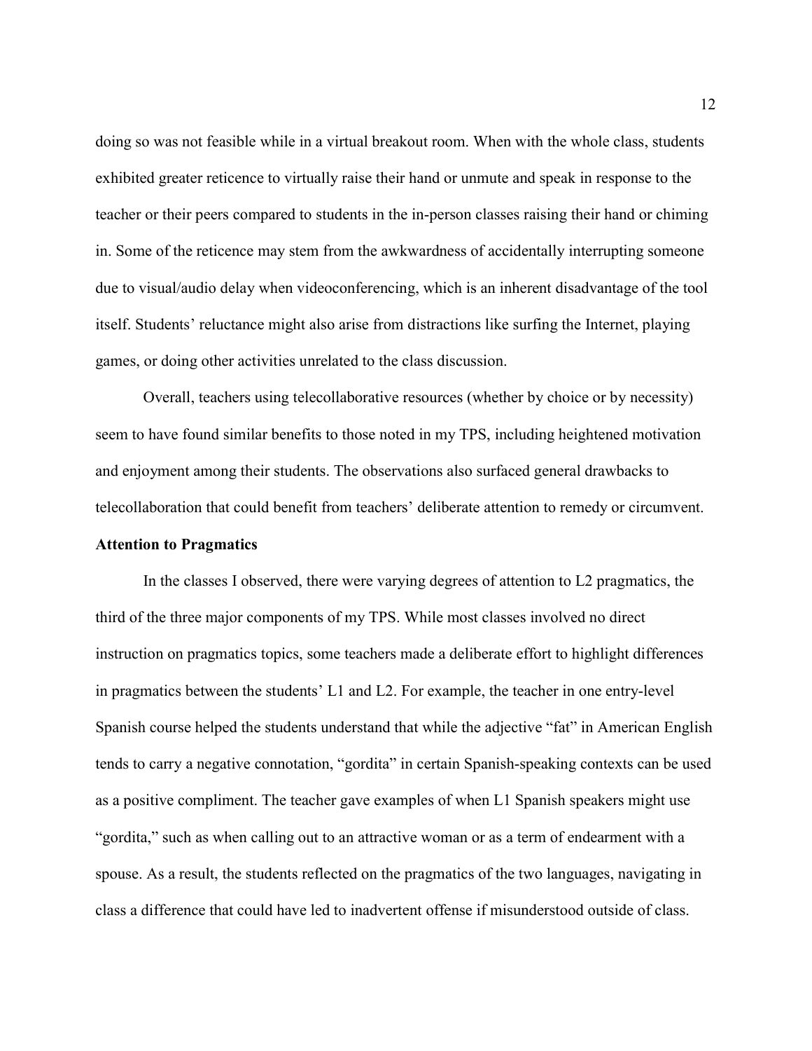doing so was not feasible while in a virtual breakout room. When with the whole class, students exhibited greater reticence to virtually raise their hand or unmute and speak in response to the teacher or their peers compared to students in the in-person classes raising their hand or chiming in. Some of the reticence may stem from the awkwardness of accidentally interrupting someone due to visual/audio delay when videoconferencing, which is an inherent disadvantage of the tool itself. Students' reluctance might also arise from distractions like surfing the Internet, playing games, or doing other activities unrelated to the class discussion.

Overall, teachers using telecollaborative resources (whether by choice or by necessity) seem to have found similar benefits to those noted in my TPS, including heightened motivation and enjoyment among their students. The observations also surfaced general drawbacks to telecollaboration that could benefit from teachers' deliberate attention to remedy or circumvent.

**Attention to Pragmatics**

In the classes I observed, there were varying degrees of attention to L2 pragmatics, the third of the three major components of my TPS. While most classes involved no direct instruction on pragmatics topics, some teachers made a deliberate effort to highlight differences in pragmatics between the students' L1 and L2. For example, the teacher in one entry-level Spanish course helped the students understand that while the adjective "fat" in American English tends to carry a negative connotation, "gordita" in certain Spanish-speaking contexts can be used as a positive compliment. The teacher gave examples of when L1 Spanish speakers might use "gordita," such as when calling out to an attractive woman or as a term of endearment with a spouse. As a result, the students reflected on the pragmatics of the two languages, navigating in class a difference that could have led to inadvertent offense if misunderstood outside of class.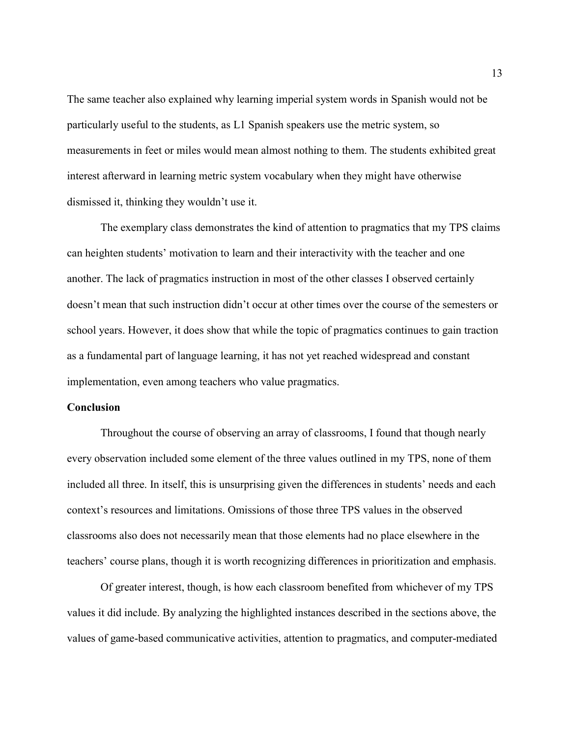The same teacher also explained why learning imperial system words in Spanish would not be particularly useful to the students, as L1 Spanish speakers use the metric system, so measurements in feet or miles would mean almost nothing to them. The students exhibited great interest afterward in learning metric system vocabulary when they might have otherwise dismissed it, thinking they wouldn't use it.

The exemplary class demonstrates the kind of attention to pragmatics that my TPS claims can heighten students' motivation to learn and their interactivity with the teacher and one another. The lack of pragmatics instruction in most of the other classes I observed certainly doesn't mean that such instruction didn't occur at other times over the course of the semesters or school years. However, it does show that while the topic of pragmatics continues to gain traction as a fundamental part of language learning, it has not yet reached widespread and constant implementation, even among teachers who value pragmatics.

## Conclusion

Throughout the course of observing an array of classrooms, I found that though nearly every observation included some element of the three values outlined in my TPS, none of them included all three. In itself, this is unsurprising given the differences in students' needs and each context's resources and limitations. Omissions of those three TPS values in the observed classrooms also does not necessarily mean that those elements had no place elsewhere in the teachers' course plans, though it is worth recognizing differences in prioritization and emphasis.

Of greater interest, though, is how each classroom benefited from whichever of my TPS values it did include. By analyzing the highlighted instances described in the sections above, the values of game-based communicative activities, attention to pragmatics, and computer-mediated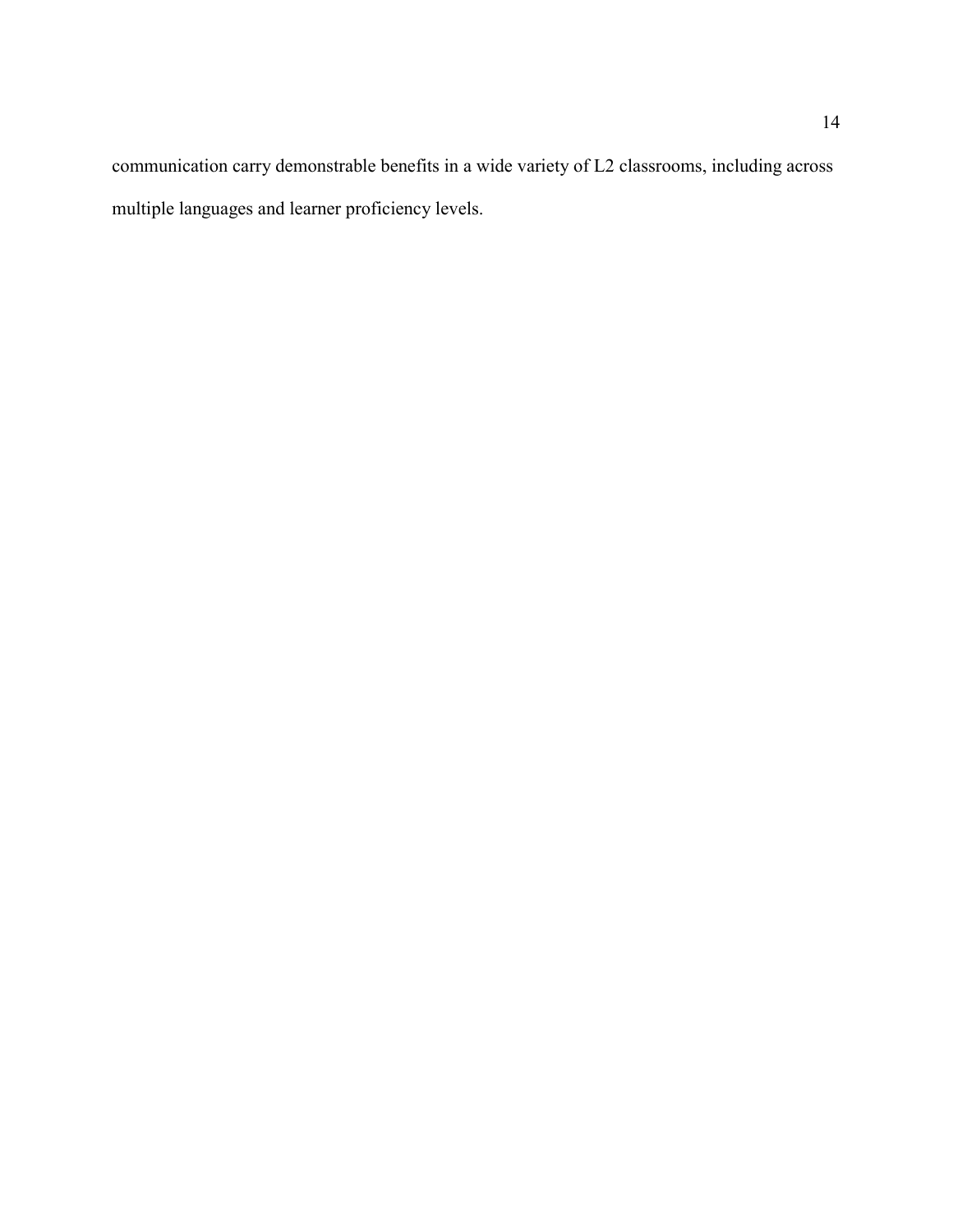communication carry demonstrable benefits in a wide variety of L2 classrooms, including across multiple languages and learner proficiency levels.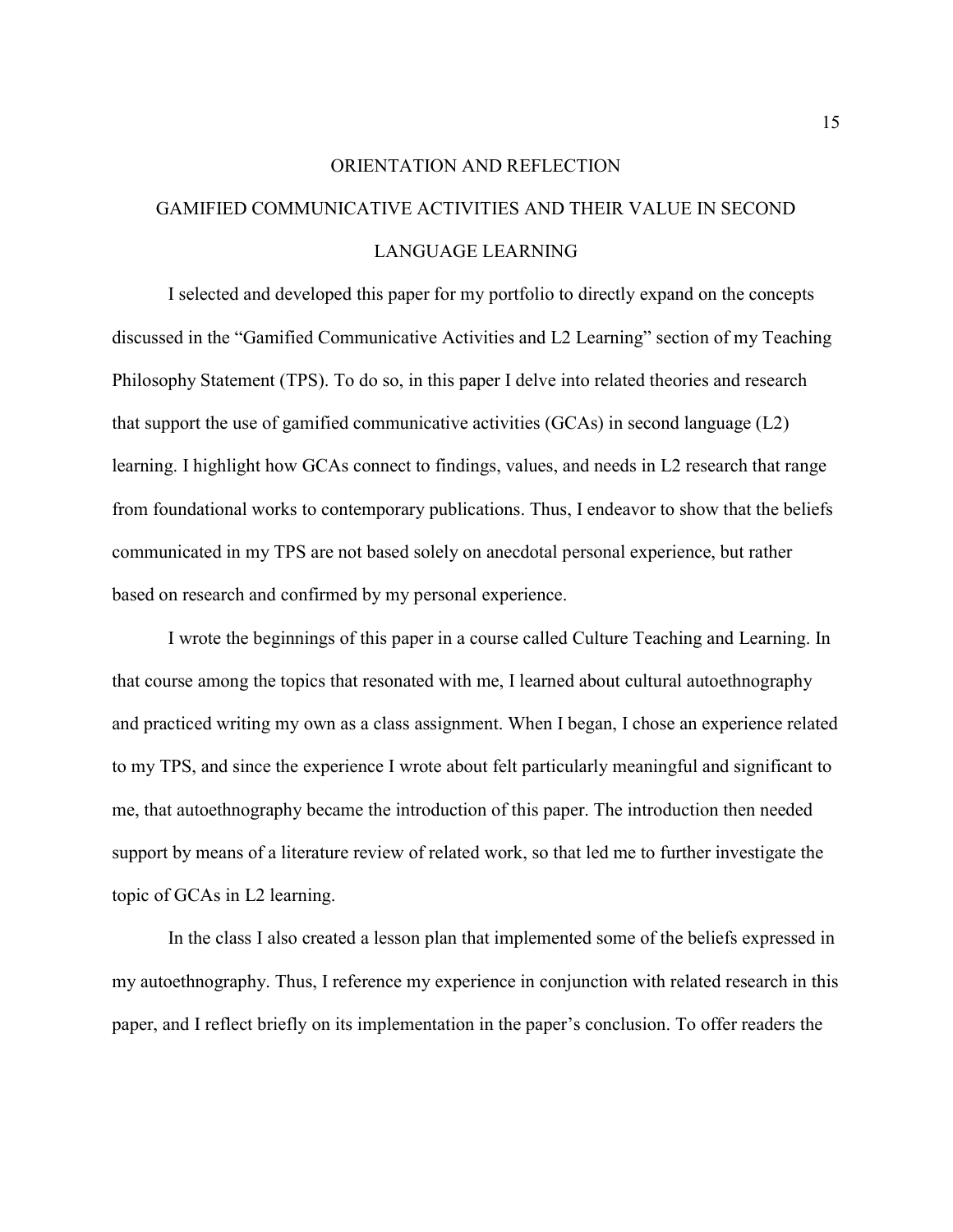# ORIENTATION AND REFLECTION

## GAMIFIED COMMUNICATIVE ACTIVITIES AND THEIR VALUE IN SECOND LANGUAGE LEARNING

I selected and developed this paper for my portfolio to directly expand on the concepts discussed in the "Gamified Communicative Activities and L2 Learning" section of my Teaching Philosophy Statement (TPS). To do so, in this paper I delve into related theories and research that support the use of gamified communicative activities (GCAs) in second language (L2) learning. I highlight how GCAs connect to findings, values, and needs in L2 research that range from foundational works to contemporary publications. Thus, I endeavor to show that the beliefs communicated in my TPS are not based solely on anecdotal personal experience, but rather based on research and confirmed by my personal experience.

I wrote the beginnings of this paper in a course called Culture Teaching and Learning. In that course among the topics that resonated with me, I learned about cultural autoethnography and practiced writing my own as a class assignment. When I began, I chose an experience related to my TPS, and since the experience I wrote about felt particularly meaningful and significant to me, that autoethnography became the introduction of this paper. The introduction then needed support by means of a literature review of related work, so that led me to further investigate the topic of GCAs in L2 learning.

In the class I also created a lesson plan that implemented some of the beliefs expressed in my autoethnography. Thus, I reference my experience in conjunction with related research in this paper, and I reflect briefly on its implementation in the paper's conclusion. To offer readers the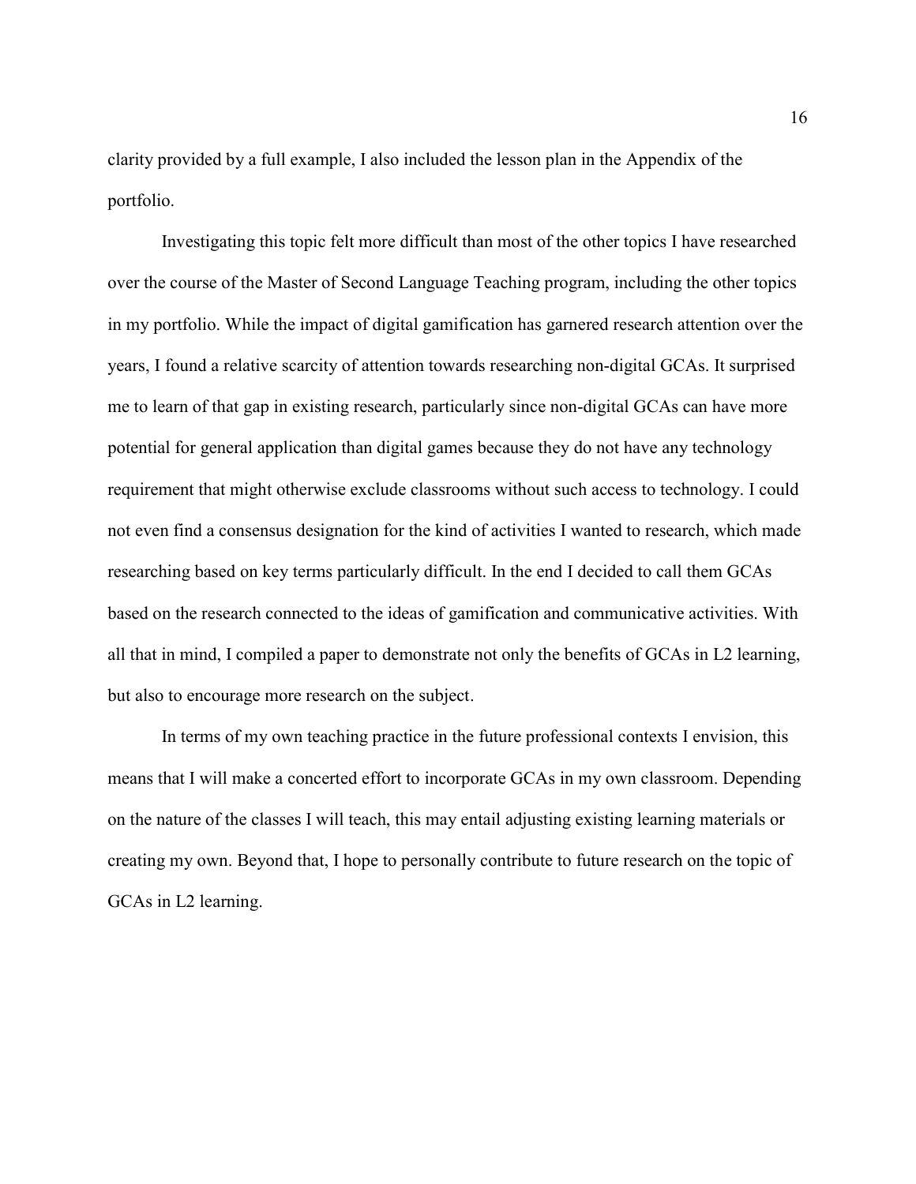clarity provided by a full example, I also included the lesson plan in the Appendix of the portfolio.

Investigating this topic felt more difficult than most of the other topics I have researched over the course of the Master of Second Language Teaching program, including the other topics in my portfolio. While the impact of digital gamification has garnered research attention over the years, I found a relative scarcity of attention towards researching non-digital GCAs. It surprised me to learn of that gap in existing research, particularly since non-digital GCAs can have more potential for general application than digital games because they do not have any technology requirement that might otherwise exclude classrooms without such access to technology. I could not even find a consensus designation for the kind of activities I wanted to research, which made researching based on key terms particularly difficult. In the end I decided to call them GCAs based on the research connected to the ideas of gamification and communicative activities. With all that in mind, I compiled a paper to demonstrate not only the benefits of GCAs in L2 learning, but also to encourage more research on the subject.

In terms of my own teaching practice in the future professional contexts I envision, this means that I will make a concerted effort to incorporate GCAs in my own classroom. Depending on the nature of the classes I will teach, this may entail adjusting existing learning materials or creating my own. Beyond that, I hope to personally contribute to future research on the topic of GCAs in L2 learning.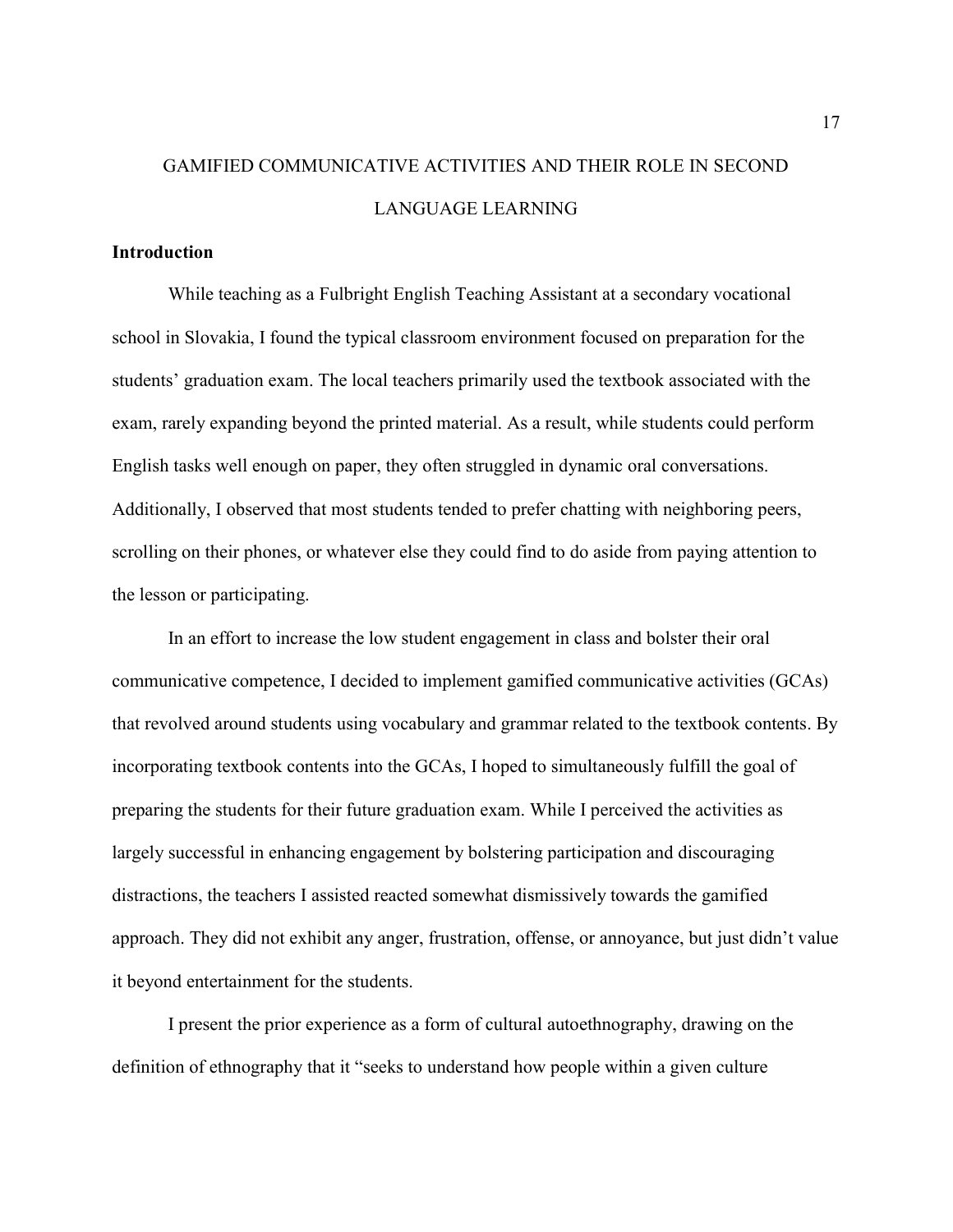# GAMIFIED COMMUNICATIVE ACTIVITIES AND THEIR ROLE IN SECOND LANGUAGE LEARNING

## Introduction

While teaching as a Fulbright English Teaching Assistant at a secondary vocational school in Slovakia, I found the typical classroom environment focused on preparation for the students' graduation exam. The local teachers primarily used the textbook associated with the exam, rarely expanding beyond the printed material. As a result, while students could perform English tasks well enough on paper, they often struggled in dynamic oral conversations. Additionally, I observed that most students tended to prefer chatting with neighboring peers, scrolling on their phones, or whatever else they could find to do aside from paying attention to the lesson or participating.

In an effort to increase the low student engagement in class and bolster their oral communicative competence, I decided to implement gamified communicative activities (GCAs) that revolved around students using vocabulary and grammar related to the textbook contents. By incorporating textbook contents into the GCAs, I hoped to simultaneously fulfill the goal of preparing the students for their future graduation exam. While I perceived the activities as largely successful in enhancing engagement by bolstering participation and discouraging distractions, the teachers I assisted reacted somewhat dismissively towards the gamified approach. They did not exhibit any anger, frustration, offense, or annoyance, but just didn't value it beyond entertainment for the students.

I present the prior experience as a form of cultural autoethnography, drawing on the definition of ethnography that it "seeks to understand how people within a given culture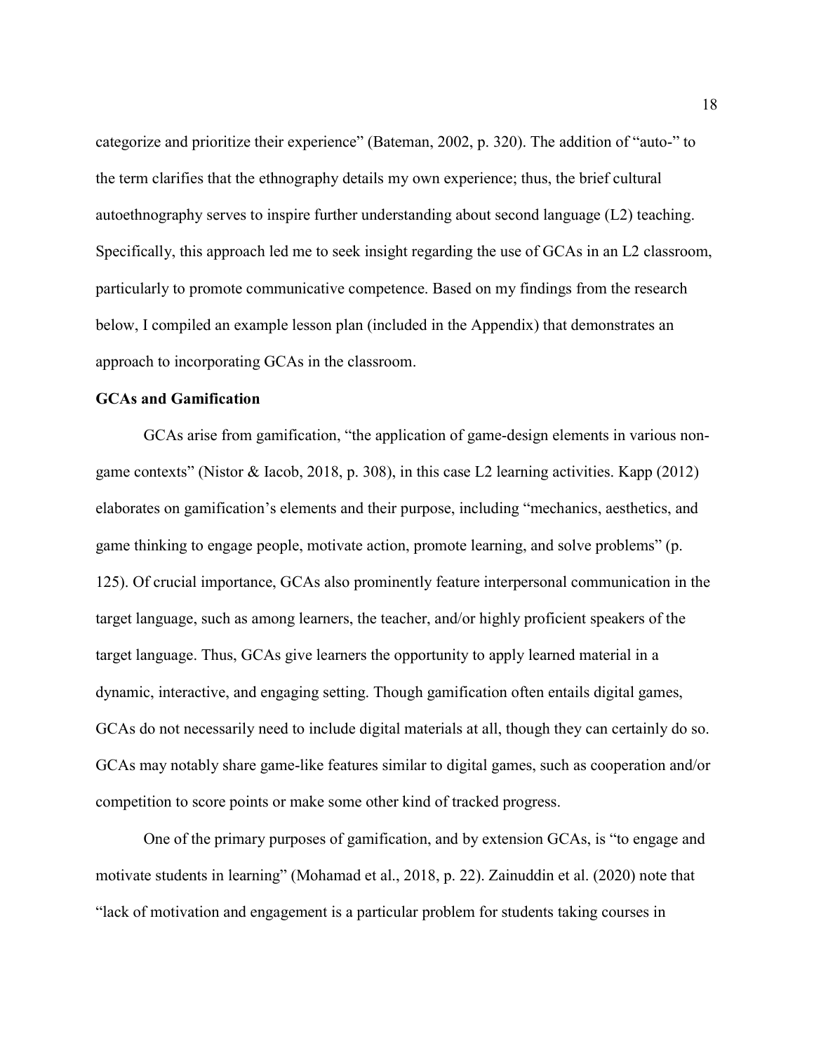categorize and prioritize their experience" (Bateman, 2002, p. 320). The addition of "auto-" to the term clarifies that the ethnography details my own experience; thus, the brief cultural autoethnography serves to inspire further understanding about second language (L2) teaching. Specifically, this approach led me to seek insight regarding the use of GCAs in an L2 classroom, particularly to promote communicative competence. Based on my findings from the research below, I compiled an example lesson plan (included in the Appendix) that demonstrates an approach to incorporating GCAs in the classroom.

**GCAs and Gamification**

GCAs arise from gamification, "the application of game-design elements in various non-game contexts" (Nistor & Iacob, 2018, p. 308), in this case L2 learning activities. Kapp (2012) elaborates on gamification's elements and their purpose, including "mechanics, aesthetics, and game thinking to engage people, motivate action, promote learning, and solve problems" (p. 125). Of crucial importance, GCAs also prominently feature interpersonal communication in the target language, such as among learners, the teacher, and/or highly proficient speakers of the target language. Thus, GCAs give learners the opportunity to apply learned material in a dynamic, interactive, and engaging setting. Though gamification often entails digital games, GCAs do not necessarily need to include digital materials at all, though they can certainly do so. GCAs may notably share game-like features similar to digital games, such as cooperation and/or competition to score points or make some other kind of tracked progress.

One of the primary purposes of gamification, and by extension GCAs, is "to engage and motivate students in learning" (Mohamad et al., 2018, p. 22). Zainuddin et al. (2020) note that "lack of motivation and engagement is a particular problem for students taking courses in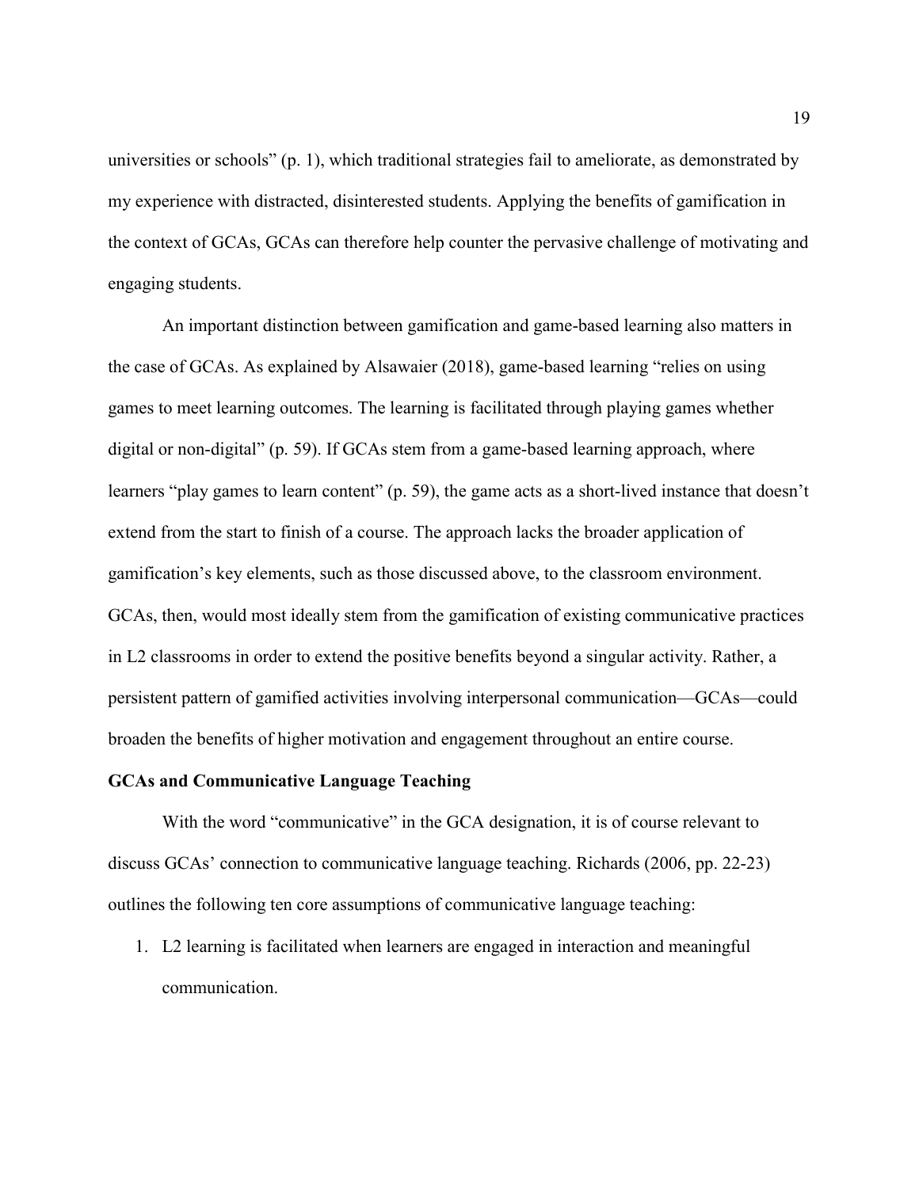universities or schools" (p. 1), which traditional strategies fail to ameliorate, as demonstrated by my experience with distracted, disinterested students. Applying the benefits of gamification in the context of GCAs, GCAs can therefore help counter the pervasive challenge of motivating and engaging students.

An important distinction between gamification and game-based learning also matters in the case of GCAs. As explained by Alsawaier (2018), game-based learning "relies on using games to meet learning outcomes. The learning is facilitated through playing games whether digital or non-digital" (p. 59). If GCAs stem from a game-based learning approach, where learners "play games to learn content" (p. 59), the game acts as a short-lived instance that doesn't extend from the start to finish of a course. The approach lacks the broader application of gamification's key elements, such as those discussed above, to the classroom environment. GCAs, then, would most ideally stem from the gamification of existing communicative practices in L2 classrooms in order to extend the positive benefits beyond a singular activity. Rather, a persistent pattern of gamified activities involving interpersonal communication—GCAs—could broaden the benefits of higher motivation and engagement throughout an entire course.

**GCAs and Communicative Language Teaching**

With the word "communicative" in the GCA designation, it is of course relevant to discuss GCAs' connection to communicative language teaching. Richards (2006, pp. 22-23) outlines the following ten core assumptions of communicative language teaching:

1. L2 learning is facilitated when learners are engaged in interaction and meaningful communication.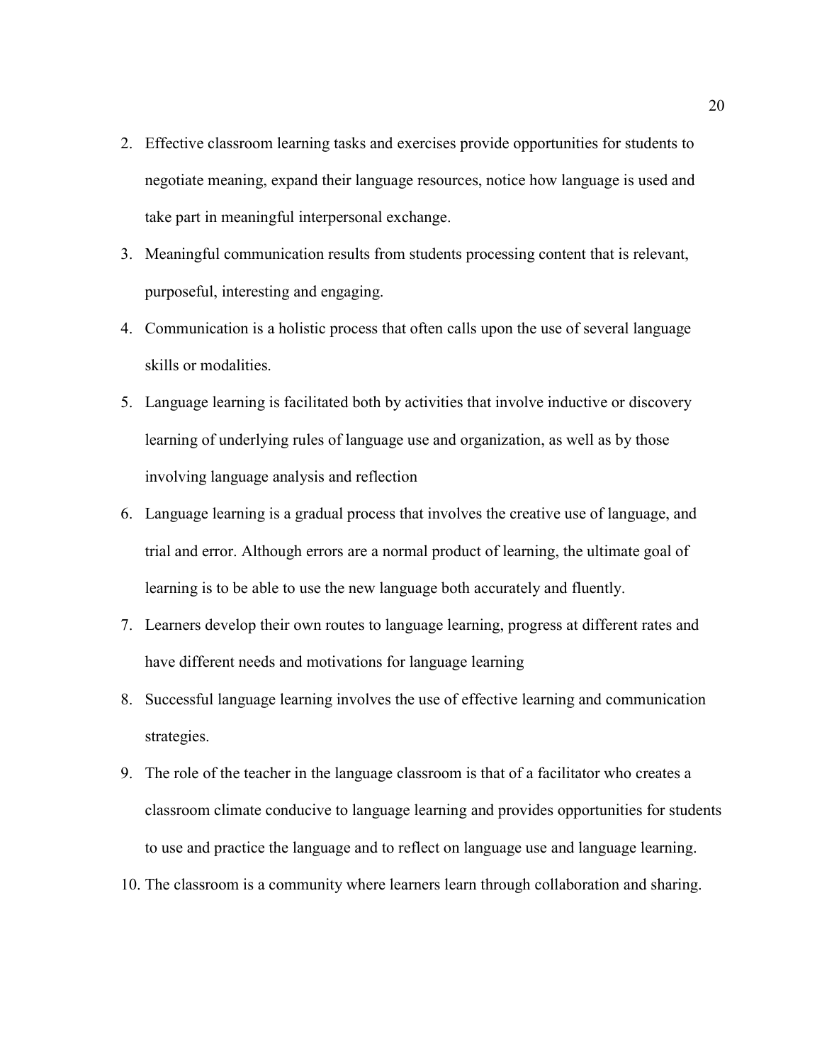2. Effective classroom learning tasks and exercises provide opportunities for students to negotiate meaning, expand their language resources, notice how language is used and take part in meaningful interpersonal exchange.
3. Meaningful communication results from students processing content that is relevant, purposeful, interesting and engaging.
4. Communication is a holistic process that often calls upon the use of several language skills or modalities.
5. Language learning is facilitated both by activities that involve inductive or discovery learning of underlying rules of language use and organization, as well as by those involving language analysis and reflection
6. Language learning is a gradual process that involves the creative use of language, and trial and error. Although errors are a normal product of learning, the ultimate goal of learning is to be able to use the new language both accurately and fluently.
7. Learners develop their own routes to language learning, progress at different rates and have different needs and motivations for language learning
8. Successful language learning involves the use of effective learning and communication strategies.
9. The role of the teacher in the language classroom is that of a facilitator who creates a classroom climate conducive to language learning and provides opportunities for students to use and practice the language and to reflect on language use and language learning.
10. The classroom is a community where learners learn through collaboration and sharing.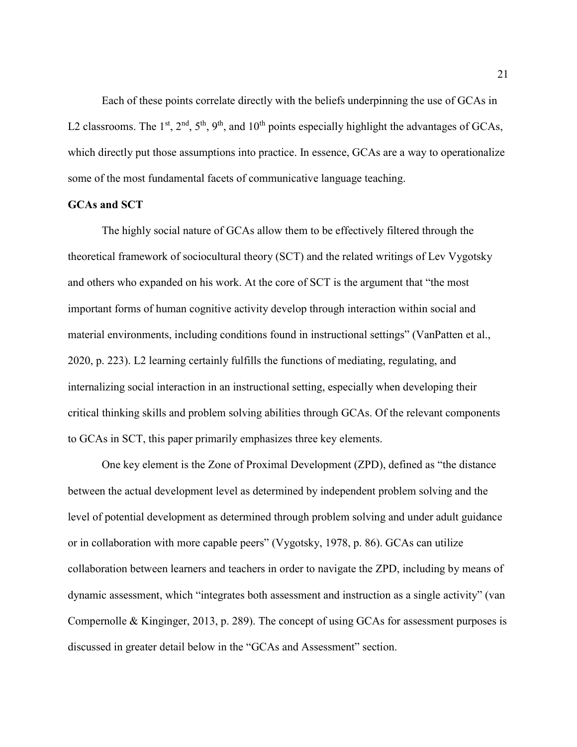Each of these points correlate directly with the beliefs underpinning the use of GCAs in L2 classrooms. The 1st, 2nd, 5th, 9th, and 10th points especially highlight the advantages of GCAs, which directly put those assumptions into practice. In essence, GCAs are a way to operationalize some of the most fundamental facets of communicative language teaching.

**GCAs and SCT**

The highly social nature of GCAs allow them to be effectively filtered through the theoretical framework of sociocultural theory (SCT) and the related writings of Lev Vygotsky and others who expanded on his work. At the core of SCT is the argument that "the most important forms of human cognitive activity develop through interaction within social and material environments, including conditions found in instructional settings" (VanPatten et al., 2020, p. 223). L2 learning certainly fulfills the functions of mediating, regulating, and internalizing social interaction in an instructional setting, especially when developing their critical thinking skills and problem solving abilities through GCAs. Of the relevant components to GCAs in SCT, this paper primarily emphasizes three key elements.

One key element is the Zone of Proximal Development (ZPD), defined as "the distance between the actual development level as determined by independent problem solving and the level of potential development as determined through problem solving and under adult guidance or in collaboration with more capable peers" (Vygotsky, 1978, p. 86). GCAs can utilize collaboration between learners and teachers in order to navigate the ZPD, including by means of dynamic assessment, which "integrates both assessment and instruction as a single activity" (van Compernolle & Kinginger, 2013, p. 289). The concept of using GCAs for assessment purposes is discussed in greater detail below in the "GCAs and Assessment" section.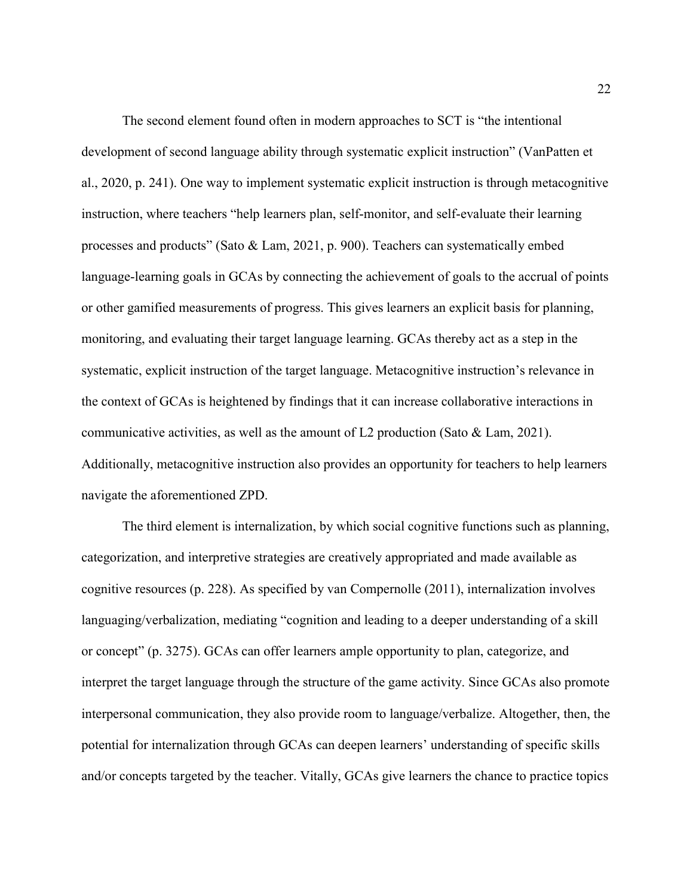The second element found often in modern approaches to SCT is "the intentional development of second language ability through systematic explicit instruction" (VanPatten et al., 2020, p. 241). One way to implement systematic explicit instruction is through metacognitive instruction, where teachers "help learners plan, self-monitor, and self-evaluate their learning processes and products" (Sato & Lam, 2021, p. 900). Teachers can systematically embed language-learning goals in GCAs by connecting the achievement of goals to the accrual of points or other gamified measurements of progress. This gives learners an explicit basis for planning, monitoring, and evaluating their target language learning. GCAs thereby act as a step in the systematic, explicit instruction of the target language. Metacognitive instruction's relevance in the context of GCAs is heightened by findings that it can increase collaborative interactions in communicative activities, as well as the amount of L2 production (Sato & Lam, 2021). Additionally, metacognitive instruction also provides an opportunity for teachers to help learners navigate the aforementioned ZPD.

The third element is internalization, by which social cognitive functions such as planning, categorization, and interpretive strategies are creatively appropriated and made available as cognitive resources (p. 228). As specified by van Compernolle (2011), internalization involves languaging/verbalization, mediating "cognition and leading to a deeper understanding of a skill or concept" (p. 3275). GCAs can offer learners ample opportunity to plan, categorize, and interpret the target language through the structure of the game activity. Since GCAs also promote interpersonal communication, they also provide room to language/verbalize. Altogether, then, the potential for internalization through GCAs can deepen learners' understanding of specific skills and/or concepts targeted by the teacher. Vitally, GCAs give learners the chance to practice topics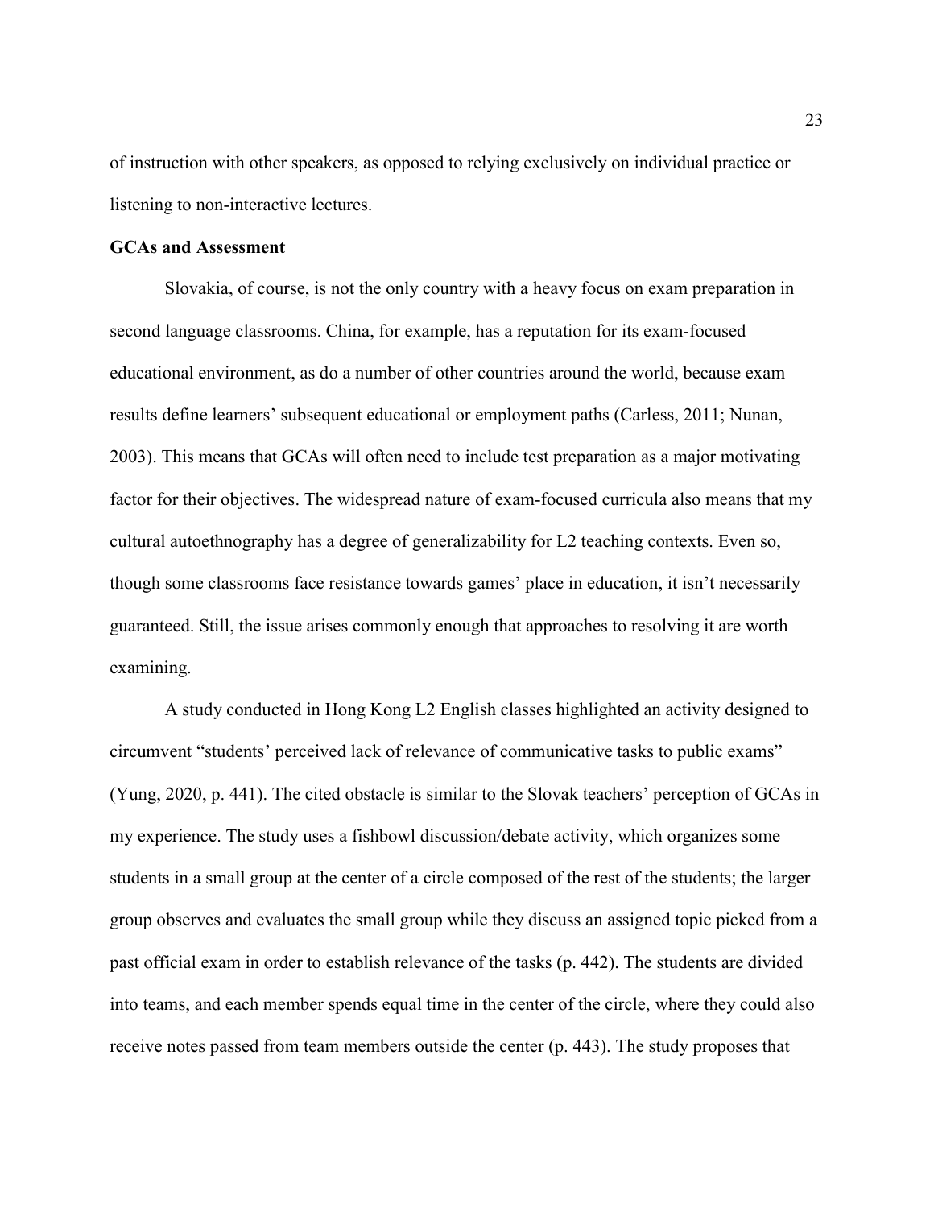of instruction with other speakers, as opposed to relying exclusively on individual practice or listening to non-interactive lectures.

### GCAs and Assessment

Slovakia, of course, is not the only country with a heavy focus on exam preparation in second language classrooms. China, for example, has a reputation for its exam-focused educational environment, as do a number of other countries around the world, because exam results define learners' subsequent educational or employment paths (Carless, 2011; Nunan, 2003). This means that GCAs will often need to include test preparation as a major motivating factor for their objectives. The widespread nature of exam-focused curricula also means that my cultural autoethnography has a degree of generalizability for L2 teaching contexts. Even so, though some classrooms face resistance towards games' place in education, it isn't necessarily guaranteed. Still, the issue arises commonly enough that approaches to resolving it are worth examining.

A study conducted in Hong Kong L2 English classes highlighted an activity designed to circumvent "students' perceived lack of relevance of communicative tasks to public exams" (Yung, 2020, p. 441). The cited obstacle is similar to the Slovak teachers' perception of GCAs in my experience. The study uses a fishbowl discussion/debate activity, which organizes some students in a small group at the center of a circle composed of the rest of the students; the larger group observes and evaluates the small group while they discuss an assigned topic picked from a past official exam in order to establish relevance of the tasks (p. 442). The students are divided into teams, and each member spends equal time in the center of the circle, where they could also receive notes passed from team members outside the center (p. 443). The study proposes that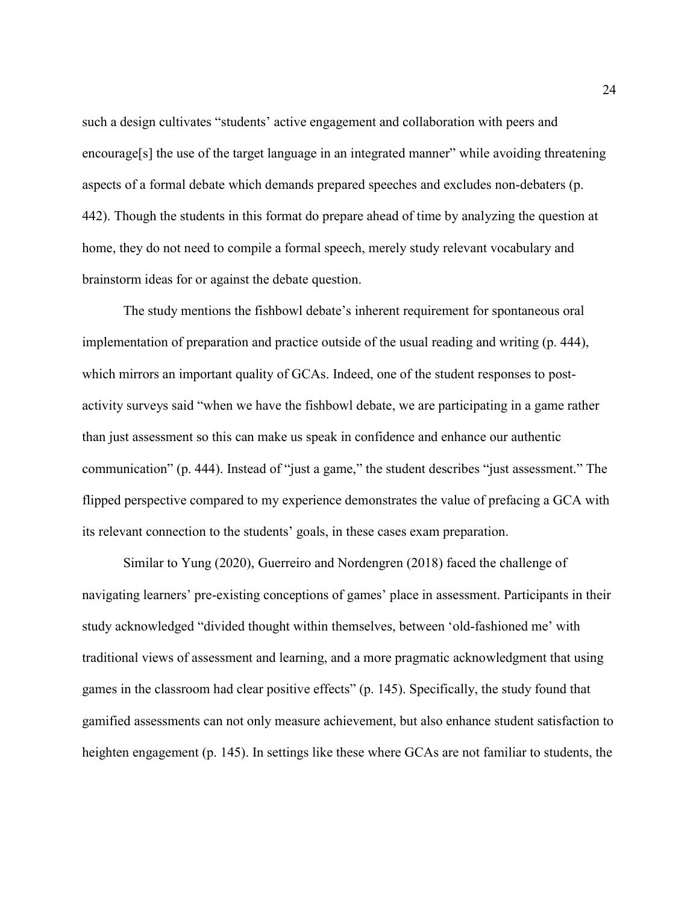such a design cultivates "students' active engagement and collaboration with peers and encourage[s] the use of the target language in an integrated manner" while avoiding threatening aspects of a formal debate which demands prepared speeches and excludes non-debaters (p. 442). Though the students in this format do prepare ahead of time by analyzing the question at home, they do not need to compile a formal speech, merely study relevant vocabulary and brainstorm ideas for or against the debate question.

The study mentions the fishbowl debate's inherent requirement for spontaneous oral implementation of preparation and practice outside of the usual reading and writing (p. 444), which mirrors an important quality of GCAs. Indeed, one of the student responses to post-activity surveys said "when we have the fishbowl debate, we are participating in a game rather than just assessment so this can make us speak in confidence and enhance our authentic communication" (p. 444). Instead of "just a game," the student describes "just assessment." The flipped perspective compared to my experience demonstrates the value of prefacing a GCA with its relevant connection to the students' goals, in these cases exam preparation.

Similar to Yung (2020), Guerreiro and Nordengren (2018) faced the challenge of navigating learners' pre-existing conceptions of games' place in assessment. Participants in their study acknowledged "divided thought within themselves, between 'old-fashioned me' with traditional views of assessment and learning, and a more pragmatic acknowledgment that using games in the classroom had clear positive effects" (p. 145). Specifically, the study found that gamified assessments can not only measure achievement, but also enhance student satisfaction to heighten engagement (p. 145). In settings like these where GCAs are not familiar to students, the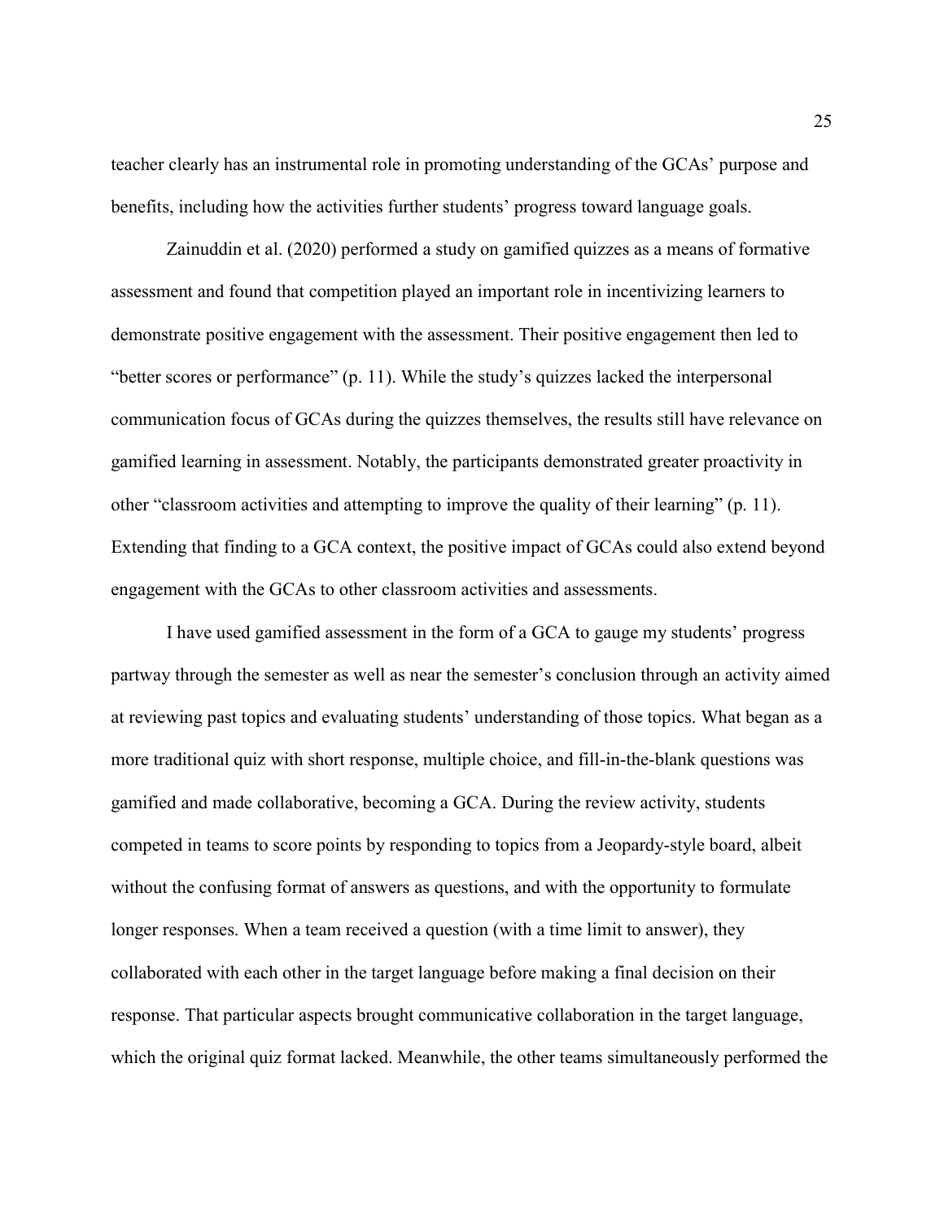teacher clearly has an instrumental role in promoting understanding of the GCAs' purpose and benefits, including how the activities further students' progress toward language goals.

Zainuddin et al. (2020) performed a study on gamified quizzes as a means of formative assessment and found that competition played an important role in incentivizing learners to demonstrate positive engagement with the assessment. Their positive engagement then led to "better scores or performance" (p. 11). While the study's quizzes lacked the interpersonal communication focus of GCAs during the quizzes themselves, the results still have relevance on gamified learning in assessment. Notably, the participants demonstrated greater proactivity in other "classroom activities and attempting to improve the quality of their learning" (p. 11). Extending that finding to a GCA context, the positive impact of GCAs could also extend beyond engagement with the GCAs to other classroom activities and assessments.

I have used gamified assessment in the form of a GCA to gauge my students' progress partway through the semester as well as near the semester's conclusion through an activity aimed at reviewing past topics and evaluating students' understanding of those topics. What began as a more traditional quiz with short response, multiple choice, and fill-in-the-blank questions was gamified and made collaborative, becoming a GCA. During the review activity, students competed in teams to score points by responding to topics from a Jeopardy-style board, albeit without the confusing format of answers as questions, and with the opportunity to formulate longer responses. When a team received a question (with a time limit to answer), they collaborated with each other in the target language before making a final decision on their response. That particular aspects brought communicative collaboration in the target language, which the original quiz format lacked. Meanwhile, the other teams simultaneously performed the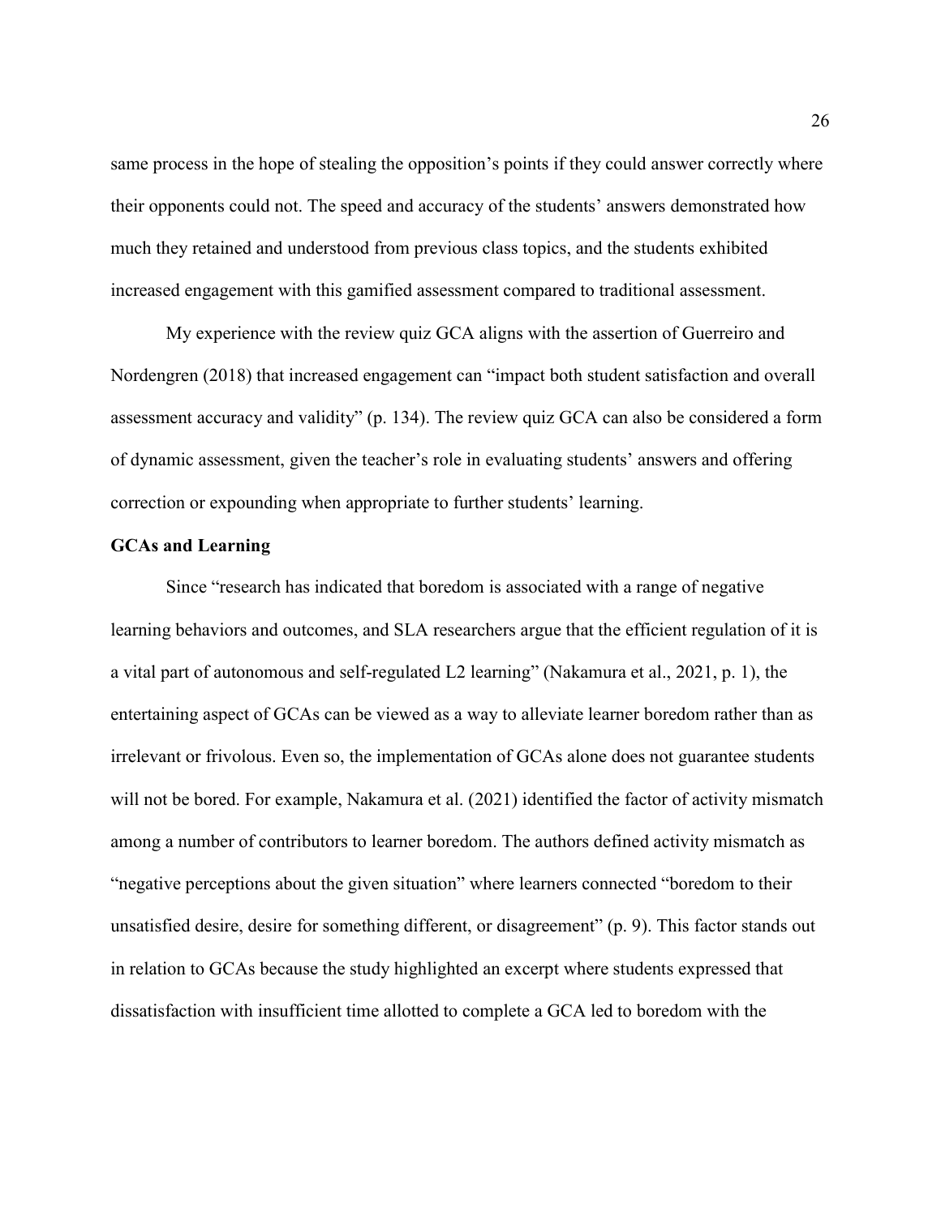same process in the hope of stealing the opposition's points if they could answer correctly where their opponents could not. The speed and accuracy of the students' answers demonstrated how much they retained and understood from previous class topics, and the students exhibited increased engagement with this gamified assessment compared to traditional assessment.

My experience with the review quiz GCA aligns with the assertion of Guerreiro and Nordengren (2018) that increased engagement can "impact both student satisfaction and overall assessment accuracy and validity" (p. 134). The review quiz GCA can also be considered a form of dynamic assessment, given the teacher's role in evaluating students' answers and offering correction or expounding when appropriate to further students' learning.

### GCAs and Learning

Since "research has indicated that boredom is associated with a range of negative learning behaviors and outcomes, and SLA researchers argue that the efficient regulation of it is a vital part of autonomous and self-regulated L2 learning" (Nakamura et al., 2021, p. 1), the entertaining aspect of GCAs can be viewed as a way to alleviate learner boredom rather than as irrelevant or frivolous. Even so, the implementation of GCAs alone does not guarantee students will not be bored. For example, Nakamura et al. (2021) identified the factor of activity mismatch among a number of contributors to learner boredom. The authors defined activity mismatch as "negative perceptions about the given situation" where learners connected "boredom to their unsatisfied desire, desire for something different, or disagreement" (p. 9). This factor stands out in relation to GCAs because the study highlighted an excerpt where students expressed that dissatisfaction with insufficient time allotted to complete a GCA led to boredom with the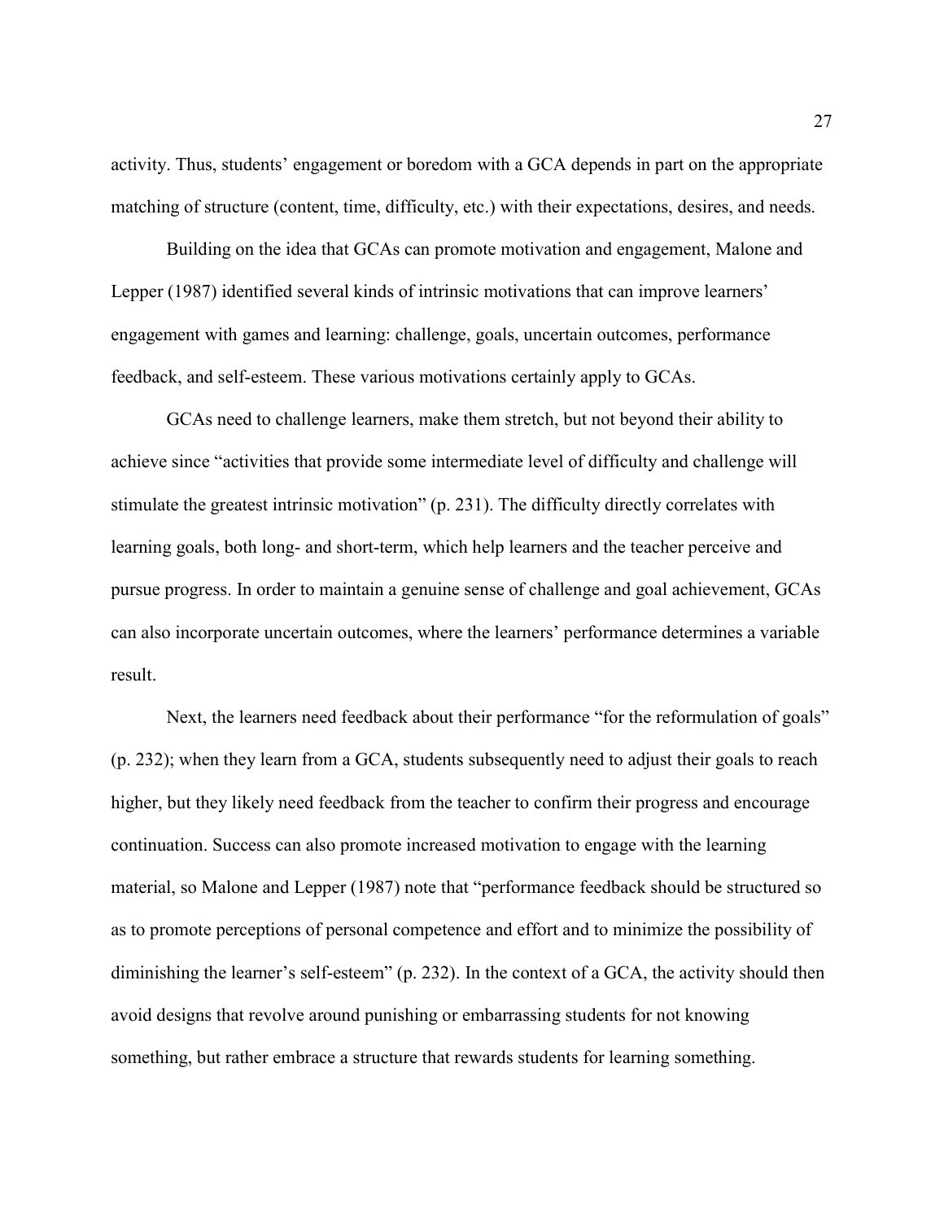activity. Thus, students' engagement or boredom with a GCA depends in part on the appropriate matching of structure (content, time, difficulty, etc.) with their expectations, desires, and needs.

Building on the idea that GCAs can promote motivation and engagement, Malone and Lepper (1987) identified several kinds of intrinsic motivations that can improve learners' engagement with games and learning: challenge, goals, uncertain outcomes, performance feedback, and self-esteem. These various motivations certainly apply to GCAs.

GCAs need to challenge learners, make them stretch, but not beyond their ability to achieve since "activities that provide some intermediate level of difficulty and challenge will stimulate the greatest intrinsic motivation" (p. 231). The difficulty directly correlates with learning goals, both long- and short-term, which help learners and the teacher perceive and pursue progress. In order to maintain a genuine sense of challenge and goal achievement, GCAs can also incorporate uncertain outcomes, where the learners' performance determines a variable result.

Next, the learners need feedback about their performance "for the reformulation of goals" (p. 232); when they learn from a GCA, students subsequently need to adjust their goals to reach higher, but they likely need feedback from the teacher to confirm their progress and encourage continuation. Success can also promote increased motivation to engage with the learning material, so Malone and Lepper (1987) note that "performance feedback should be structured so as to promote perceptions of personal competence and effort and to minimize the possibility of diminishing the learner's self-esteem" (p. 232). In the context of a GCA, the activity should then avoid designs that revolve around punishing or embarrassing students for not knowing something, but rather embrace a structure that rewards students for learning something.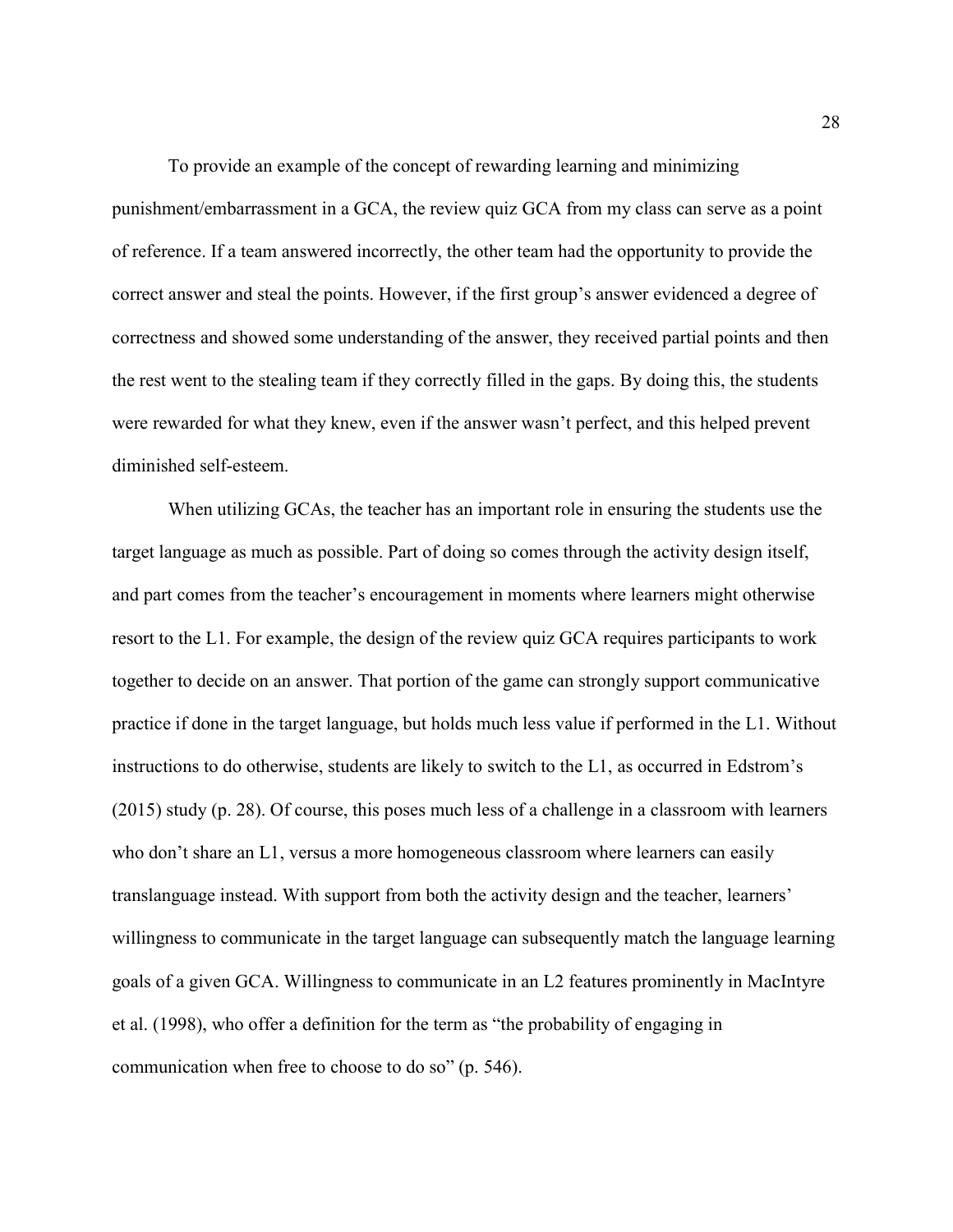To provide an example of the concept of rewarding learning and minimizing punishment/embarrassment in a GCA, the review quiz GCA from my class can serve as a point of reference. If a team answered incorrectly, the other team had the opportunity to provide the correct answer and steal the points. However, if the first group's answer evidenced a degree of correctness and showed some understanding of the answer, they received partial points and then the rest went to the stealing team if they correctly filled in the gaps. By doing this, the students were rewarded for what they knew, even if the answer wasn't perfect, and this helped prevent diminished self-esteem.

When utilizing GCAs, the teacher has an important role in ensuring the students use the target language as much as possible. Part of doing so comes through the activity design itself, and part comes from the teacher's encouragement in moments where learners might otherwise resort to the L1. For example, the design of the review quiz GCA requires participants to work together to decide on an answer. That portion of the game can strongly support communicative practice if done in the target language, but holds much less value if performed in the L1. Without instructions to do otherwise, students are likely to switch to the L1, as occurred in Edstrom's (2015) study (p. 28). Of course, this poses much less of a challenge in a classroom with learners who don't share an L1, versus a more homogeneous classroom where learners can easily translanguage instead. With support from both the activity design and the teacher, learners' willingness to communicate in the target language can subsequently match the language learning goals of a given GCA. Willingness to communicate in an L2 features prominently in MacIntyre et al. (1998), who offer a definition for the term as "the probability of engaging in communication when free to choose to do so" (p. 546).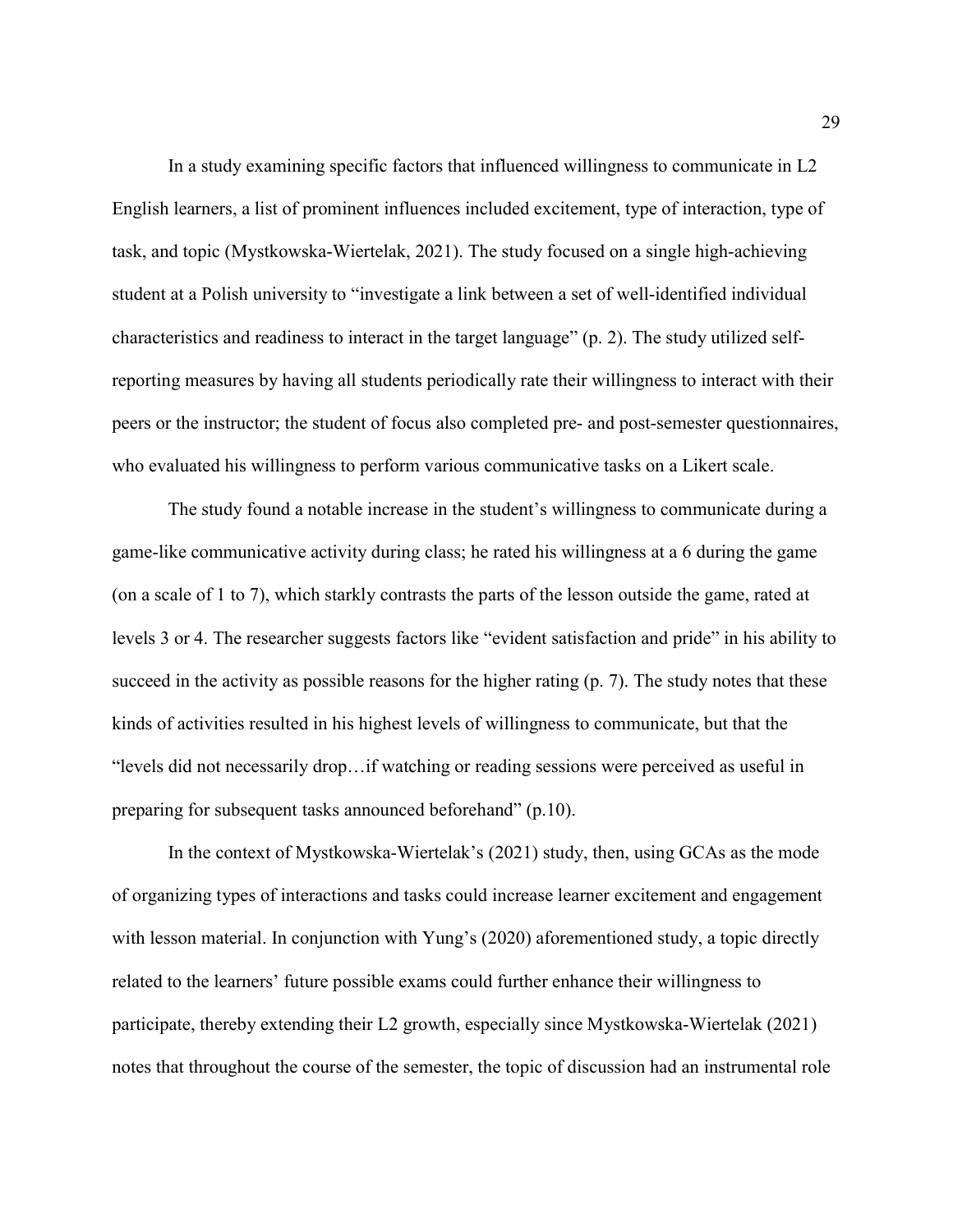In a study examining specific factors that influenced willingness to communicate in L2 English learners, a list of prominent influences included excitement, type of interaction, type of task, and topic (Mystkowska-Wiertelak, 2021). The study focused on a single high-achieving student at a Polish university to "investigate a link between a set of well-identified individual characteristics and readiness to interact in the target language" (p. 2). The study utilized self-reporting measures by having all students periodically rate their willingness to interact with their peers or the instructor; the student of focus also completed pre- and post-semester questionnaires, who evaluated his willingness to perform various communicative tasks on a Likert scale.

The study found a notable increase in the student's willingness to communicate during a game-like communicative activity during class; he rated his willingness at a 6 during the game (on a scale of 1 to 7), which starkly contrasts the parts of the lesson outside the game, rated at levels 3 or 4. The researcher suggests factors like "evident satisfaction and pride" in his ability to succeed in the activity as possible reasons for the higher rating (p. 7). The study notes that these kinds of activities resulted in his highest levels of willingness to communicate, but that the "levels did not necessarily drop…if watching or reading sessions were perceived as useful in preparing for subsequent tasks announced beforehand" (p.10).

In the context of Mystkowska-Wiertelak's (2021) study, then, using GCAs as the mode of organizing types of interactions and tasks could increase learner excitement and engagement with lesson material. In conjunction with Yung's (2020) aforementioned study, a topic directly related to the learners' future possible exams could further enhance their willingness to participate, thereby extending their L2 growth, especially since Mystkowska-Wiertelak (2021) notes that throughout the course of the semester, the topic of discussion had an instrumental role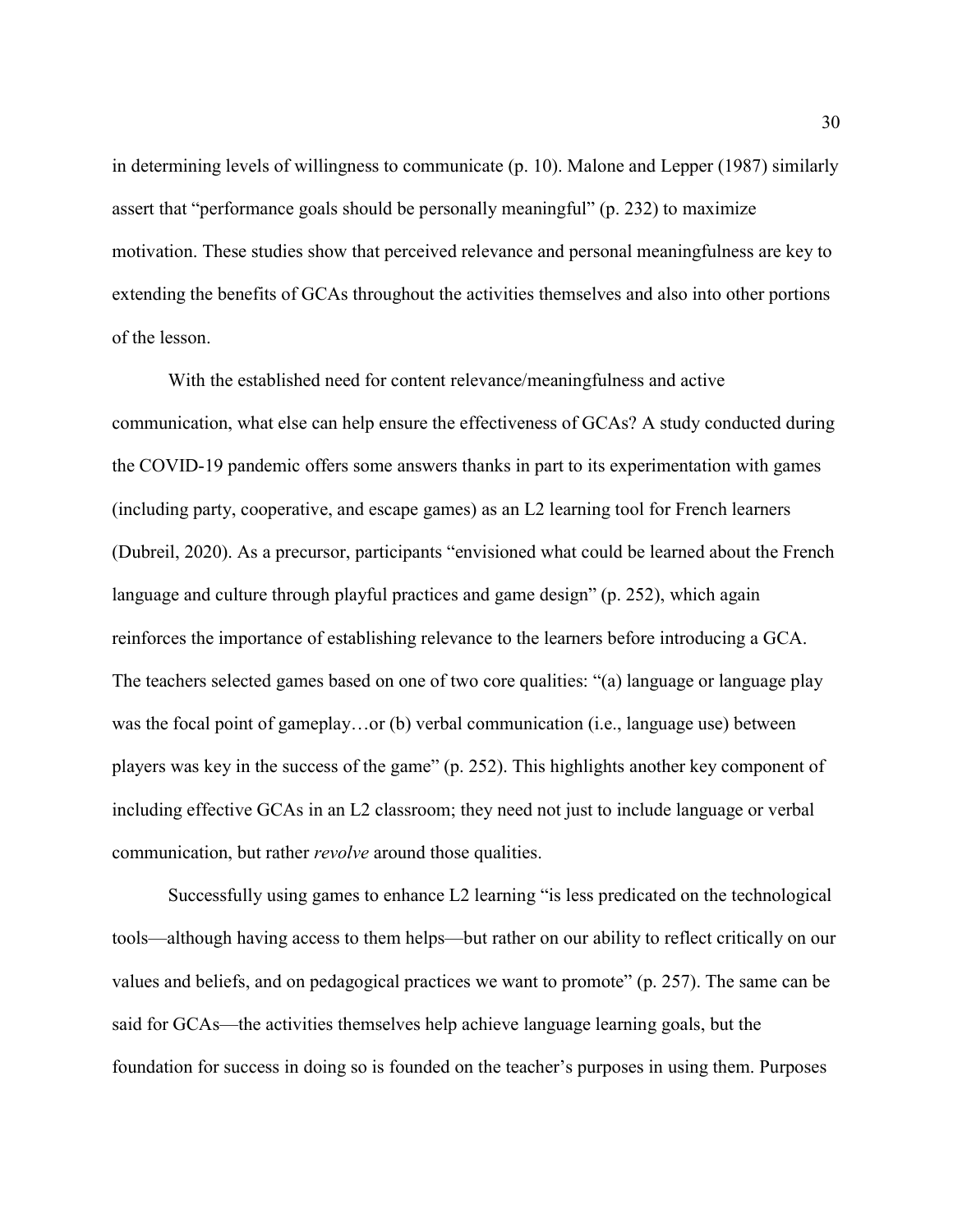in determining levels of willingness to communicate (p. 10). Malone and Lepper (1987) similarly assert that "performance goals should be personally meaningful" (p. 232) to maximize motivation. These studies show that perceived relevance and personal meaningfulness are key to extending the benefits of GCAs throughout the activities themselves and also into other portions of the lesson.

With the established need for content relevance/meaningfulness and active communication, what else can help ensure the effectiveness of GCAs? A study conducted during the COVID-19 pandemic offers some answers thanks in part to its experimentation with games (including party, cooperative, and escape games) as an L2 learning tool for French learners (Dubreil, 2020). As a precursor, participants "envisioned what could be learned about the French language and culture through playful practices and game design" (p. 252), which again reinforces the importance of establishing relevance to the learners before introducing a GCA. The teachers selected games based on one of two core qualities: "(a) language or language play was the focal point of gameplay…or (b) verbal communication (i.e., language use) between players was key in the success of the game" (p. 252). This highlights another key component of including effective GCAs in an L2 classroom; they need not just to include language or verbal communication, but rather *revolve* around those qualities.

Successfully using games to enhance L2 learning "is less predicated on the technological tools—although having access to them helps—but rather on our ability to reflect critically on our values and beliefs, and on pedagogical practices we want to promote" (p. 257). The same can be said for GCAs—the activities themselves help achieve language learning goals, but the foundation for success in doing so is founded on the teacher's purposes in using them. Purposes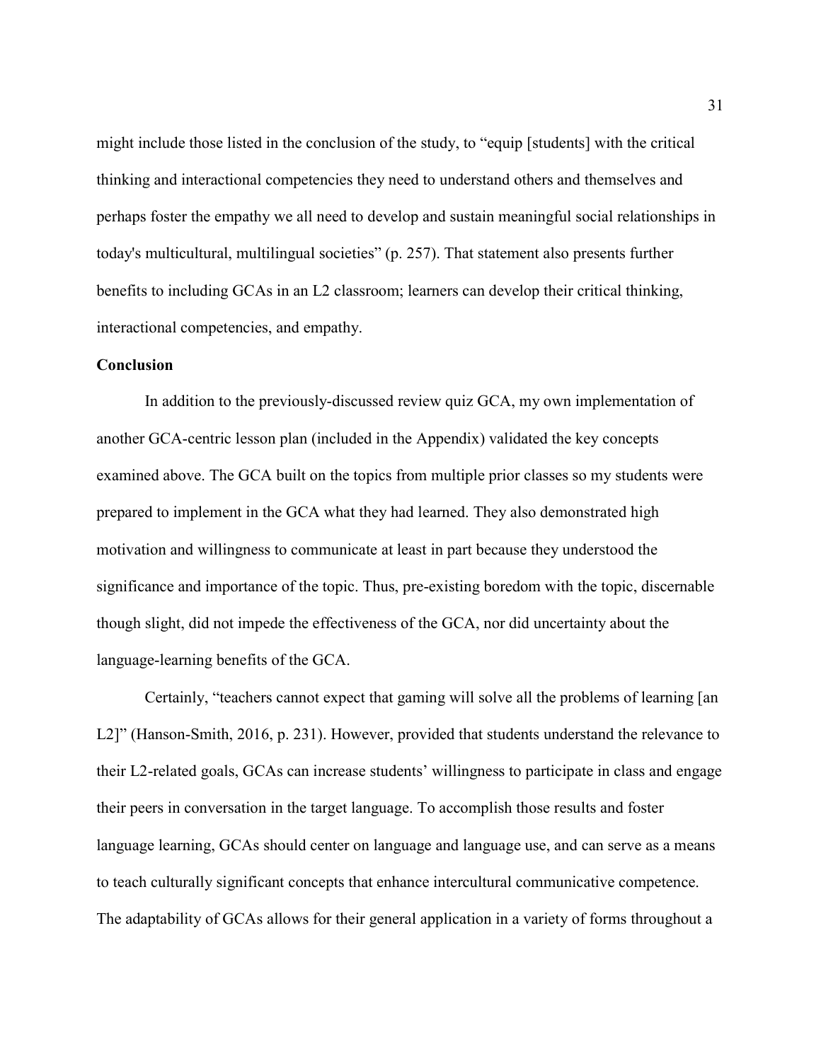might include those listed in the conclusion of the study, to "equip [students] with the critical thinking and interactional competencies they need to understand others and themselves and perhaps foster the empathy we all need to develop and sustain meaningful social relationships in today's multicultural, multilingual societies" (p. 257). That statement also presents further benefits to including GCAs in an L2 classroom; learners can develop their critical thinking, interactional competencies, and empathy.

## Conclusion

In addition to the previously-discussed review quiz GCA, my own implementation of another GCA-centric lesson plan (included in the Appendix) validated the key concepts examined above. The GCA built on the topics from multiple prior classes so my students were prepared to implement in the GCA what they had learned. They also demonstrated high motivation and willingness to communicate at least in part because they understood the significance and importance of the topic. Thus, pre-existing boredom with the topic, discernable though slight, did not impede the effectiveness of the GCA, nor did uncertainty about the language-learning benefits of the GCA.

Certainly, "teachers cannot expect that gaming will solve all the problems of learning [an L2]" (Hanson-Smith, 2016, p. 231). However, provided that students understand the relevance to their L2-related goals, GCAs can increase students' willingness to participate in class and engage their peers in conversation in the target language. To accomplish those results and foster language learning, GCAs should center on language and language use, and can serve as a means to teach culturally significant concepts that enhance intercultural communicative competence. The adaptability of GCAs allows for their general application in a variety of forms throughout a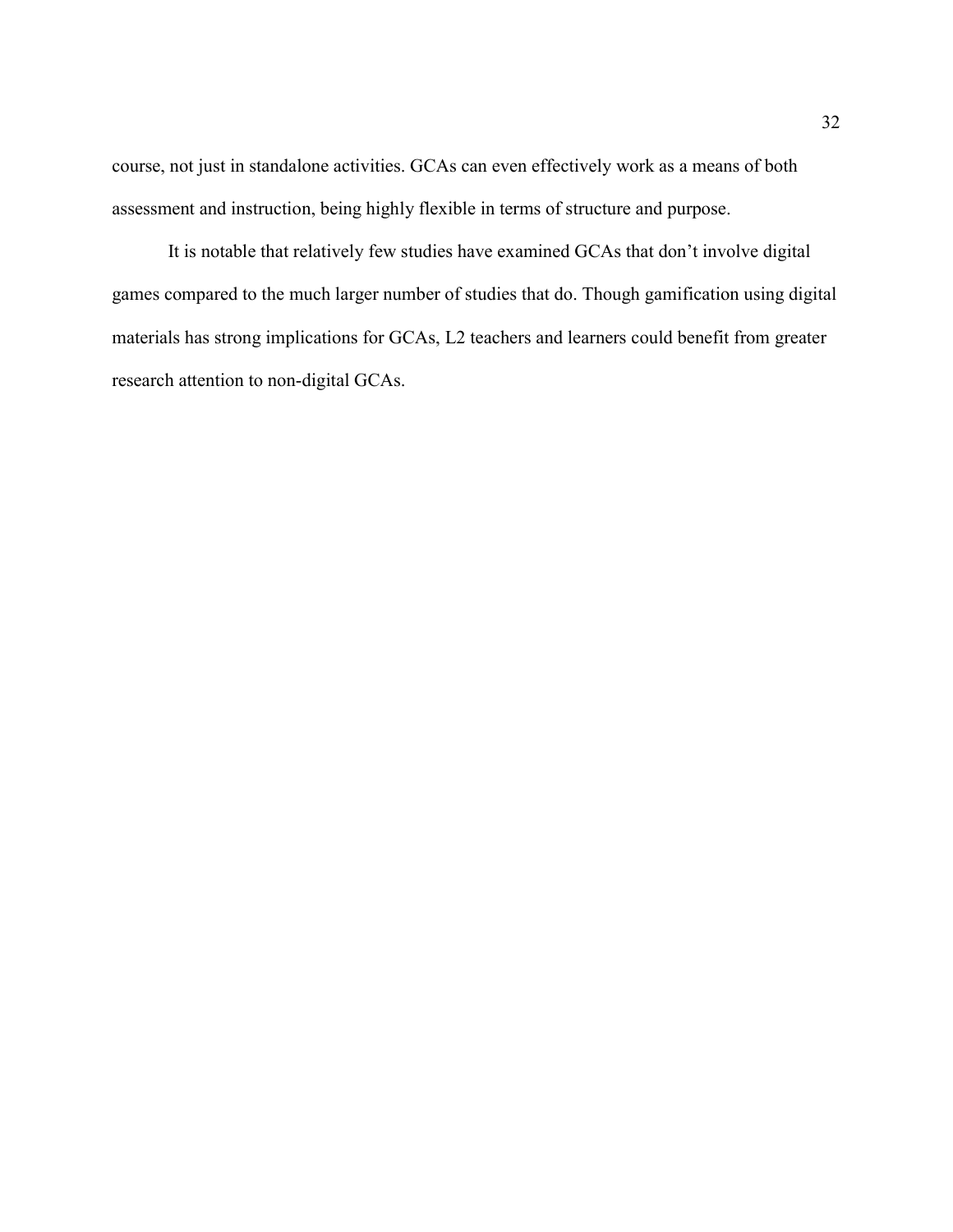course, not just in standalone activities. GCAs can even effectively work as a means of both assessment and instruction, being highly flexible in terms of structure and purpose.

It is notable that relatively few studies have examined GCAs that don't involve digital games compared to the much larger number of studies that do. Though gamification using digital materials has strong implications for GCAs, L2 teachers and learners could benefit from greater research attention to non-digital GCAs.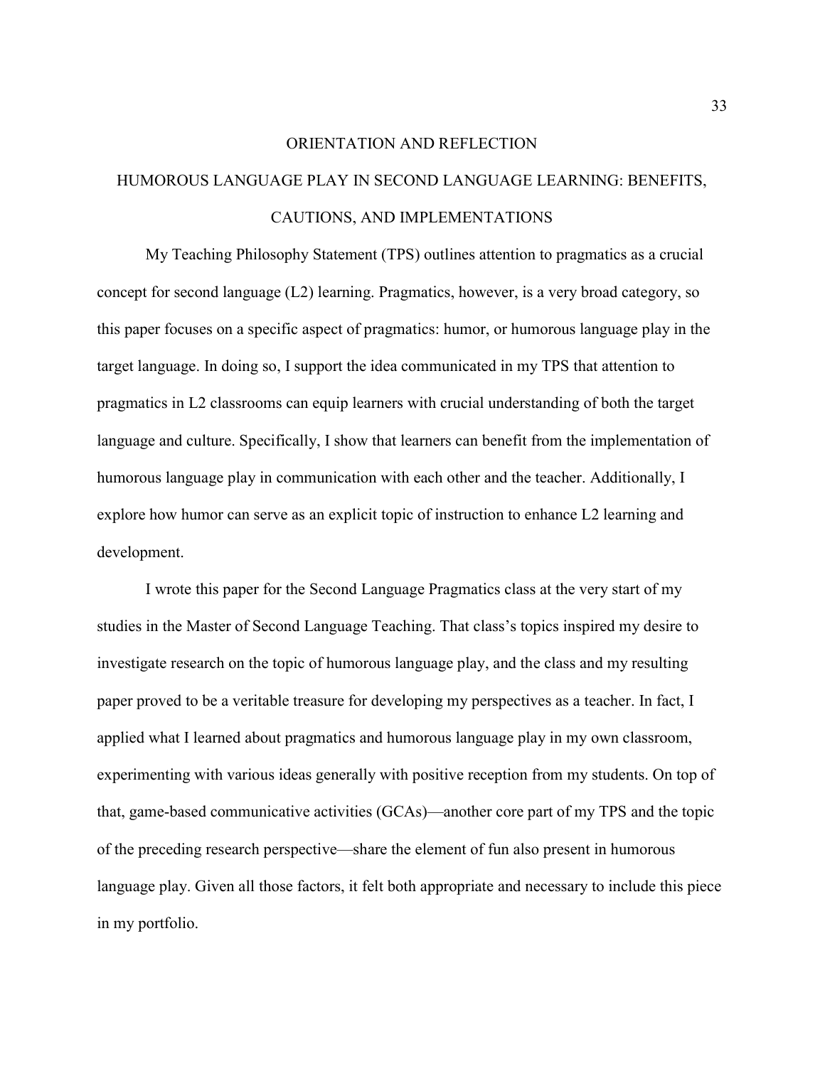# ORIENTATION AND REFLECTION

## HUMOROUS LANGUAGE PLAY IN SECOND LANGUAGE LEARNING: BENEFITS, CAUTIONS, AND IMPLEMENTATIONS

My Teaching Philosophy Statement (TPS) outlines attention to pragmatics as a crucial concept for second language (L2) learning. Pragmatics, however, is a very broad category, so this paper focuses on a specific aspect of pragmatics: humor, or humorous language play in the target language. In doing so, I support the idea communicated in my TPS that attention to pragmatics in L2 classrooms can equip learners with crucial understanding of both the target language and culture. Specifically, I show that learners can benefit from the implementation of humorous language play in communication with each other and the teacher. Additionally, I explore how humor can serve as an explicit topic of instruction to enhance L2 learning and development.

I wrote this paper for the Second Language Pragmatics class at the very start of my studies in the Master of Second Language Teaching. That class's topics inspired my desire to investigate research on the topic of humorous language play, and the class and my resulting paper proved to be a veritable treasure for developing my perspectives as a teacher. In fact, I applied what I learned about pragmatics and humorous language play in my own classroom, experimenting with various ideas generally with positive reception from my students. On top of that, game-based communicative activities (GCAs)—another core part of my TPS and the topic of the preceding research perspective—share the element of fun also present in humorous language play. Given all those factors, it felt both appropriate and necessary to include this piece in my portfolio.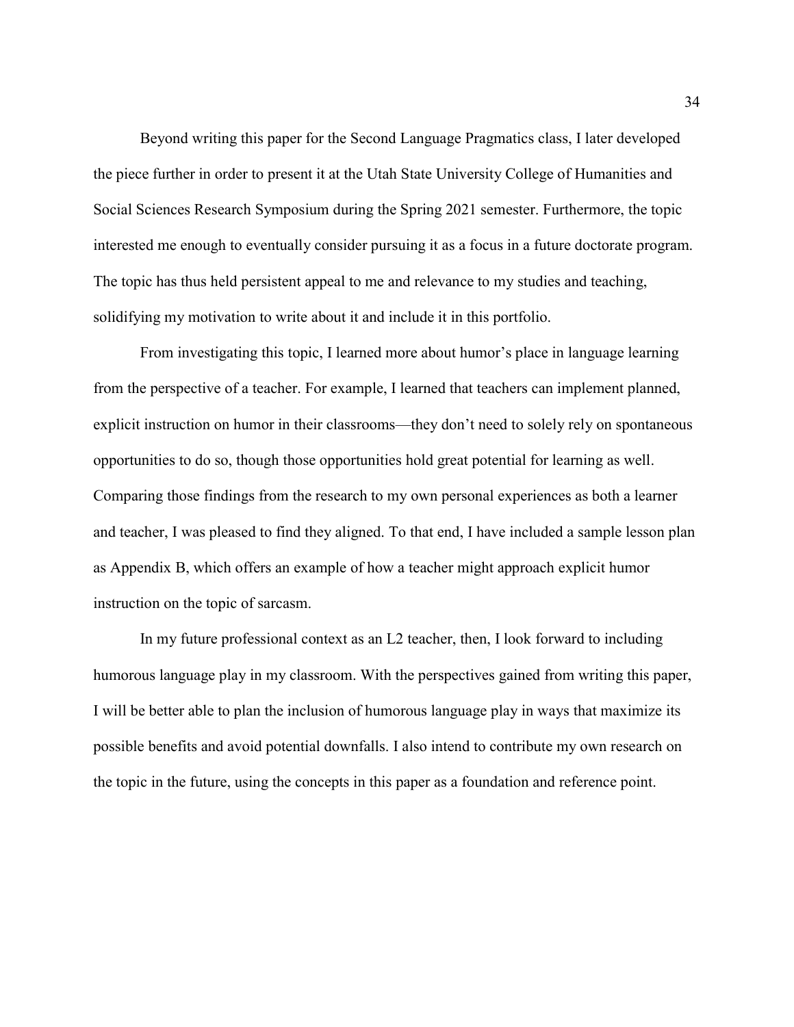Beyond writing this paper for the Second Language Pragmatics class, I later developed the piece further in order to present it at the Utah State University College of Humanities and Social Sciences Research Symposium during the Spring 2021 semester. Furthermore, the topic interested me enough to eventually consider pursuing it as a focus in a future doctorate program. The topic has thus held persistent appeal to me and relevance to my studies and teaching, solidifying my motivation to write about it and include it in this portfolio.

From investigating this topic, I learned more about humor's place in language learning from the perspective of a teacher. For example, I learned that teachers can implement planned, explicit instruction on humor in their classrooms—they don't need to solely rely on spontaneous opportunities to do so, though those opportunities hold great potential for learning as well. Comparing those findings from the research to my own personal experiences as both a learner and teacher, I was pleased to find they aligned. To that end, I have included a sample lesson plan as Appendix B, which offers an example of how a teacher might approach explicit humor instruction on the topic of sarcasm.

In my future professional context as an L2 teacher, then, I look forward to including humorous language play in my classroom. With the perspectives gained from writing this paper, I will be better able to plan the inclusion of humorous language play in ways that maximize its possible benefits and avoid potential downfalls. I also intend to contribute my own research on the topic in the future, using the concepts in this paper as a foundation and reference point.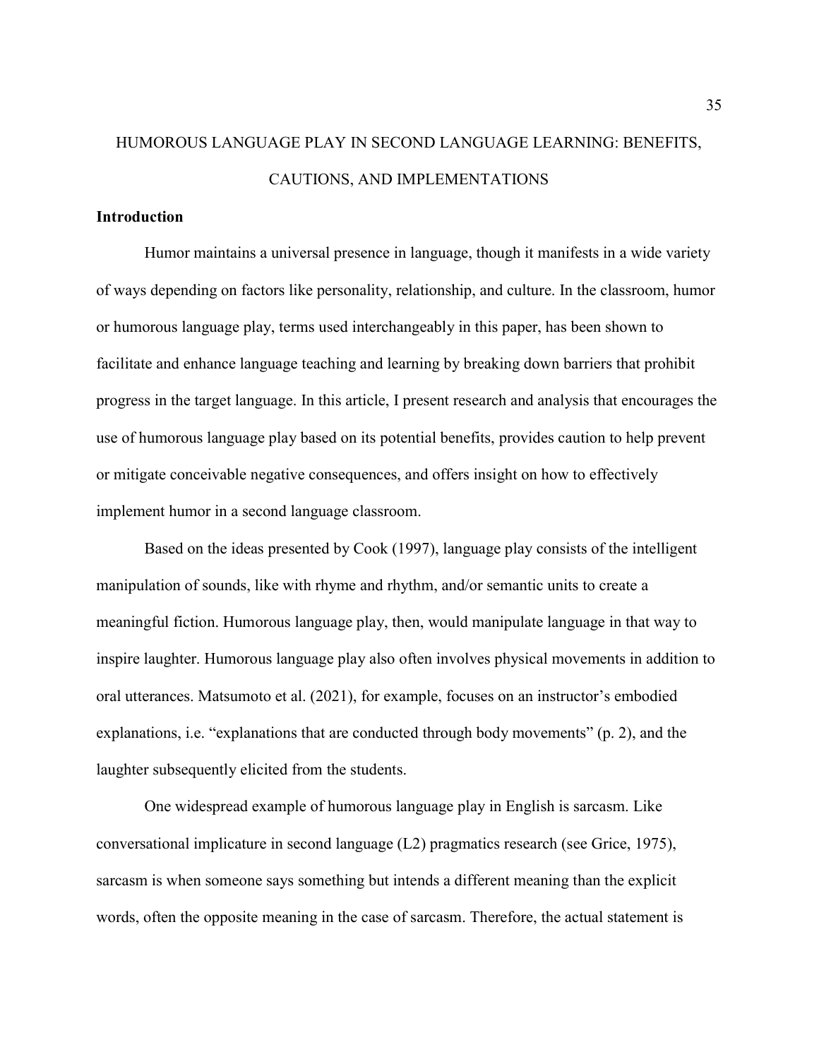# HUMOROUS LANGUAGE PLAY IN SECOND LANGUAGE LEARNING: BENEFITS, CAUTIONS, AND IMPLEMENTATIONS

## Introduction

Humor maintains a universal presence in language, though it manifests in a wide variety of ways depending on factors like personality, relationship, and culture. In the classroom, humor or humorous language play, terms used interchangeably in this paper, has been shown to facilitate and enhance language teaching and learning by breaking down barriers that prohibit progress in the target language. In this article, I present research and analysis that encourages the use of humorous language play based on its potential benefits, provides caution to help prevent or mitigate conceivable negative consequences, and offers insight on how to effectively implement humor in a second language classroom.

Based on the ideas presented by Cook (1997), language play consists of the intelligent manipulation of sounds, like with rhyme and rhythm, and/or semantic units to create a meaningful fiction. Humorous language play, then, would manipulate language in that way to inspire laughter. Humorous language play also often involves physical movements in addition to oral utterances. Matsumoto et al. (2021), for example, focuses on an instructor's embodied explanations, i.e. "explanations that are conducted through body movements" (p. 2), and the laughter subsequently elicited from the students.

One widespread example of humorous language play in English is sarcasm. Like conversational implicature in second language (L2) pragmatics research (see Grice, 1975), sarcasm is when someone says something but intends a different meaning than the explicit words, often the opposite meaning in the case of sarcasm. Therefore, the actual statement is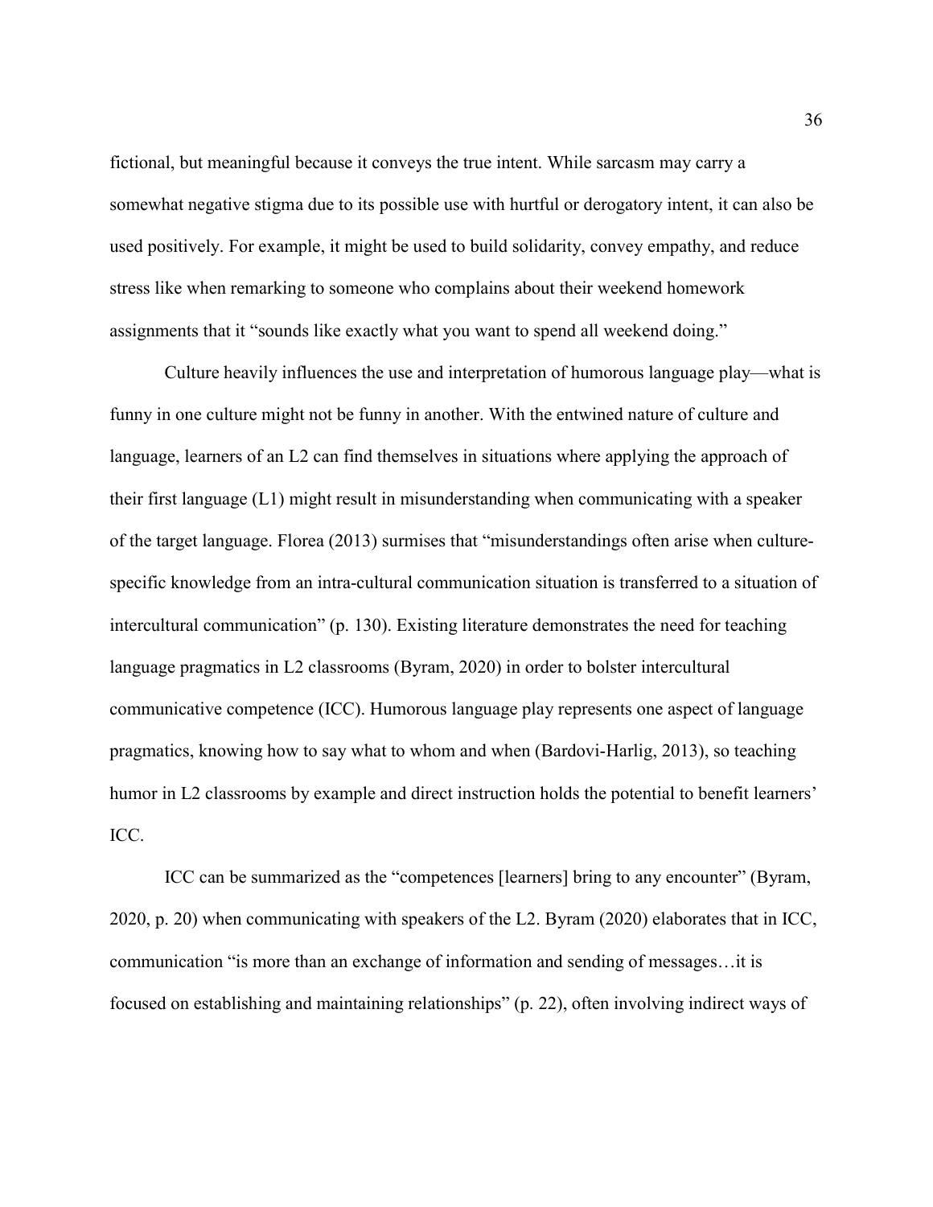fictional, but meaningful because it conveys the true intent. While sarcasm may carry a somewhat negative stigma due to its possible use with hurtful or derogatory intent, it can also be used positively. For example, it might be used to build solidarity, convey empathy, and reduce stress like when remarking to someone who complains about their weekend homework assignments that it "sounds like exactly what you want to spend all weekend doing."

Culture heavily influences the use and interpretation of humorous language play—what is funny in one culture might not be funny in another. With the entwined nature of culture and language, learners of an L2 can find themselves in situations where applying the approach of their first language (L1) might result in misunderstanding when communicating with a speaker of the target language. Florea (2013) surmises that "misunderstandings often arise when culture-specific knowledge from an intra-cultural communication situation is transferred to a situation of intercultural communication" (p. 130). Existing literature demonstrates the need for teaching language pragmatics in L2 classrooms (Byram, 2020) in order to bolster intercultural communicative competence (ICC). Humorous language play represents one aspect of language pragmatics, knowing how to say what to whom and when (Bardovi-Harlig, 2013), so teaching humor in L2 classrooms by example and direct instruction holds the potential to benefit learners' ICC.

ICC can be summarized as the "competences [learners] bring to any encounter" (Byram, 2020, p. 20) when communicating with speakers of the L2. Byram (2020) elaborates that in ICC, communication "is more than an exchange of information and sending of messages…it is focused on establishing and maintaining relationships" (p. 22), often involving indirect ways of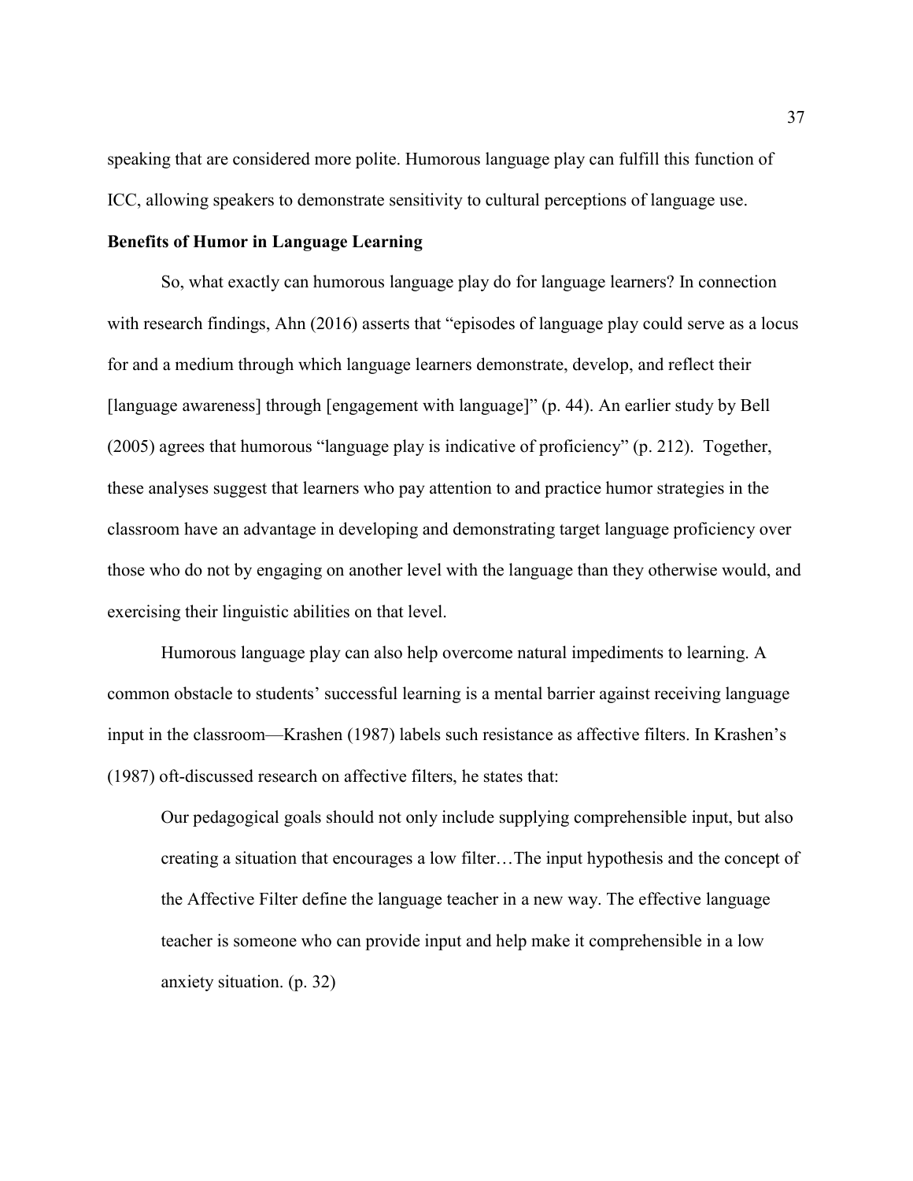speaking that are considered more polite. Humorous language play can fulfill this function of ICC, allowing speakers to demonstrate sensitivity to cultural perceptions of language use.

**Benefits of Humor in Language Learning**

So, what exactly can humorous language play do for language learners? In connection with research findings, Ahn (2016) asserts that "episodes of language play could serve as a locus for and a medium through which language learners demonstrate, develop, and reflect their [language awareness] through [engagement with language]" (p. 44). An earlier study by Bell (2005) agrees that humorous "language play is indicative of proficiency" (p. 212). Together, these analyses suggest that learners who pay attention to and practice humor strategies in the classroom have an advantage in developing and demonstrating target language proficiency over those who do not by engaging on another level with the language than they otherwise would, and exercising their linguistic abilities on that level.

Humorous language play can also help overcome natural impediments to learning. A common obstacle to students' successful learning is a mental barrier against receiving language input in the classroom—Krashen (1987) labels such resistance as affective filters. In Krashen's (1987) oft-discussed research on affective filters, he states that:

> Our pedagogical goals should not only include supplying comprehensible input, but also creating a situation that encourages a low filter…The input hypothesis and the concept of the Affective Filter define the language teacher in a new way. The effective language teacher is someone who can provide input and help make it comprehensible in a low anxiety situation. (p. 32)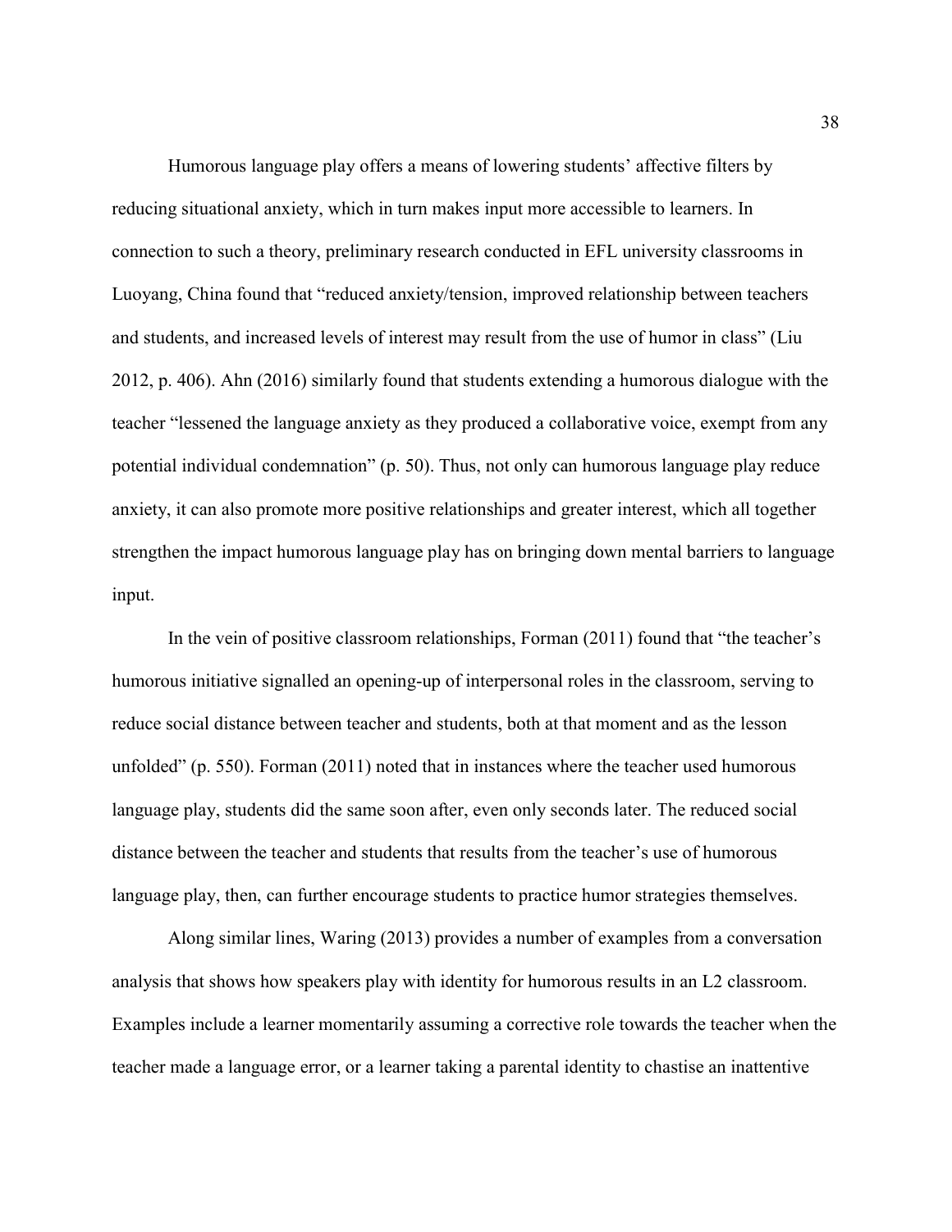Humorous language play offers a means of lowering students' affective filters by reducing situational anxiety, which in turn makes input more accessible to learners. In connection to such a theory, preliminary research conducted in EFL university classrooms in Luoyang, China found that "reduced anxiety/tension, improved relationship between teachers and students, and increased levels of interest may result from the use of humor in class" (Liu 2012, p. 406). Ahn (2016) similarly found that students extending a humorous dialogue with the teacher "lessened the language anxiety as they produced a collaborative voice, exempt from any potential individual condemnation" (p. 50). Thus, not only can humorous language play reduce anxiety, it can also promote more positive relationships and greater interest, which all together strengthen the impact humorous language play has on bringing down mental barriers to language input.

In the vein of positive classroom relationships, Forman (2011) found that "the teacher's humorous initiative signalled an opening-up of interpersonal roles in the classroom, serving to reduce social distance between teacher and students, both at that moment and as the lesson unfolded" (p. 550). Forman (2011) noted that in instances where the teacher used humorous language play, students did the same soon after, even only seconds later. The reduced social distance between the teacher and students that results from the teacher's use of humorous language play, then, can further encourage students to practice humor strategies themselves.

Along similar lines, Waring (2013) provides a number of examples from a conversation analysis that shows how speakers play with identity for humorous results in an L2 classroom. Examples include a learner momentarily assuming a corrective role towards the teacher when the teacher made a language error, or a learner taking a parental identity to chastise an inattentive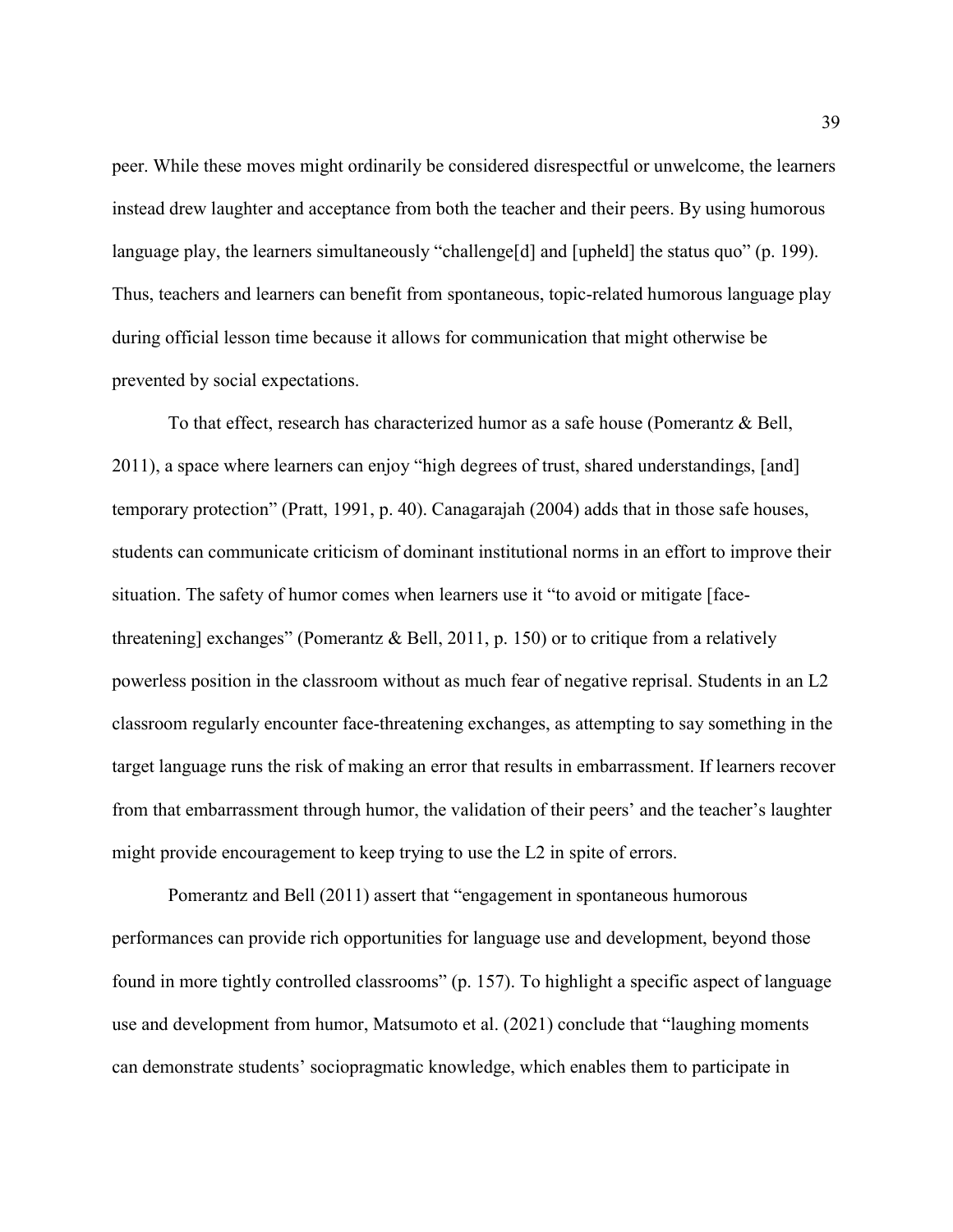peer. While these moves might ordinarily be considered disrespectful or unwelcome, the learners instead drew laughter and acceptance from both the teacher and their peers. By using humorous language play, the learners simultaneously "challenge[d] and [upheld] the status quo" (p. 199). Thus, teachers and learners can benefit from spontaneous, topic-related humorous language play during official lesson time because it allows for communication that might otherwise be prevented by social expectations.

To that effect, research has characterized humor as a safe house (Pomerantz & Bell, 2011), a space where learners can enjoy "high degrees of trust, shared understandings, [and] temporary protection" (Pratt, 1991, p. 40). Canagarajah (2004) adds that in those safe houses, students can communicate criticism of dominant institutional norms in an effort to improve their situation. The safety of humor comes when learners use it "to avoid or mitigate [face-threatening] exchanges" (Pomerantz & Bell, 2011, p. 150) or to critique from a relatively powerless position in the classroom without as much fear of negative reprisal. Students in an L2 classroom regularly encounter face-threatening exchanges, as attempting to say something in the target language runs the risk of making an error that results in embarrassment. If learners recover from that embarrassment through humor, the validation of their peers' and the teacher's laughter might provide encouragement to keep trying to use the L2 in spite of errors.

Pomerantz and Bell (2011) assert that "engagement in spontaneous humorous performances can provide rich opportunities for language use and development, beyond those found in more tightly controlled classrooms" (p. 157). To highlight a specific aspect of language use and development from humor, Matsumoto et al. (2021) conclude that "laughing moments can demonstrate students' sociopragmatic knowledge, which enables them to participate in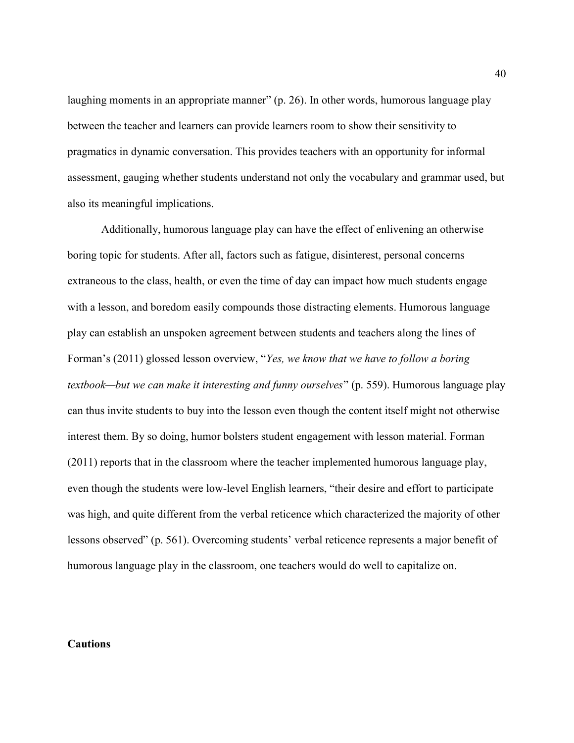laughing moments in an appropriate manner" (p. 26). In other words, humorous language play between the teacher and learners can provide learners room to show their sensitivity to pragmatics in dynamic conversation. This provides teachers with an opportunity for informal assessment, gauging whether students understand not only the vocabulary and grammar used, but also its meaningful implications.

Additionally, humorous language play can have the effect of enlivening an otherwise boring topic for students. After all, factors such as fatigue, disinterest, personal concerns extraneous to the class, health, or even the time of day can impact how much students engage with a lesson, and boredom easily compounds those distracting elements. Humorous language play can establish an unspoken agreement between students and teachers along the lines of Forman's (2011) glossed lesson overview, "*Yes, we know that we have to follow a boring textbook—but we can make it interesting and funny ourselves*" (p. 559). Humorous language play can thus invite students to buy into the lesson even though the content itself might not otherwise interest them. By so doing, humor bolsters student engagement with lesson material. Forman (2011) reports that in the classroom where the teacher implemented humorous language play, even though the students were low-level English learners, "their desire and effort to participate was high, and quite different from the verbal reticence which characterized the majority of other lessons observed" (p. 561). Overcoming students' verbal reticence represents a major benefit of humorous language play in the classroom, one teachers would do well to capitalize on.

**Cautions**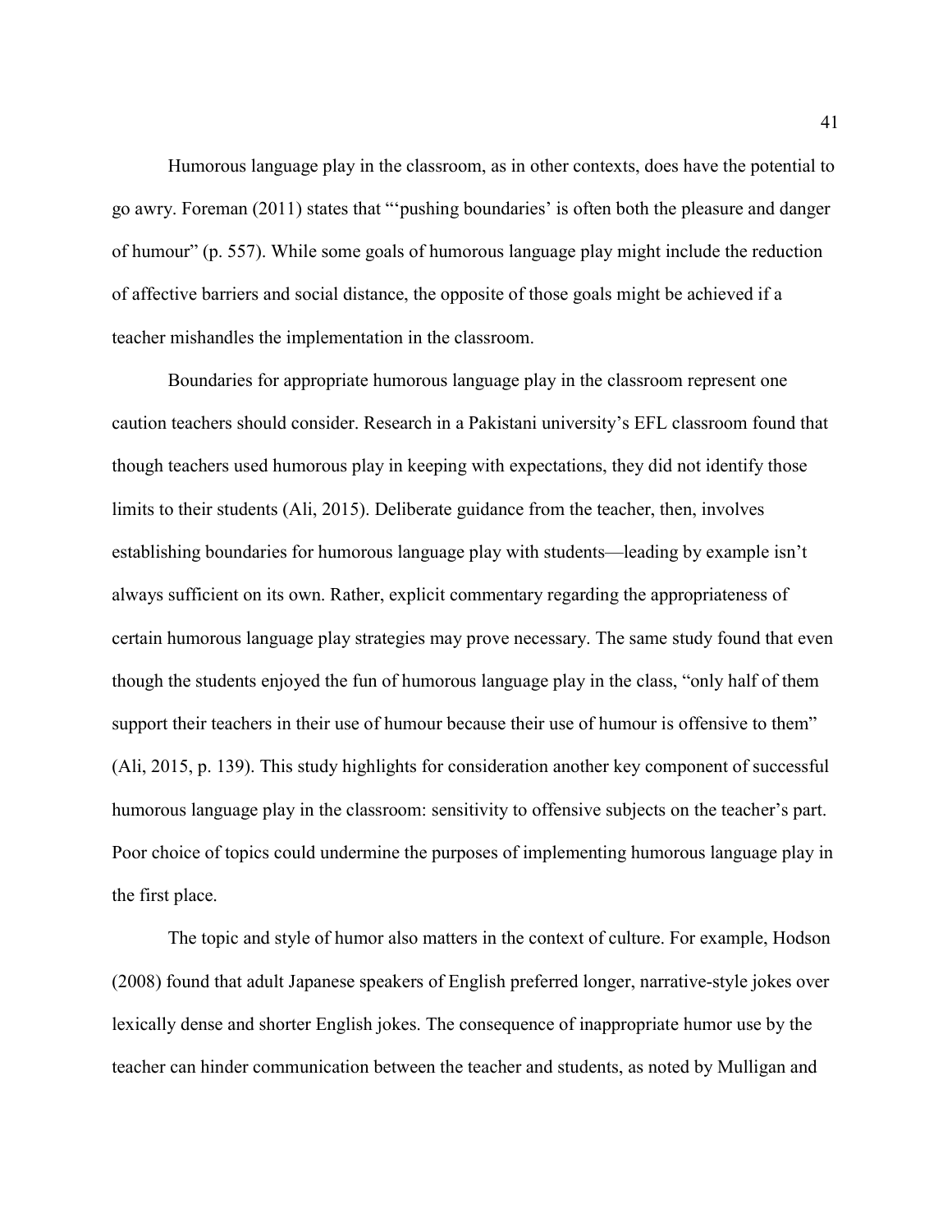Humorous language play in the classroom, as in other contexts, does have the potential to go awry. Foreman (2011) states that "'pushing boundaries' is often both the pleasure and danger of humour" (p. 557). While some goals of humorous language play might include the reduction of affective barriers and social distance, the opposite of those goals might be achieved if a teacher mishandles the implementation in the classroom.

Boundaries for appropriate humorous language play in the classroom represent one caution teachers should consider. Research in a Pakistani university's EFL classroom found that though teachers used humorous play in keeping with expectations, they did not identify those limits to their students (Ali, 2015). Deliberate guidance from the teacher, then, involves establishing boundaries for humorous language play with students—leading by example isn't always sufficient on its own. Rather, explicit commentary regarding the appropriateness of certain humorous language play strategies may prove necessary. The same study found that even though the students enjoyed the fun of humorous language play in the class, "only half of them support their teachers in their use of humour because their use of humour is offensive to them" (Ali, 2015, p. 139). This study highlights for consideration another key component of successful humorous language play in the classroom: sensitivity to offensive subjects on the teacher's part. Poor choice of topics could undermine the purposes of implementing humorous language play in the first place.

The topic and style of humor also matters in the context of culture. For example, Hodson (2008) found that adult Japanese speakers of English preferred longer, narrative-style jokes over lexically dense and shorter English jokes. The consequence of inappropriate humor use by the teacher can hinder communication between the teacher and students, as noted by Mulligan and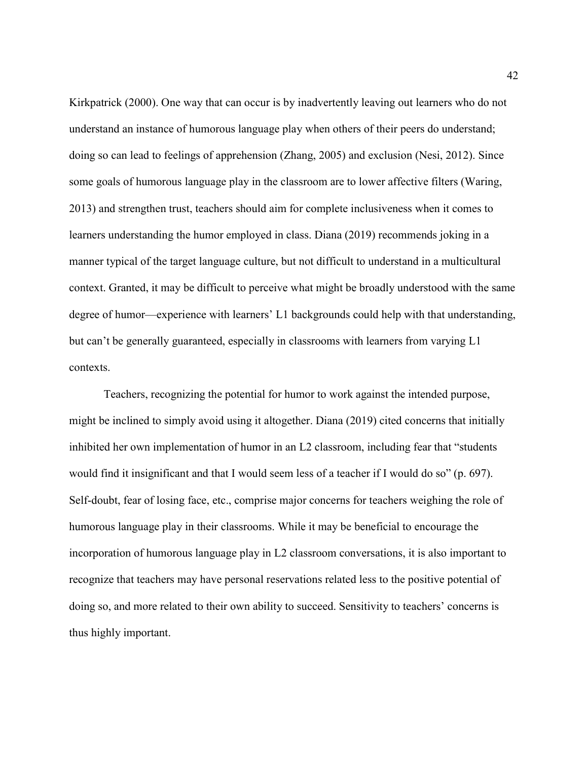Kirkpatrick (2000). One way that can occur is by inadvertently leaving out learners who do not understand an instance of humorous language play when others of their peers do understand; doing so can lead to feelings of apprehension (Zhang, 2005) and exclusion (Nesi, 2012). Since some goals of humorous language play in the classroom are to lower affective filters (Waring, 2013) and strengthen trust, teachers should aim for complete inclusiveness when it comes to learners understanding the humor employed in class. Diana (2019) recommends joking in a manner typical of the target language culture, but not difficult to understand in a multicultural context. Granted, it may be difficult to perceive what might be broadly understood with the same degree of humor—experience with learners' L1 backgrounds could help with that understanding, but can't be generally guaranteed, especially in classrooms with learners from varying L1 contexts.

Teachers, recognizing the potential for humor to work against the intended purpose, might be inclined to simply avoid using it altogether. Diana (2019) cited concerns that initially inhibited her own implementation of humor in an L2 classroom, including fear that "students would find it insignificant and that I would seem less of a teacher if I would do so" (p. 697). Self-doubt, fear of losing face, etc., comprise major concerns for teachers weighing the role of humorous language play in their classrooms. While it may be beneficial to encourage the incorporation of humorous language play in L2 classroom conversations, it is also important to recognize that teachers may have personal reservations related less to the positive potential of doing so, and more related to their own ability to succeed. Sensitivity to teachers' concerns is thus highly important.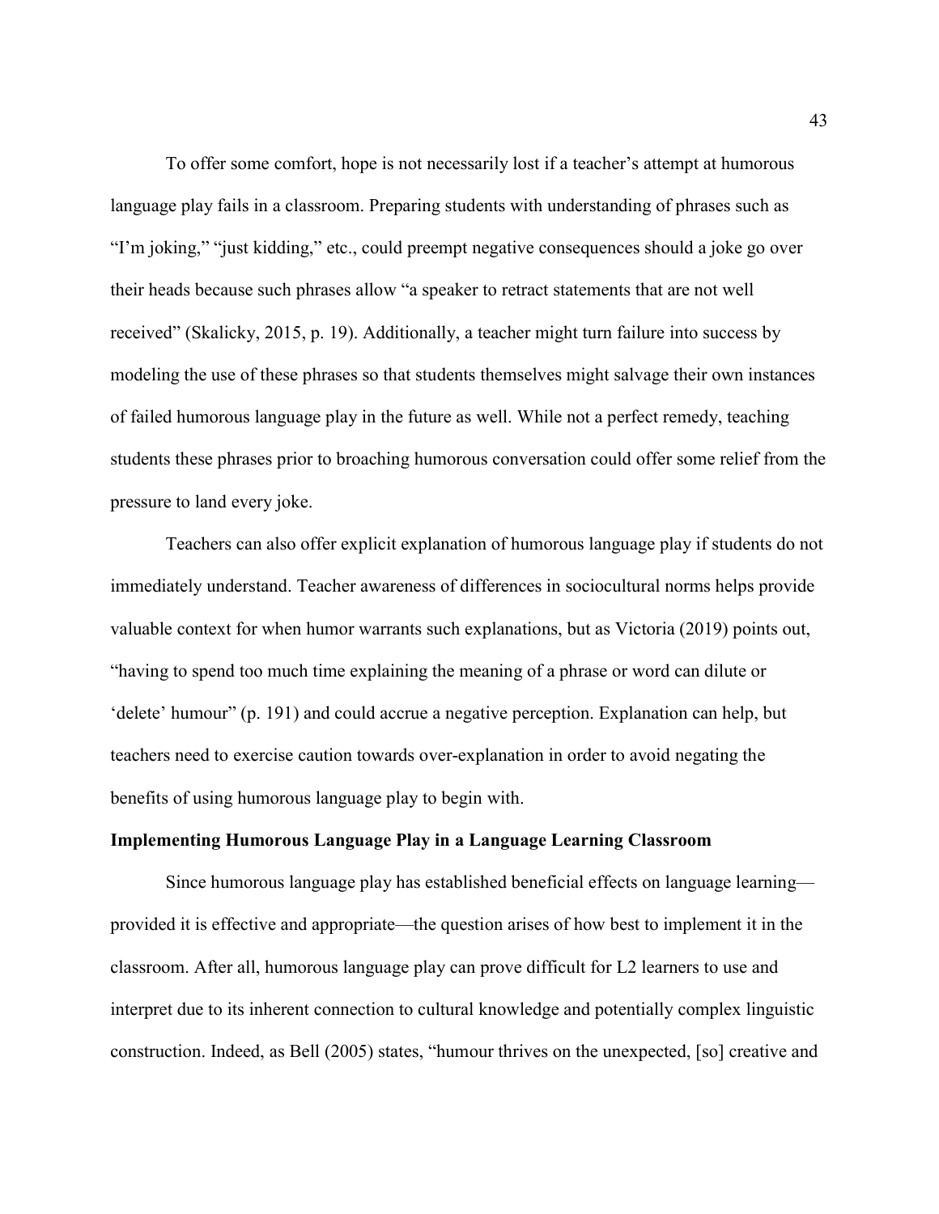To offer some comfort, hope is not necessarily lost if a teacher's attempt at humorous language play fails in a classroom. Preparing students with understanding of phrases such as "I'm joking," "just kidding," etc., could preempt negative consequences should a joke go over their heads because such phrases allow "a speaker to retract statements that are not well received" (Skalicky, 2015, p. 19). Additionally, a teacher might turn failure into success by modeling the use of these phrases so that students themselves might salvage their own instances of failed humorous language play in the future as well. While not a perfect remedy, teaching students these phrases prior to broaching humorous conversation could offer some relief from the pressure to land every joke.

Teachers can also offer explicit explanation of humorous language play if students do not immediately understand. Teacher awareness of differences in sociocultural norms helps provide valuable context for when humor warrants such explanations, but as Victoria (2019) points out, "having to spend too much time explaining the meaning of a phrase or word can dilute or 'delete' humour" (p. 191) and could accrue a negative perception. Explanation can help, but teachers need to exercise caution towards over-explanation in order to avoid negating the benefits of using humorous language play to begin with.

## Implementing Humorous Language Play in a Language Learning Classroom

Since humorous language play has established beneficial effects on language learning—provided it is effective and appropriate—the question arises of how best to implement it in the classroom. After all, humorous language play can prove difficult for L2 learners to use and interpret due to its inherent connection to cultural knowledge and potentially complex linguistic construction. Indeed, as Bell (2005) states, "humour thrives on the unexpected, [so] creative and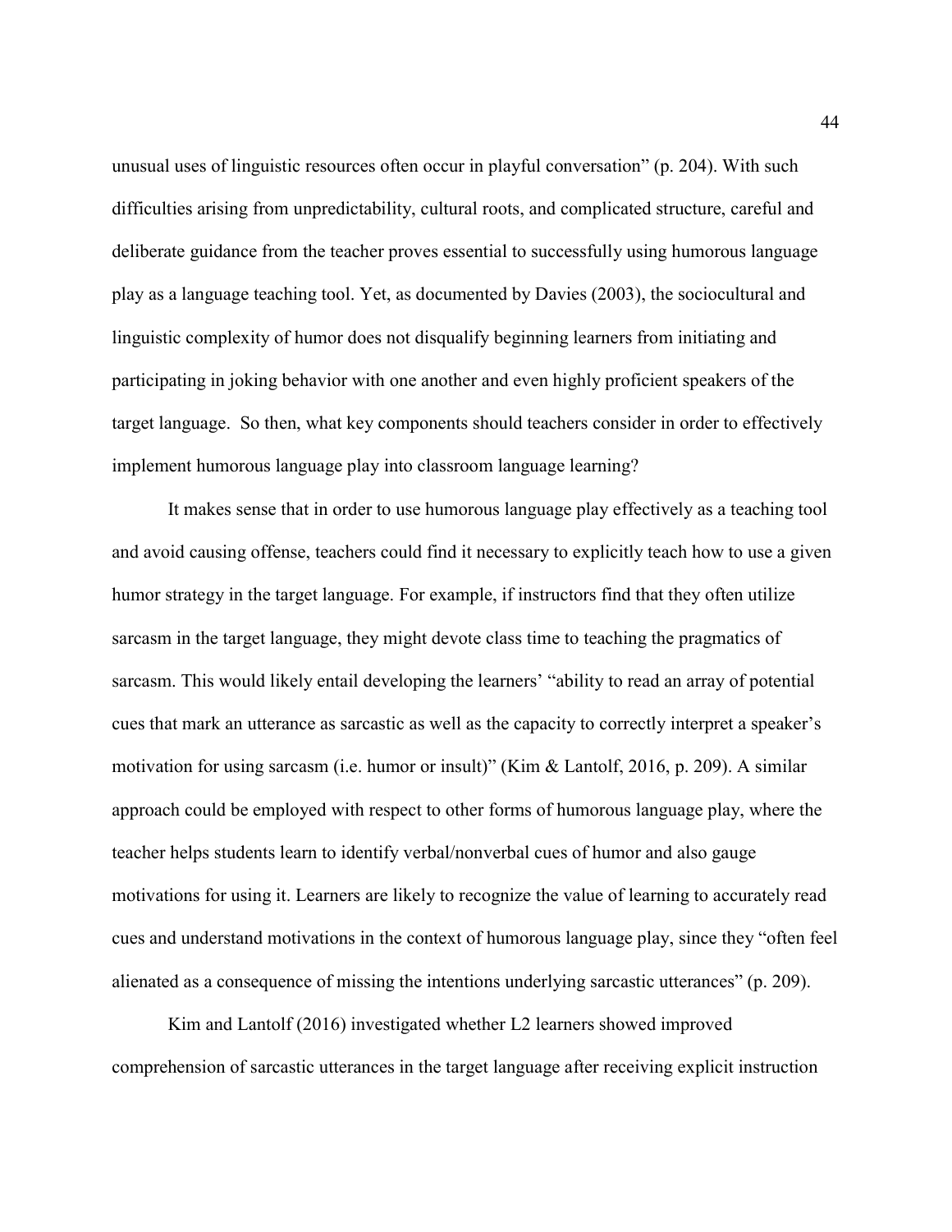unusual uses of linguistic resources often occur in playful conversation" (p. 204). With such difficulties arising from unpredictability, cultural roots, and complicated structure, careful and deliberate guidance from the teacher proves essential to successfully using humorous language play as a language teaching tool. Yet, as documented by Davies (2003), the sociocultural and linguistic complexity of humor does not disqualify beginning learners from initiating and participating in joking behavior with one another and even highly proficient speakers of the target language.  So then, what key components should teachers consider in order to effectively implement humorous language play into classroom language learning?

It makes sense that in order to use humorous language play effectively as a teaching tool and avoid causing offense, teachers could find it necessary to explicitly teach how to use a given humor strategy in the target language. For example, if instructors find that they often utilize sarcasm in the target language, they might devote class time to teaching the pragmatics of sarcasm. This would likely entail developing the learners' "ability to read an array of potential cues that mark an utterance as sarcastic as well as the capacity to correctly interpret a speaker's motivation for using sarcasm (i.e. humor or insult)" (Kim & Lantolf, 2016, p. 209). A similar approach could be employed with respect to other forms of humorous language play, where the teacher helps students learn to identify verbal/nonverbal cues of humor and also gauge motivations for using it. Learners are likely to recognize the value of learning to accurately read cues and understand motivations in the context of humorous language play, since they "often feel alienated as a consequence of missing the intentions underlying sarcastic utterances" (p. 209).

Kim and Lantolf (2016) investigated whether L2 learners showed improved comprehension of sarcastic utterances in the target language after receiving explicit instruction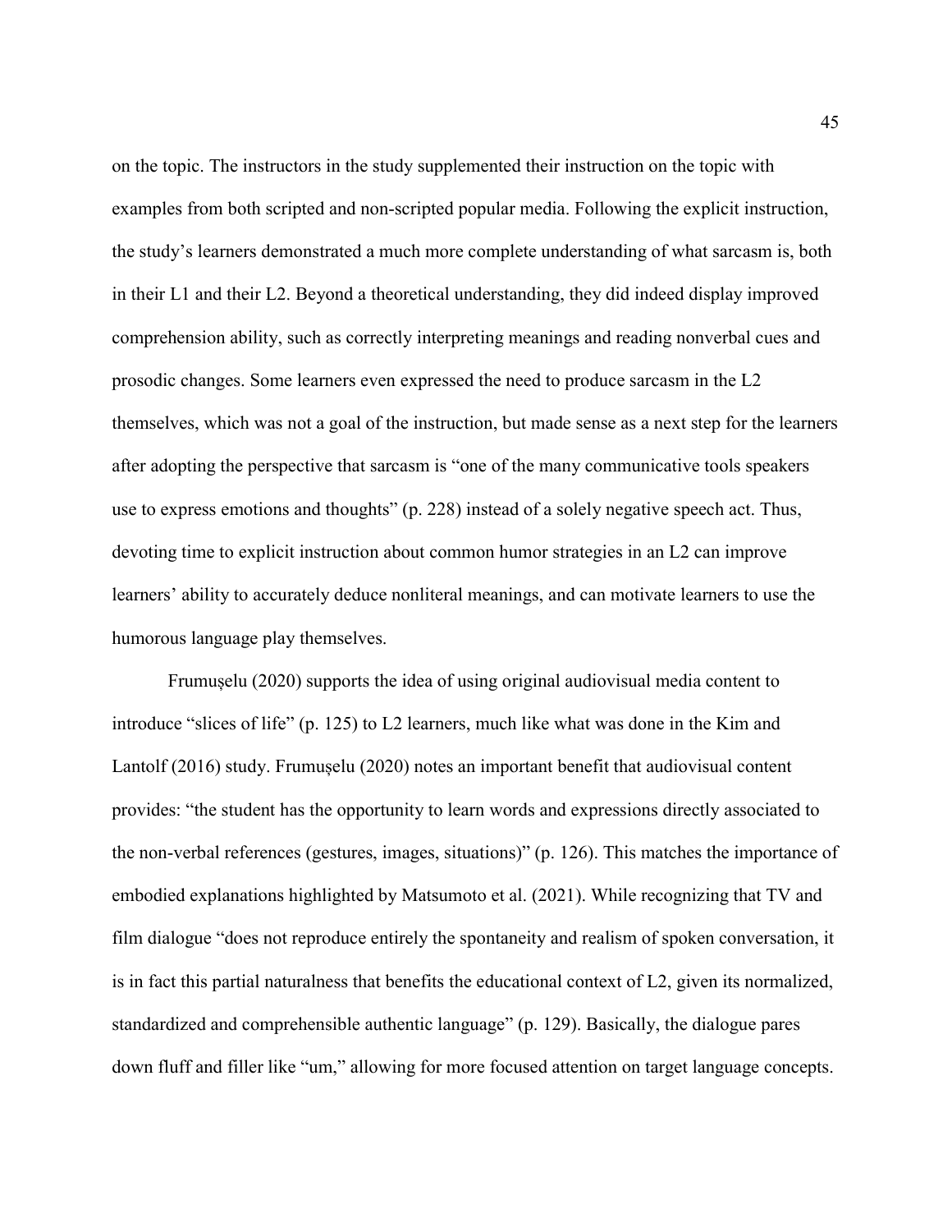on the topic. The instructors in the study supplemented their instruction on the topic with examples from both scripted and non-scripted popular media. Following the explicit instruction, the study's learners demonstrated a much more complete understanding of what sarcasm is, both in their L1 and their L2. Beyond a theoretical understanding, they did indeed display improved comprehension ability, such as correctly interpreting meanings and reading nonverbal cues and prosodic changes. Some learners even expressed the need to produce sarcasm in the L2 themselves, which was not a goal of the instruction, but made sense as a next step for the learners after adopting the perspective that sarcasm is "one of the many communicative tools speakers use to express emotions and thoughts" (p. 228) instead of a solely negative speech act. Thus, devoting time to explicit instruction about common humor strategies in an L2 can improve learners' ability to accurately deduce nonliteral meanings, and can motivate learners to use the humorous language play themselves.

Frumușelu (2020) supports the idea of using original audiovisual media content to introduce "slices of life" (p. 125) to L2 learners, much like what was done in the Kim and Lantolf (2016) study. Frumușelu (2020) notes an important benefit that audiovisual content provides: "the student has the opportunity to learn words and expressions directly associated to the non-verbal references (gestures, images, situations)" (p. 126). This matches the importance of embodied explanations highlighted by Matsumoto et al. (2021). While recognizing that TV and film dialogue "does not reproduce entirely the spontaneity and realism of spoken conversation, it is in fact this partial naturalness that benefits the educational context of L2, given its normalized, standardized and comprehensible authentic language" (p. 129). Basically, the dialogue pares down fluff and filler like "um," allowing for more focused attention on target language concepts.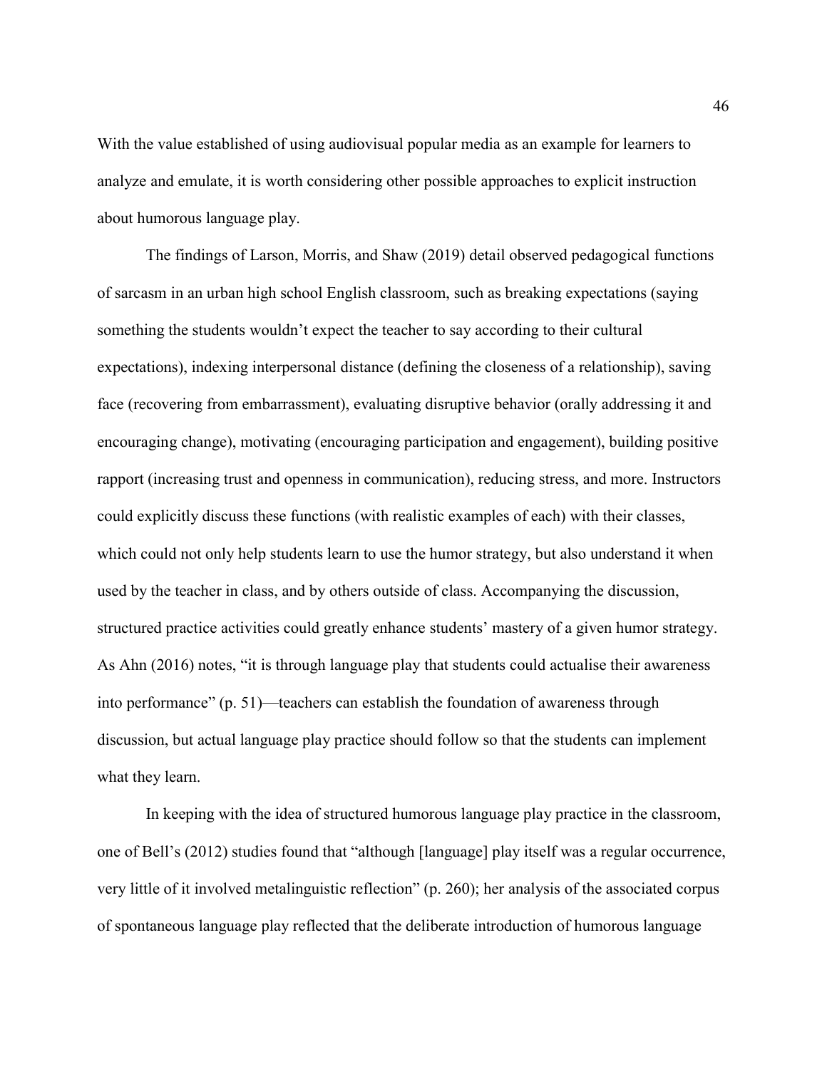With the value established of using audiovisual popular media as an example for learners to analyze and emulate, it is worth considering other possible approaches to explicit instruction about humorous language play.

The findings of Larson, Morris, and Shaw (2019) detail observed pedagogical functions of sarcasm in an urban high school English classroom, such as breaking expectations (saying something the students wouldn't expect the teacher to say according to their cultural expectations), indexing interpersonal distance (defining the closeness of a relationship), saving face (recovering from embarrassment), evaluating disruptive behavior (orally addressing it and encouraging change), motivating (encouraging participation and engagement), building positive rapport (increasing trust and openness in communication), reducing stress, and more. Instructors could explicitly discuss these functions (with realistic examples of each) with their classes, which could not only help students learn to use the humor strategy, but also understand it when used by the teacher in class, and by others outside of class. Accompanying the discussion, structured practice activities could greatly enhance students' mastery of a given humor strategy. As Ahn (2016) notes, "it is through language play that students could actualise their awareness into performance" (p. 51)—teachers can establish the foundation of awareness through discussion, but actual language play practice should follow so that the students can implement what they learn.

In keeping with the idea of structured humorous language play practice in the classroom, one of Bell's (2012) studies found that "although [language] play itself was a regular occurrence, very little of it involved metalinguistic reflection" (p. 260); her analysis of the associated corpus of spontaneous language play reflected that the deliberate introduction of humorous language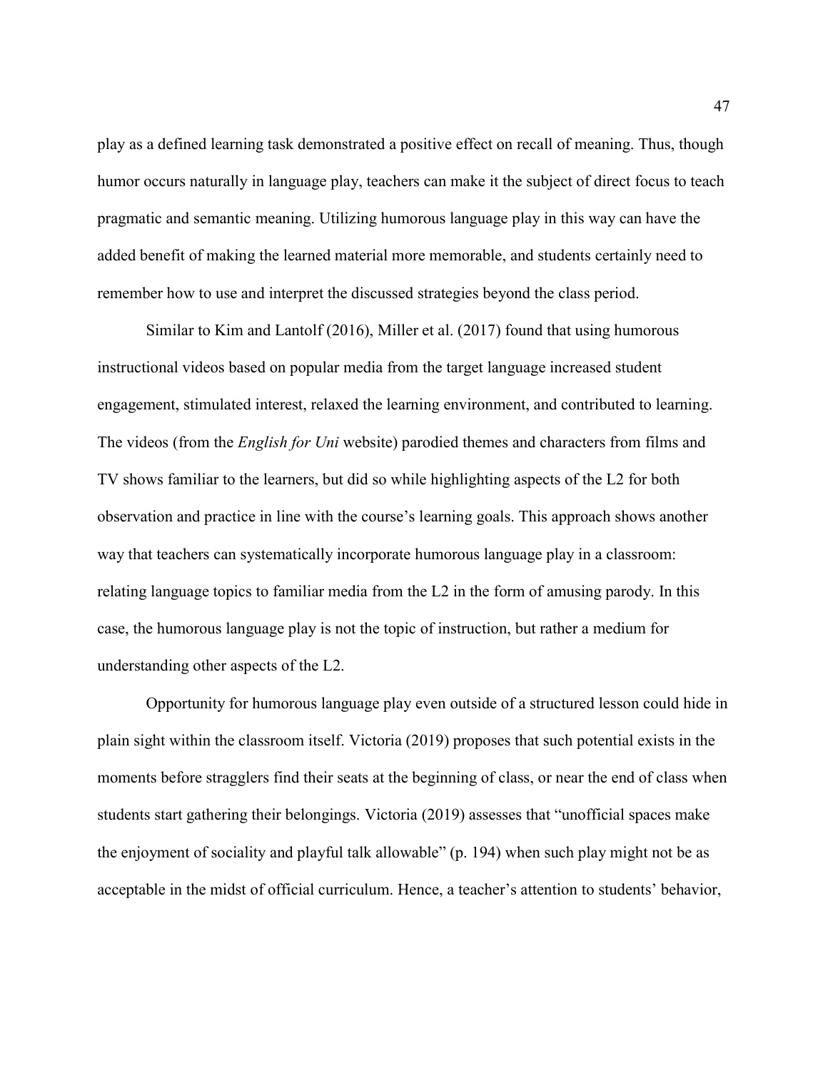play as a defined learning task demonstrated a positive effect on recall of meaning. Thus, though humor occurs naturally in language play, teachers can make it the subject of direct focus to teach pragmatic and semantic meaning. Utilizing humorous language play in this way can have the added benefit of making the learned material more memorable, and students certainly need to remember how to use and interpret the discussed strategies beyond the class period.

Similar to Kim and Lantolf (2016), Miller et al. (2017) found that using humorous instructional videos based on popular media from the target language increased student engagement, stimulated interest, relaxed the learning environment, and contributed to learning. The videos (from the *English for Uni* website) parodied themes and characters from films and TV shows familiar to the learners, but did so while highlighting aspects of the L2 for both observation and practice in line with the course's learning goals. This approach shows another way that teachers can systematically incorporate humorous language play in a classroom: relating language topics to familiar media from the L2 in the form of amusing parody. In this case, the humorous language play is not the topic of instruction, but rather a medium for understanding other aspects of the L2.

Opportunity for humorous language play even outside of a structured lesson could hide in plain sight within the classroom itself. Victoria (2019) proposes that such potential exists in the moments before stragglers find their seats at the beginning of class, or near the end of class when students start gathering their belongings. Victoria (2019) assesses that "unofficial spaces make the enjoyment of sociality and playful talk allowable" (p. 194) when such play might not be as acceptable in the midst of official curriculum. Hence, a teacher's attention to students' behavior,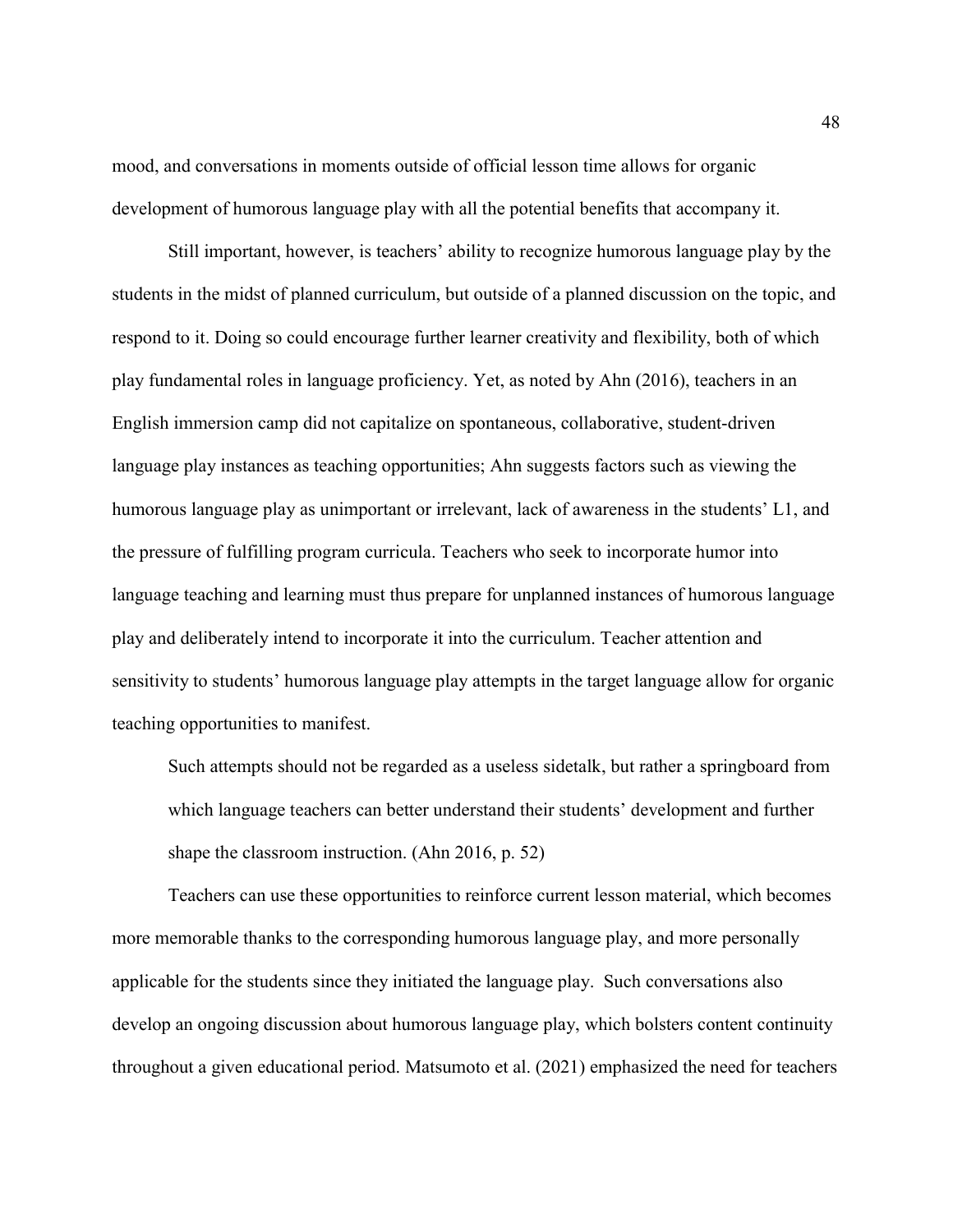mood, and conversations in moments outside of official lesson time allows for organic development of humorous language play with all the potential benefits that accompany it.

Still important, however, is teachers' ability to recognize humorous language play by the students in the midst of planned curriculum, but outside of a planned discussion on the topic, and respond to it. Doing so could encourage further learner creativity and flexibility, both of which play fundamental roles in language proficiency. Yet, as noted by Ahn (2016), teachers in an English immersion camp did not capitalize on spontaneous, collaborative, student-driven language play instances as teaching opportunities; Ahn suggests factors such as viewing the humorous language play as unimportant or irrelevant, lack of awareness in the students' L1, and the pressure of fulfilling program curricula. Teachers who seek to incorporate humor into language teaching and learning must thus prepare for unplanned instances of humorous language play and deliberately intend to incorporate it into the curriculum. Teacher attention and sensitivity to students' humorous language play attempts in the target language allow for organic teaching opportunities to manifest.

> Such attempts should not be regarded as a useless sidetalk, but rather a springboard from which language teachers can better understand their students' development and further shape the classroom instruction. (Ahn 2016, p. 52)

Teachers can use these opportunities to reinforce current lesson material, which becomes more memorable thanks to the corresponding humorous language play, and more personally applicable for the students since they initiated the language play. Such conversations also develop an ongoing discussion about humorous language play, which bolsters content continuity throughout a given educational period. Matsumoto et al. (2021) emphasized the need for teachers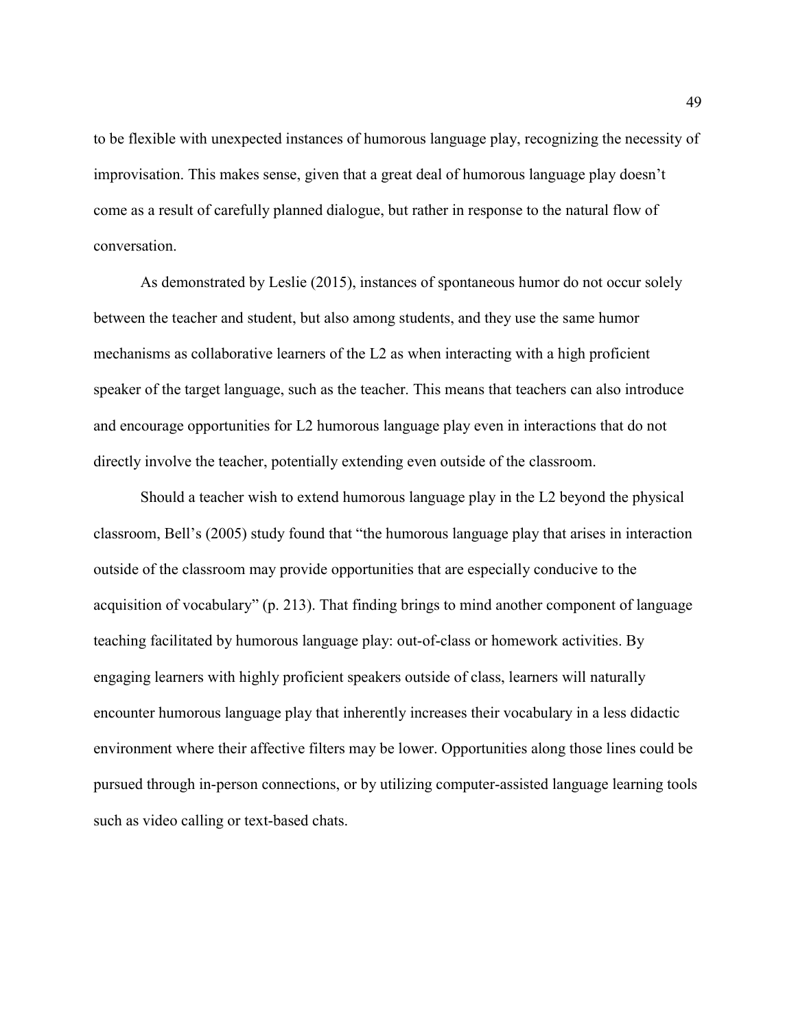to be flexible with unexpected instances of humorous language play, recognizing the necessity of improvisation. This makes sense, given that a great deal of humorous language play doesn't come as a result of carefully planned dialogue, but rather in response to the natural flow of conversation.

As demonstrated by Leslie (2015), instances of spontaneous humor do not occur solely between the teacher and student, but also among students, and they use the same humor mechanisms as collaborative learners of the L2 as when interacting with a high proficient speaker of the target language, such as the teacher. This means that teachers can also introduce and encourage opportunities for L2 humorous language play even in interactions that do not directly involve the teacher, potentially extending even outside of the classroom.

Should a teacher wish to extend humorous language play in the L2 beyond the physical classroom, Bell's (2005) study found that "the humorous language play that arises in interaction outside of the classroom may provide opportunities that are especially conducive to the acquisition of vocabulary" (p. 213). That finding brings to mind another component of language teaching facilitated by humorous language play: out-of-class or homework activities. By engaging learners with highly proficient speakers outside of class, learners will naturally encounter humorous language play that inherently increases their vocabulary in a less didactic environment where their affective filters may be lower. Opportunities along those lines could be pursued through in-person connections, or by utilizing computer-assisted language learning tools such as video calling or text-based chats.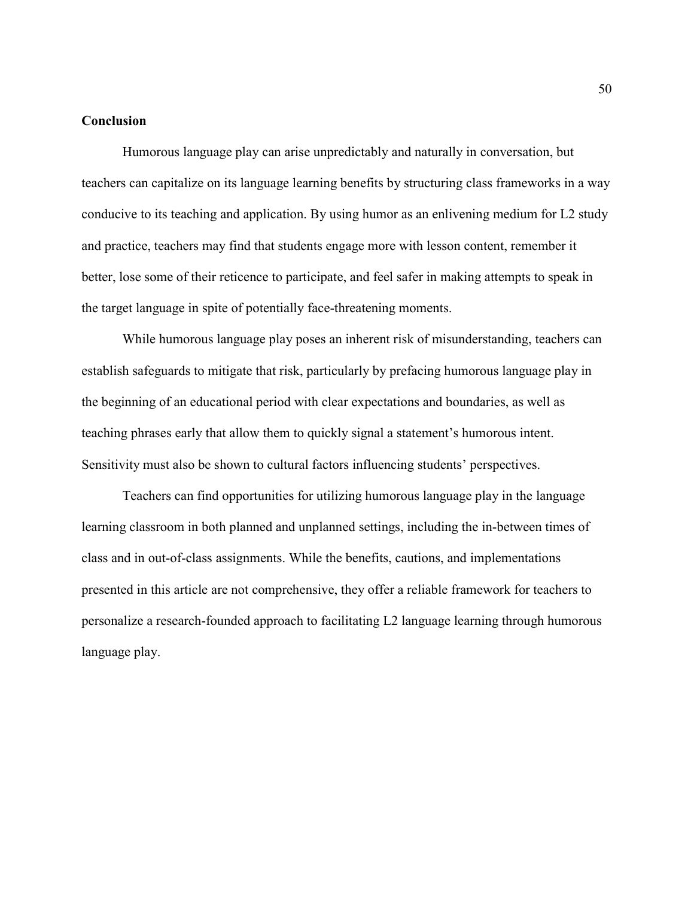## Conclusion

Humorous language play can arise unpredictably and naturally in conversation, but teachers can capitalize on its language learning benefits by structuring class frameworks in a way conducive to its teaching and application. By using humor as an enlivening medium for L2 study and practice, teachers may find that students engage more with lesson content, remember it better, lose some of their reticence to participate, and feel safer in making attempts to speak in the target language in spite of potentially face-threatening moments.

While humorous language play poses an inherent risk of misunderstanding, teachers can establish safeguards to mitigate that risk, particularly by prefacing humorous language play in the beginning of an educational period with clear expectations and boundaries, as well as teaching phrases early that allow them to quickly signal a statement's humorous intent. Sensitivity must also be shown to cultural factors influencing students' perspectives.

Teachers can find opportunities for utilizing humorous language play in the language learning classroom in both planned and unplanned settings, including the in-between times of class and in out-of-class assignments. While the benefits, cautions, and implementations presented in this article are not comprehensive, they offer a reliable framework for teachers to personalize a research-founded approach to facilitating L2 language learning through humorous language play.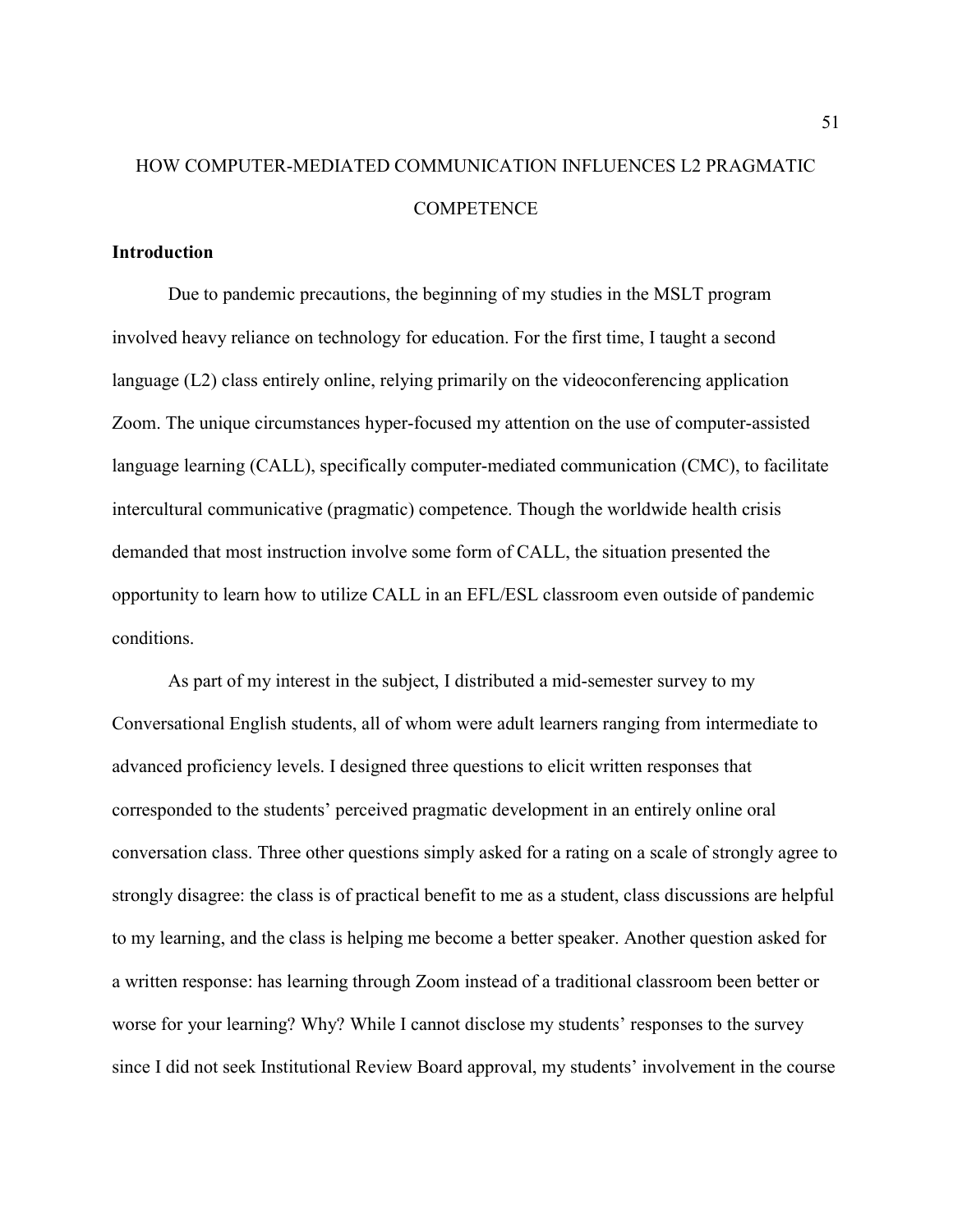# HOW COMPUTER-MEDIATED COMMUNICATION INFLUENCES L2 PRAGMATIC COMPETENCE

## Introduction

Due to pandemic precautions, the beginning of my studies in the MSLT program involved heavy reliance on technology for education. For the first time, I taught a second language (L2) class entirely online, relying primarily on the videoconferencing application Zoom. The unique circumstances hyper-focused my attention on the use of computer-assisted language learning (CALL), specifically computer-mediated communication (CMC), to facilitate intercultural communicative (pragmatic) competence. Though the worldwide health crisis demanded that most instruction involve some form of CALL, the situation presented the opportunity to learn how to utilize CALL in an EFL/ESL classroom even outside of pandemic conditions.

As part of my interest in the subject, I distributed a mid-semester survey to my Conversational English students, all of whom were adult learners ranging from intermediate to advanced proficiency levels. I designed three questions to elicit written responses that corresponded to the students' perceived pragmatic development in an entirely online oral conversation class. Three other questions simply asked for a rating on a scale of strongly agree to strongly disagree: the class is of practical benefit to me as a student, class discussions are helpful to my learning, and the class is helping me become a better speaker. Another question asked for a written response: has learning through Zoom instead of a traditional classroom been better or worse for your learning? Why? While I cannot disclose my students' responses to the survey since I did not seek Institutional Review Board approval, my students' involvement in the course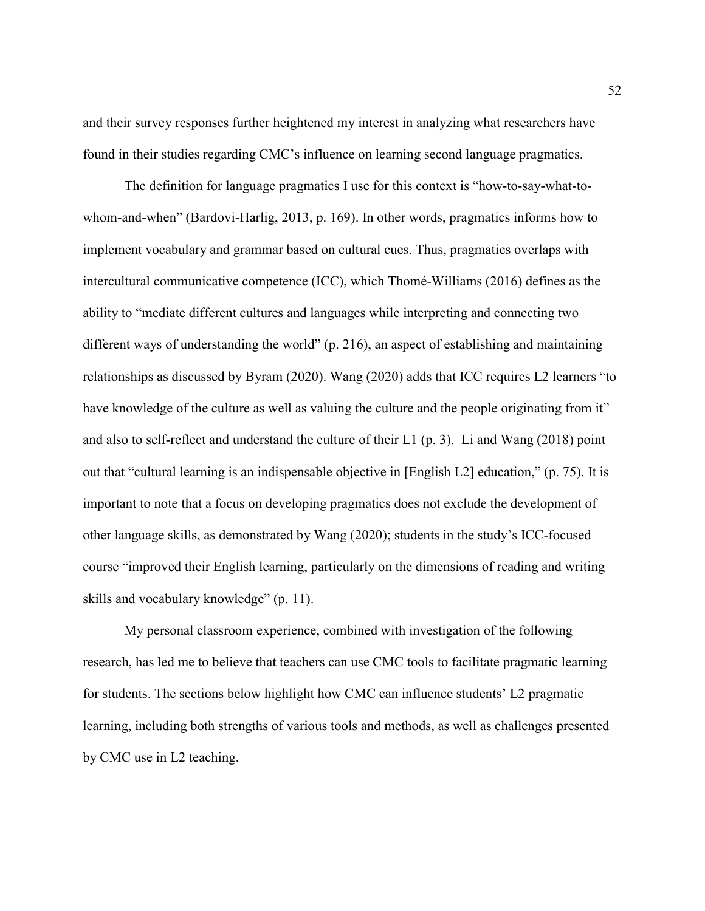and their survey responses further heightened my interest in analyzing what researchers have found in their studies regarding CMC's influence on learning second language pragmatics.

The definition for language pragmatics I use for this context is "how-to-say-what-to-whom-and-when" (Bardovi-Harlig, 2013, p. 169). In other words, pragmatics informs how to implement vocabulary and grammar based on cultural cues. Thus, pragmatics overlaps with intercultural communicative competence (ICC), which Thomé-Williams (2016) defines as the ability to "mediate different cultures and languages while interpreting and connecting two different ways of understanding the world" (p. 216), an aspect of establishing and maintaining relationships as discussed by Byram (2020). Wang (2020) adds that ICC requires L2 learners "to have knowledge of the culture as well as valuing the culture and the people originating from it" and also to self-reflect and understand the culture of their L1 (p. 3). Li and Wang (2018) point out that "cultural learning is an indispensable objective in [English L2] education," (p. 75). It is important to note that a focus on developing pragmatics does not exclude the development of other language skills, as demonstrated by Wang (2020); students in the study's ICC-focused course "improved their English learning, particularly on the dimensions of reading and writing skills and vocabulary knowledge" (p. 11).

My personal classroom experience, combined with investigation of the following research, has led me to believe that teachers can use CMC tools to facilitate pragmatic learning for students. The sections below highlight how CMC can influence students' L2 pragmatic learning, including both strengths of various tools and methods, as well as challenges presented by CMC use in L2 teaching.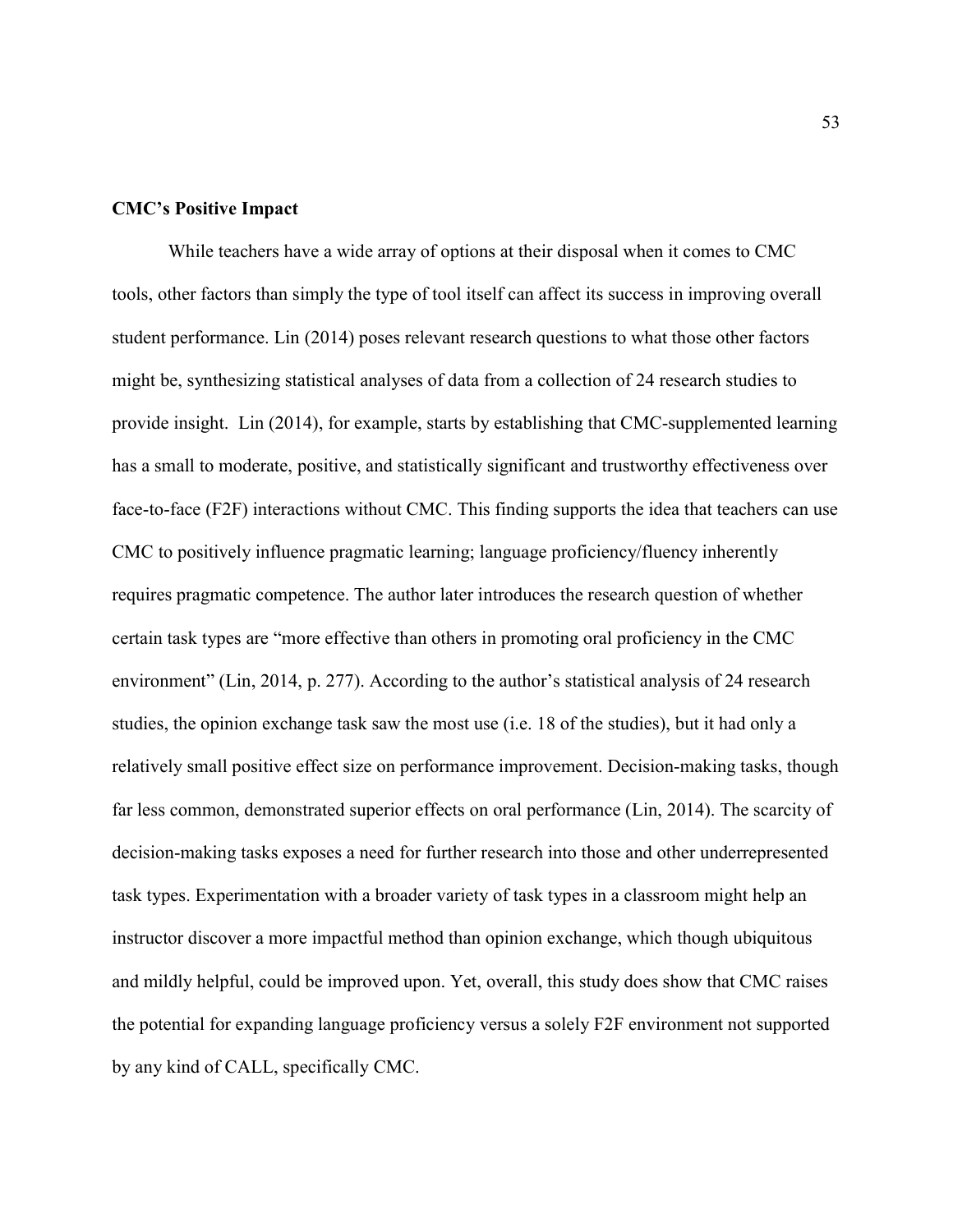**CMC's Positive Impact**

While teachers have a wide array of options at their disposal when it comes to CMC tools, other factors than simply the type of tool itself can affect its success in improving overall student performance. Lin (2014) poses relevant research questions to what those other factors might be, synthesizing statistical analyses of data from a collection of 24 research studies to provide insight. Lin (2014), for example, starts by establishing that CMC-supplemented learning has a small to moderate, positive, and statistically significant and trustworthy effectiveness over face-to-face (F2F) interactions without CMC. This finding supports the idea that teachers can use CMC to positively influence pragmatic learning; language proficiency/fluency inherently requires pragmatic competence. The author later introduces the research question of whether certain task types are "more effective than others in promoting oral proficiency in the CMC environment" (Lin, 2014, p. 277). According to the author's statistical analysis of 24 research studies, the opinion exchange task saw the most use (i.e. 18 of the studies), but it had only a relatively small positive effect size on performance improvement. Decision-making tasks, though far less common, demonstrated superior effects on oral performance (Lin, 2014). The scarcity of decision-making tasks exposes a need for further research into those and other underrepresented task types. Experimentation with a broader variety of task types in a classroom might help an instructor discover a more impactful method than opinion exchange, which though ubiquitous and mildly helpful, could be improved upon. Yet, overall, this study does show that CMC raises the potential for expanding language proficiency versus a solely F2F environment not supported by any kind of CALL, specifically CMC.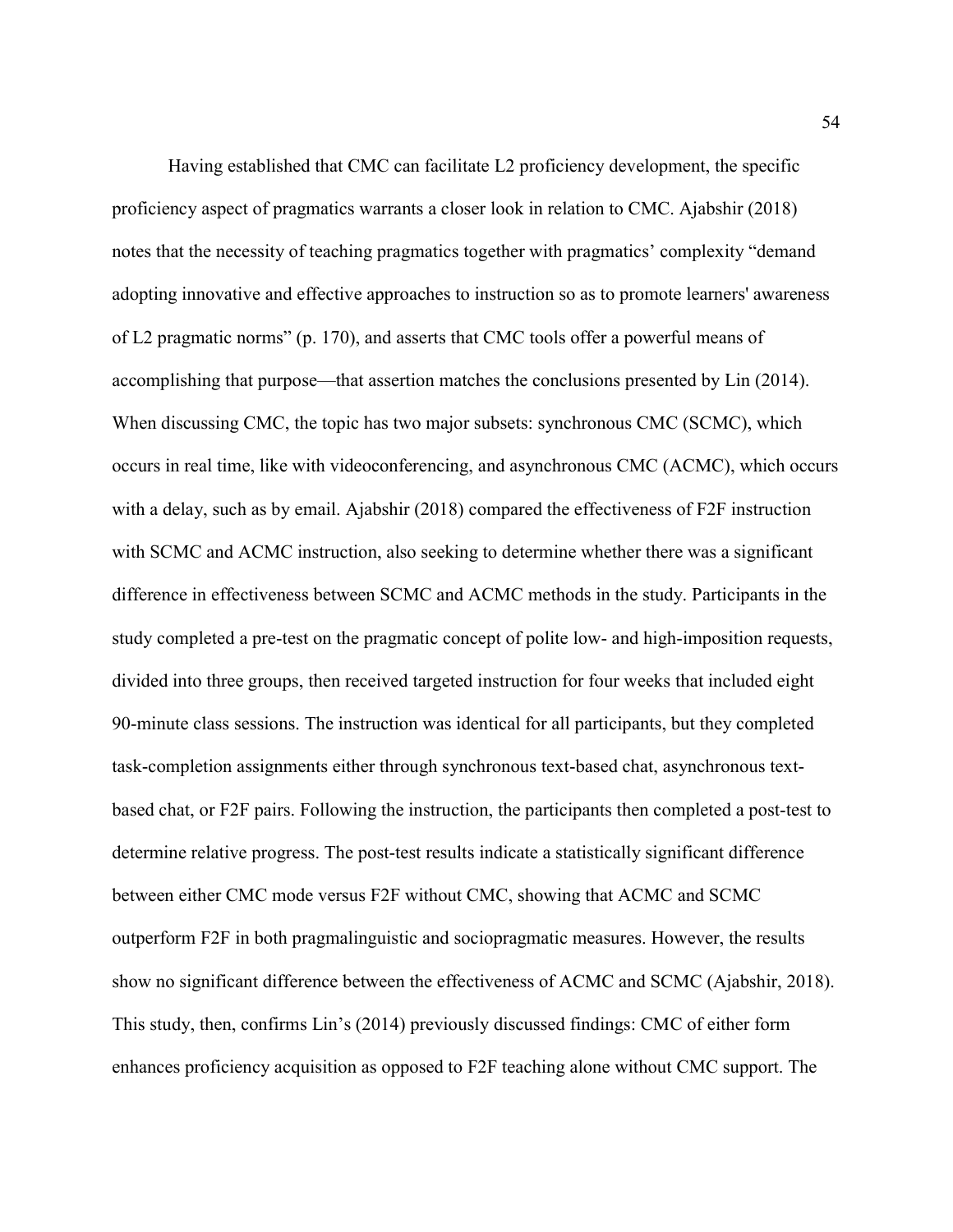Having established that CMC can facilitate L2 proficiency development, the specific proficiency aspect of pragmatics warrants a closer look in relation to CMC. Ajabshir (2018) notes that the necessity of teaching pragmatics together with pragmatics' complexity "demand adopting innovative and effective approaches to instruction so as to promote learners' awareness of L2 pragmatic norms" (p. 170), and asserts that CMC tools offer a powerful means of accomplishing that purpose—that assertion matches the conclusions presented by Lin (2014). When discussing CMC, the topic has two major subsets: synchronous CMC (SCMC), which occurs in real time, like with videoconferencing, and asynchronous CMC (ACMC), which occurs with a delay, such as by email. Ajabshir (2018) compared the effectiveness of F2F instruction with SCMC and ACMC instruction, also seeking to determine whether there was a significant difference in effectiveness between SCMC and ACMC methods in the study. Participants in the study completed a pre-test on the pragmatic concept of polite low- and high-imposition requests, divided into three groups, then received targeted instruction for four weeks that included eight 90-minute class sessions. The instruction was identical for all participants, but they completed task-completion assignments either through synchronous text-based chat, asynchronous text-based chat, or F2F pairs. Following the instruction, the participants then completed a post-test to determine relative progress. The post-test results indicate a statistically significant difference between either CMC mode versus F2F without CMC, showing that ACMC and SCMC outperform F2F in both pragmalinguistic and sociopragmatic measures. However, the results show no significant difference between the effectiveness of ACMC and SCMC (Ajabshir, 2018). This study, then, confirms Lin's (2014) previously discussed findings: CMC of either form enhances proficiency acquisition as opposed to F2F teaching alone without CMC support. The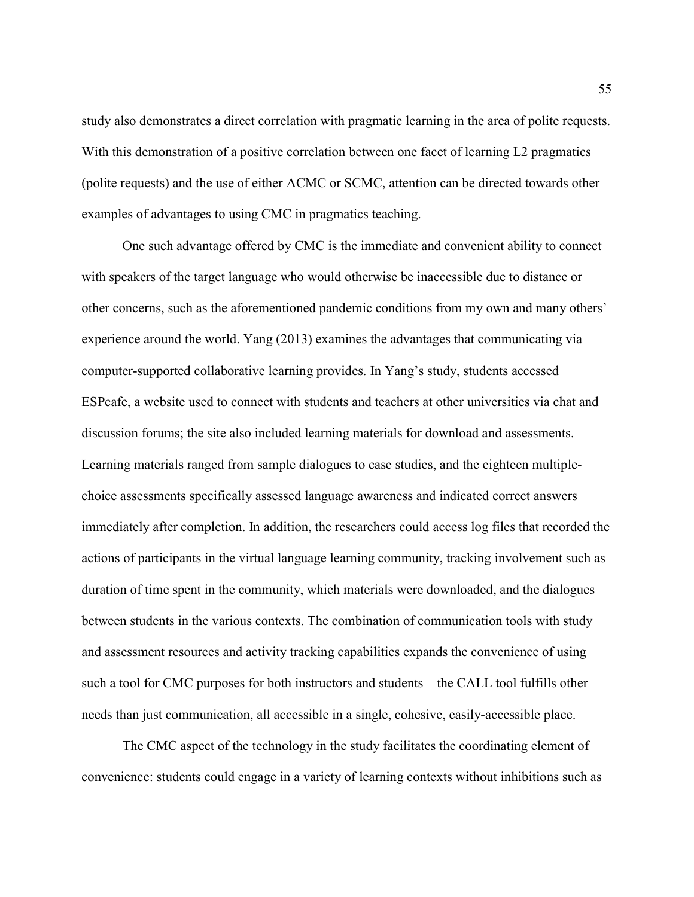study also demonstrates a direct correlation with pragmatic learning in the area of polite requests. With this demonstration of a positive correlation between one facet of learning L2 pragmatics (polite requests) and the use of either ACMC or SCMC, attention can be directed towards other examples of advantages to using CMC in pragmatics teaching.

One such advantage offered by CMC is the immediate and convenient ability to connect with speakers of the target language who would otherwise be inaccessible due to distance or other concerns, such as the aforementioned pandemic conditions from my own and many others' experience around the world. Yang (2013) examines the advantages that communicating via computer-supported collaborative learning provides. In Yang's study, students accessed ESPcafe, a website used to connect with students and teachers at other universities via chat and discussion forums; the site also included learning materials for download and assessments. Learning materials ranged from sample dialogues to case studies, and the eighteen multiple-choice assessments specifically assessed language awareness and indicated correct answers immediately after completion. In addition, the researchers could access log files that recorded the actions of participants in the virtual language learning community, tracking involvement such as duration of time spent in the community, which materials were downloaded, and the dialogues between students in the various contexts. The combination of communication tools with study and assessment resources and activity tracking capabilities expands the convenience of using such a tool for CMC purposes for both instructors and students—the CALL tool fulfills other needs than just communication, all accessible in a single, cohesive, easily-accessible place.

The CMC aspect of the technology in the study facilitates the coordinating element of convenience: students could engage in a variety of learning contexts without inhibitions such as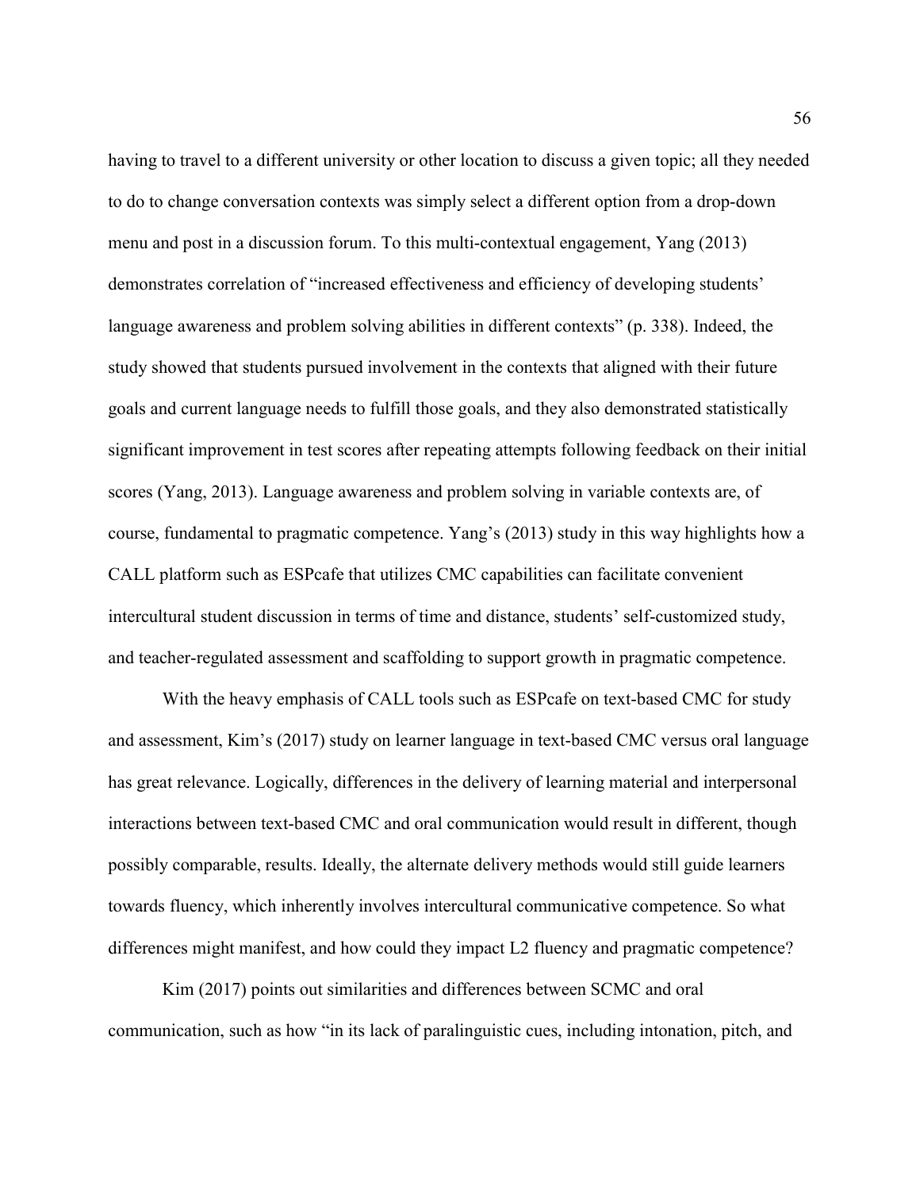having to travel to a different university or other location to discuss a given topic; all they needed to do to change conversation contexts was simply select a different option from a drop-down menu and post in a discussion forum. To this multi-contextual engagement, Yang (2013) demonstrates correlation of "increased effectiveness and efficiency of developing students' language awareness and problem solving abilities in different contexts" (p. 338). Indeed, the study showed that students pursued involvement in the contexts that aligned with their future goals and current language needs to fulfill those goals, and they also demonstrated statistically significant improvement in test scores after repeating attempts following feedback on their initial scores (Yang, 2013). Language awareness and problem solving in variable contexts are, of course, fundamental to pragmatic competence. Yang's (2013) study in this way highlights how a CALL platform such as ESPcafe that utilizes CMC capabilities can facilitate convenient intercultural student discussion in terms of time and distance, students' self-customized study, and teacher-regulated assessment and scaffolding to support growth in pragmatic competence.

With the heavy emphasis of CALL tools such as ESPcafe on text-based CMC for study and assessment, Kim's (2017) study on learner language in text-based CMC versus oral language has great relevance. Logically, differences in the delivery of learning material and interpersonal interactions between text-based CMC and oral communication would result in different, though possibly comparable, results. Ideally, the alternate delivery methods would still guide learners towards fluency, which inherently involves intercultural communicative competence. So what differences might manifest, and how could they impact L2 fluency and pragmatic competence?

Kim (2017) points out similarities and differences between SCMC and oral communication, such as how "in its lack of paralinguistic cues, including intonation, pitch, and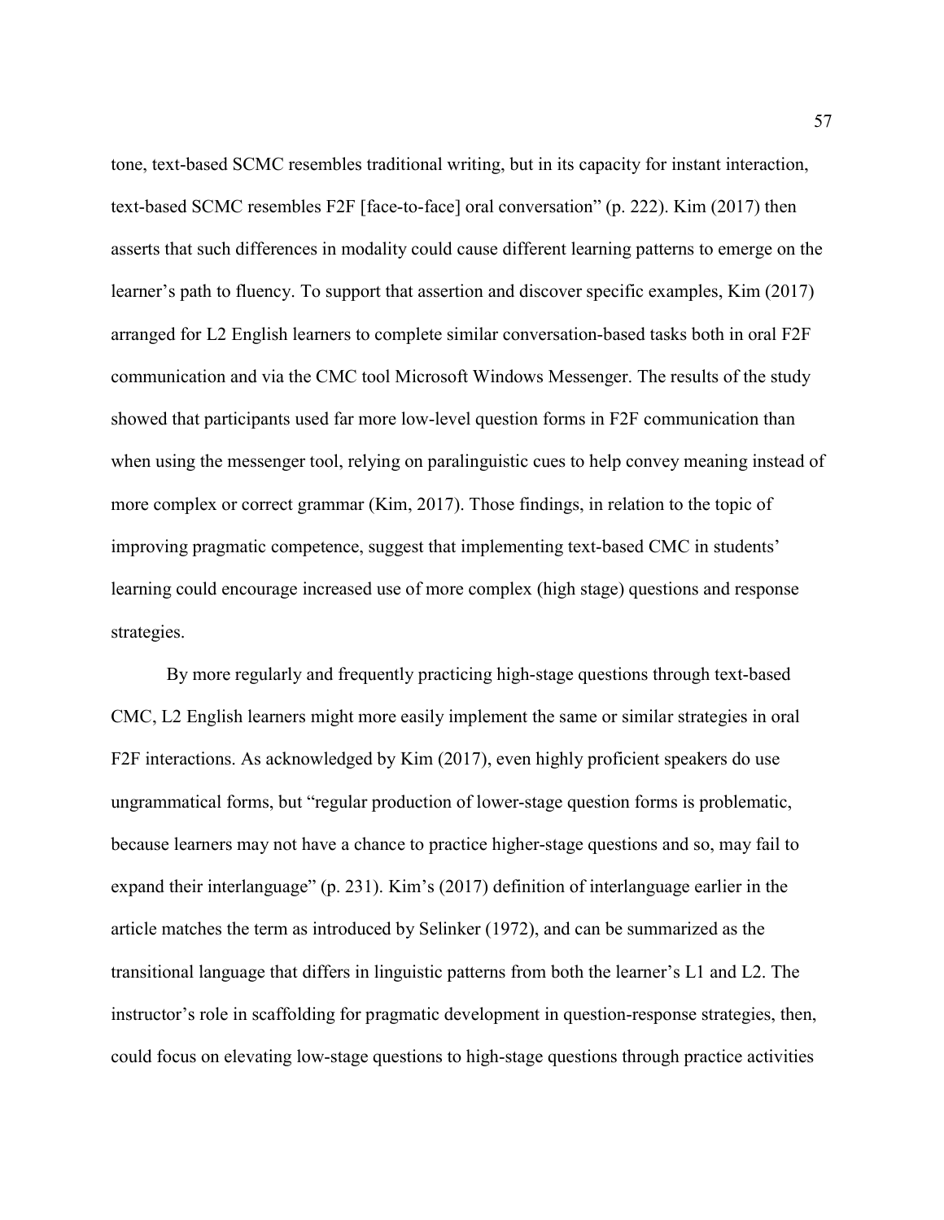tone, text-based SCMC resembles traditional writing, but in its capacity for instant interaction, text-based SCMC resembles F2F [face-to-face] oral conversation" (p. 222). Kim (2017) then asserts that such differences in modality could cause different learning patterns to emerge on the learner's path to fluency. To support that assertion and discover specific examples, Kim (2017) arranged for L2 English learners to complete similar conversation-based tasks both in oral F2F communication and via the CMC tool Microsoft Windows Messenger. The results of the study showed that participants used far more low-level question forms in F2F communication than when using the messenger tool, relying on paralinguistic cues to help convey meaning instead of more complex or correct grammar (Kim, 2017). Those findings, in relation to the topic of improving pragmatic competence, suggest that implementing text-based CMC in students' learning could encourage increased use of more complex (high stage) questions and response strategies.

By more regularly and frequently practicing high-stage questions through text-based CMC, L2 English learners might more easily implement the same or similar strategies in oral F2F interactions. As acknowledged by Kim (2017), even highly proficient speakers do use ungrammatical forms, but "regular production of lower-stage question forms is problematic, because learners may not have a chance to practice higher-stage questions and so, may fail to expand their interlanguage" (p. 231). Kim's (2017) definition of interlanguage earlier in the article matches the term as introduced by Selinker (1972), and can be summarized as the transitional language that differs in linguistic patterns from both the learner's L1 and L2. The instructor's role in scaffolding for pragmatic development in question-response strategies, then, could focus on elevating low-stage questions to high-stage questions through practice activities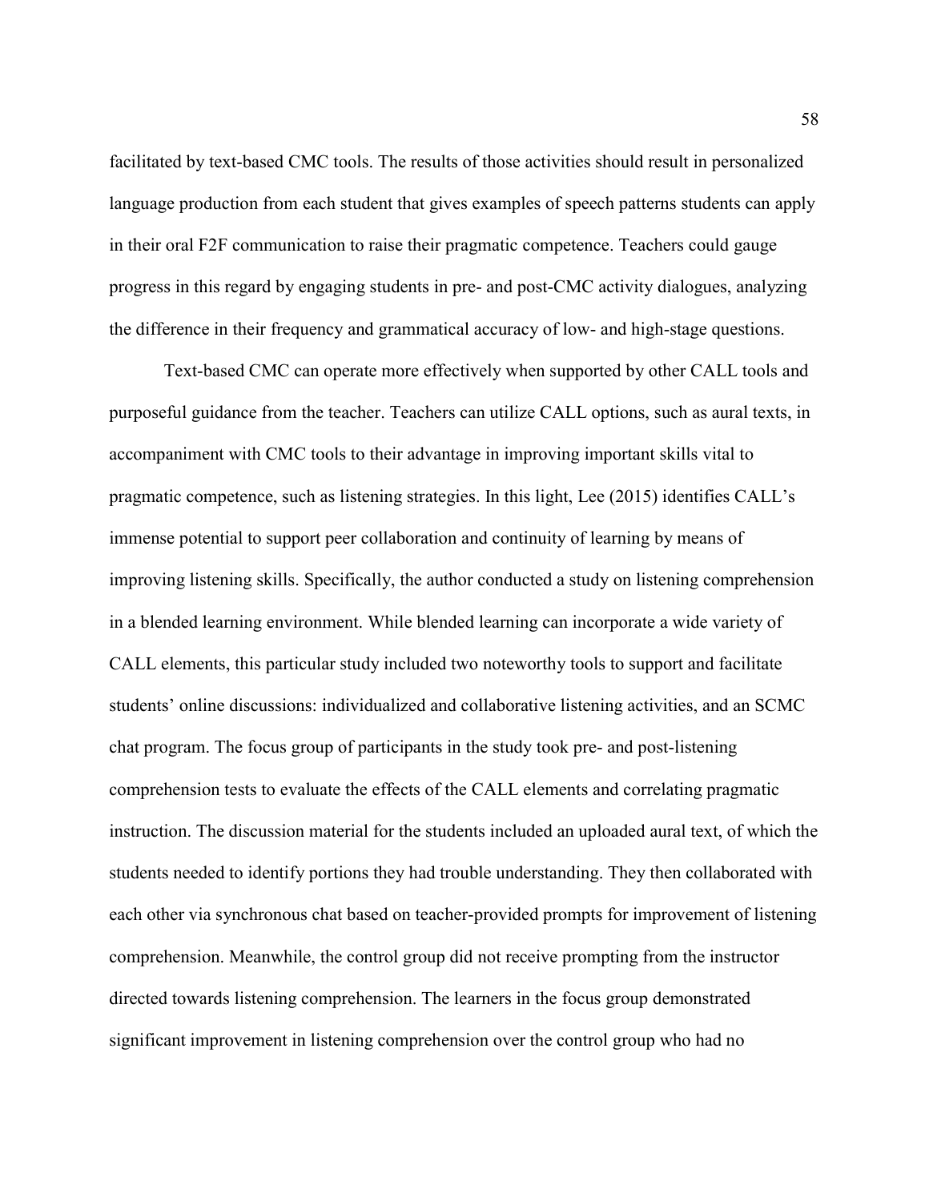facilitated by text-based CMC tools. The results of those activities should result in personalized language production from each student that gives examples of speech patterns students can apply in their oral F2F communication to raise their pragmatic competence. Teachers could gauge progress in this regard by engaging students in pre- and post-CMC activity dialogues, analyzing the difference in their frequency and grammatical accuracy of low- and high-stage questions.

Text-based CMC can operate more effectively when supported by other CALL tools and purposeful guidance from the teacher. Teachers can utilize CALL options, such as aural texts, in accompaniment with CMC tools to their advantage in improving important skills vital to pragmatic competence, such as listening strategies. In this light, Lee (2015) identifies CALL's immense potential to support peer collaboration and continuity of learning by means of improving listening skills. Specifically, the author conducted a study on listening comprehension in a blended learning environment. While blended learning can incorporate a wide variety of CALL elements, this particular study included two noteworthy tools to support and facilitate students' online discussions: individualized and collaborative listening activities, and an SCMC chat program. The focus group of participants in the study took pre- and post-listening comprehension tests to evaluate the effects of the CALL elements and correlating pragmatic instruction. The discussion material for the students included an uploaded aural text, of which the students needed to identify portions they had trouble understanding. They then collaborated with each other via synchronous chat based on teacher-provided prompts for improvement of listening comprehension. Meanwhile, the control group did not receive prompting from the instructor directed towards listening comprehension. The learners in the focus group demonstrated significant improvement in listening comprehension over the control group who had no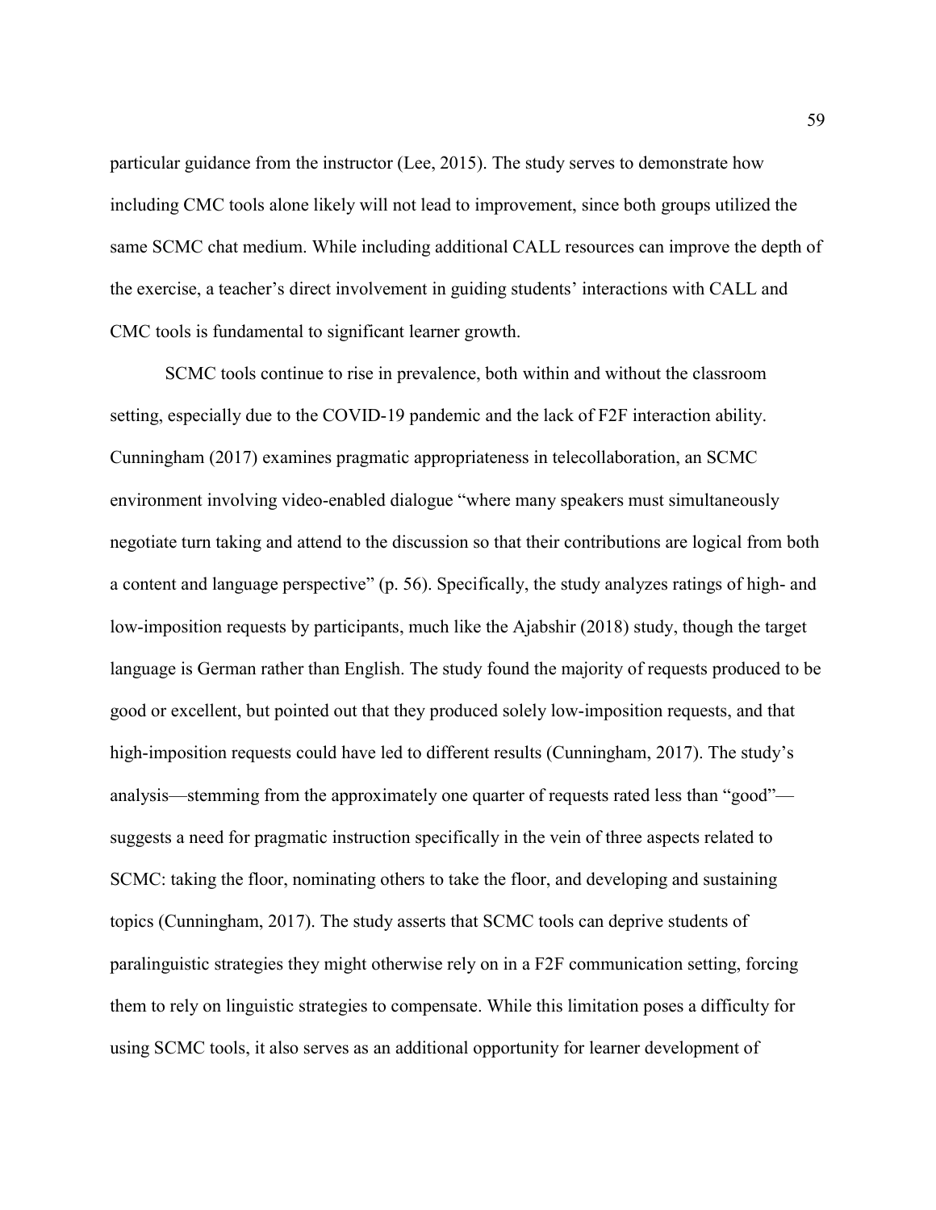particular guidance from the instructor (Lee, 2015). The study serves to demonstrate how including CMC tools alone likely will not lead to improvement, since both groups utilized the same SCMC chat medium. While including additional CALL resources can improve the depth of the exercise, a teacher's direct involvement in guiding students' interactions with CALL and CMC tools is fundamental to significant learner growth.

SCMC tools continue to rise in prevalence, both within and without the classroom setting, especially due to the COVID-19 pandemic and the lack of F2F interaction ability. Cunningham (2017) examines pragmatic appropriateness in telecollaboration, an SCMC environment involving video-enabled dialogue "where many speakers must simultaneously negotiate turn taking and attend to the discussion so that their contributions are logical from both a content and language perspective" (p. 56). Specifically, the study analyzes ratings of high- and low-imposition requests by participants, much like the Ajabshir (2018) study, though the target language is German rather than English. The study found the majority of requests produced to be good or excellent, but pointed out that they produced solely low-imposition requests, and that high-imposition requests could have led to different results (Cunningham, 2017). The study's analysis—stemming from the approximately one quarter of requests rated less than "good"—suggests a need for pragmatic instruction specifically in the vein of three aspects related to SCMC: taking the floor, nominating others to take the floor, and developing and sustaining topics (Cunningham, 2017). The study asserts that SCMC tools can deprive students of paralinguistic strategies they might otherwise rely on in a F2F communication setting, forcing them to rely on linguistic strategies to compensate. While this limitation poses a difficulty for using SCMC tools, it also serves as an additional opportunity for learner development of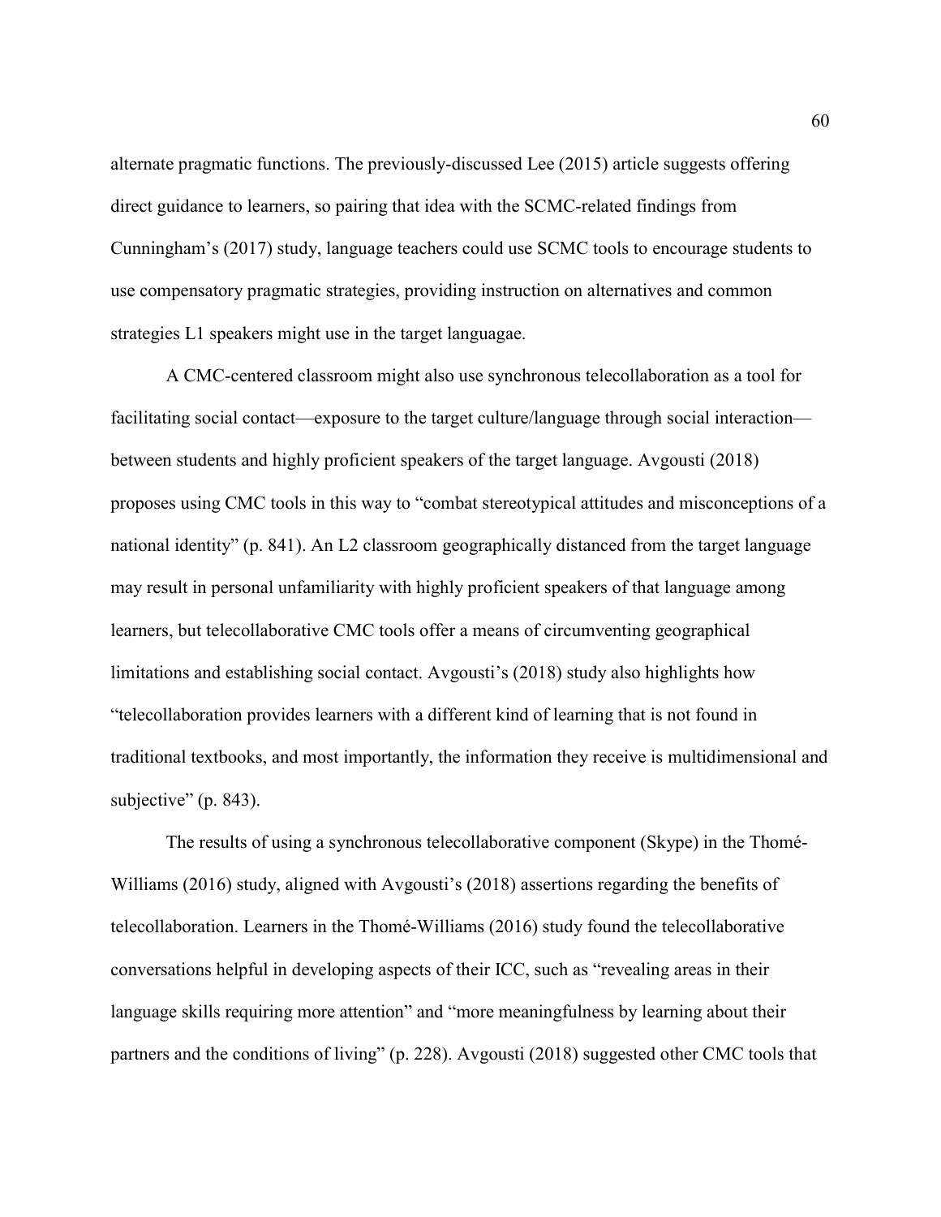alternate pragmatic functions. The previously-discussed Lee (2015) article suggests offering direct guidance to learners, so pairing that idea with the SCMC-related findings from Cunningham's (2017) study, language teachers could use SCMC tools to encourage students to use compensatory pragmatic strategies, providing instruction on alternatives and common strategies L1 speakers might use in the target languagae.

A CMC-centered classroom might also use synchronous telecollaboration as a tool for facilitating social contact—exposure to the target culture/language through social interaction—between students and highly proficient speakers of the target language. Avgousti (2018) proposes using CMC tools in this way to "combat stereotypical attitudes and misconceptions of a national identity" (p. 841). An L2 classroom geographically distanced from the target language may result in personal unfamiliarity with highly proficient speakers of that language among learners, but telecollaborative CMC tools offer a means of circumventing geographical limitations and establishing social contact. Avgousti's (2018) study also highlights how "telecollaboration provides learners with a different kind of learning that is not found in traditional textbooks, and most importantly, the information they receive is multidimensional and subjective" (p. 843).

The results of using a synchronous telecollaborative component (Skype) in the Thomé-Williams (2016) study, aligned with Avgousti's (2018) assertions regarding the benefits of telecollaboration. Learners in the Thomé-Williams (2016) study found the telecollaborative conversations helpful in developing aspects of their ICC, such as "revealing areas in their language skills requiring more attention" and "more meaningfulness by learning about their partners and the conditions of living" (p. 228). Avgousti (2018) suggested other CMC tools that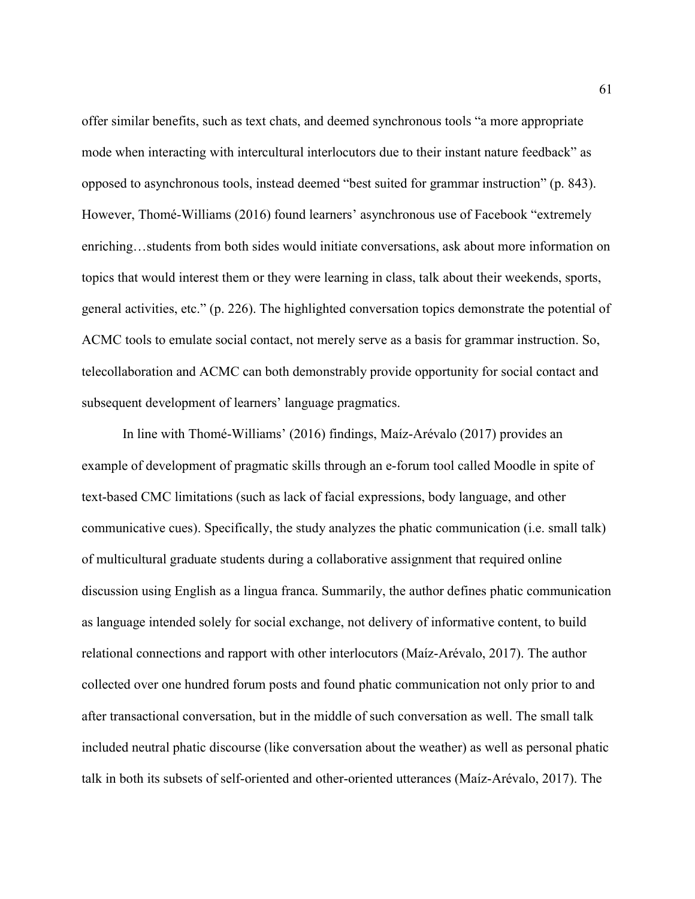offer similar benefits, such as text chats, and deemed synchronous tools "a more appropriate mode when interacting with intercultural interlocutors due to their instant nature feedback" as opposed to asynchronous tools, instead deemed "best suited for grammar instruction" (p. 843). However, Thomé-Williams (2016) found learners' asynchronous use of Facebook "extremely enriching…students from both sides would initiate conversations, ask about more information on topics that would interest them or they were learning in class, talk about their weekends, sports, general activities, etc." (p. 226). The highlighted conversation topics demonstrate the potential of ACMC tools to emulate social contact, not merely serve as a basis for grammar instruction. So, telecollaboration and ACMC can both demonstrably provide opportunity for social contact and subsequent development of learners' language pragmatics.

In line with Thomé-Williams' (2016) findings, Maíz-Arévalo (2017) provides an example of development of pragmatic skills through an e-forum tool called Moodle in spite of text-based CMC limitations (such as lack of facial expressions, body language, and other communicative cues). Specifically, the study analyzes the phatic communication (i.e. small talk) of multicultural graduate students during a collaborative assignment that required online discussion using English as a lingua franca. Summarily, the author defines phatic communication as language intended solely for social exchange, not delivery of informative content, to build relational connections and rapport with other interlocutors (Maíz-Arévalo, 2017). The author collected over one hundred forum posts and found phatic communication not only prior to and after transactional conversation, but in the middle of such conversation as well. The small talk included neutral phatic discourse (like conversation about the weather) as well as personal phatic talk in both its subsets of self-oriented and other-oriented utterances (Maíz-Arévalo, 2017). The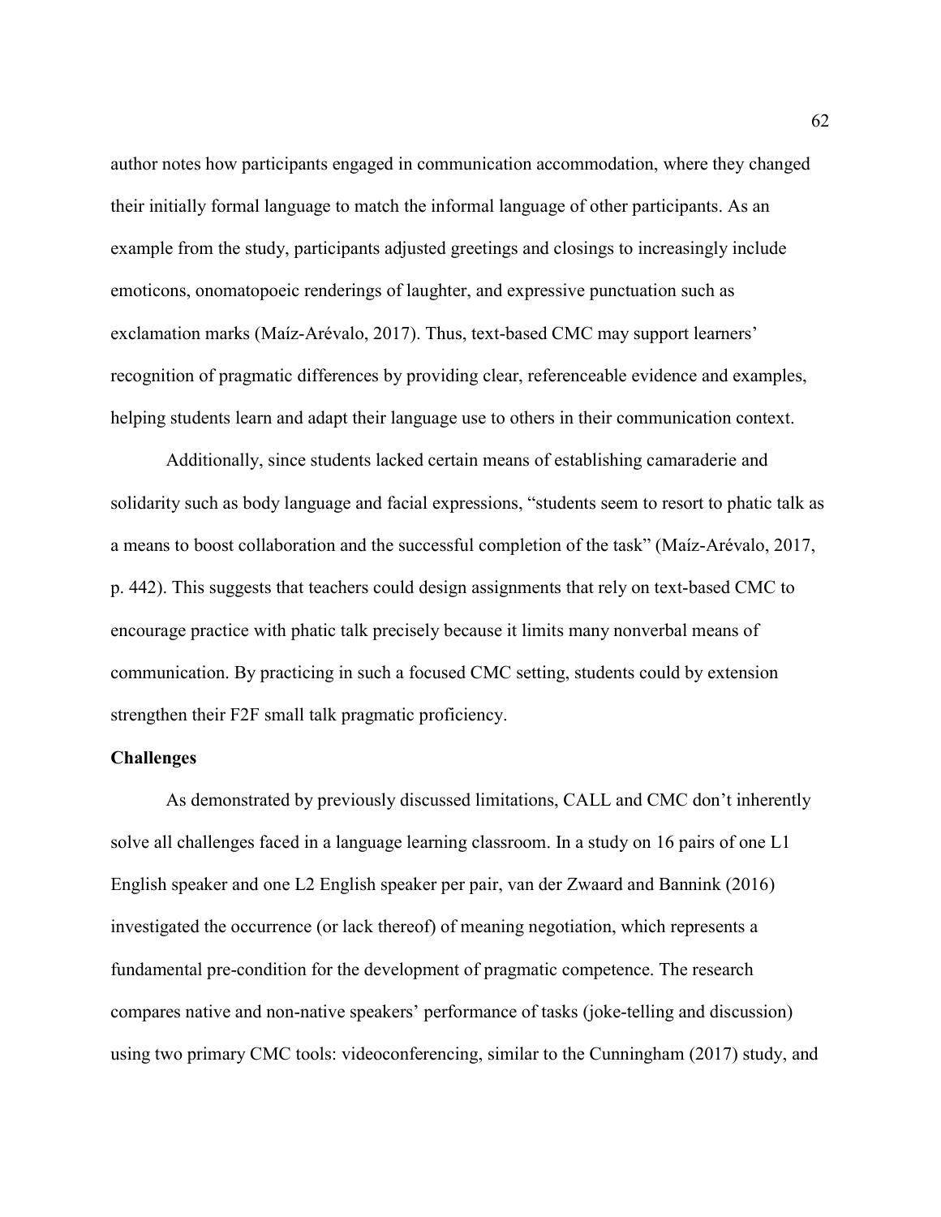author notes how participants engaged in communication accommodation, where they changed their initially formal language to match the informal language of other participants. As an example from the study, participants adjusted greetings and closings to increasingly include emoticons, onomatopoeic renderings of laughter, and expressive punctuation such as exclamation marks (Maíz-Arévalo, 2017). Thus, text-based CMC may support learners' recognition of pragmatic differences by providing clear, referenceable evidence and examples, helping students learn and adapt their language use to others in their communication context.

Additionally, since students lacked certain means of establishing camaraderie and solidarity such as body language and facial expressions, "students seem to resort to phatic talk as a means to boost collaboration and the successful completion of the task" (Maíz-Arévalo, 2017, p. 442). This suggests that teachers could design assignments that rely on text-based CMC to encourage practice with phatic talk precisely because it limits many nonverbal means of communication. By practicing in such a focused CMC setting, students could by extension strengthen their F2F small talk pragmatic proficiency.

**Challenges**

As demonstrated by previously discussed limitations, CALL and CMC don't inherently solve all challenges faced in a language learning classroom. In a study on 16 pairs of one L1 English speaker and one L2 English speaker per pair, van der Zwaard and Bannink (2016) investigated the occurrence (or lack thereof) of meaning negotiation, which represents a fundamental pre-condition for the development of pragmatic competence. The research compares native and non-native speakers' performance of tasks (joke-telling and discussion) using two primary CMC tools: videoconferencing, similar to the Cunningham (2017) study, and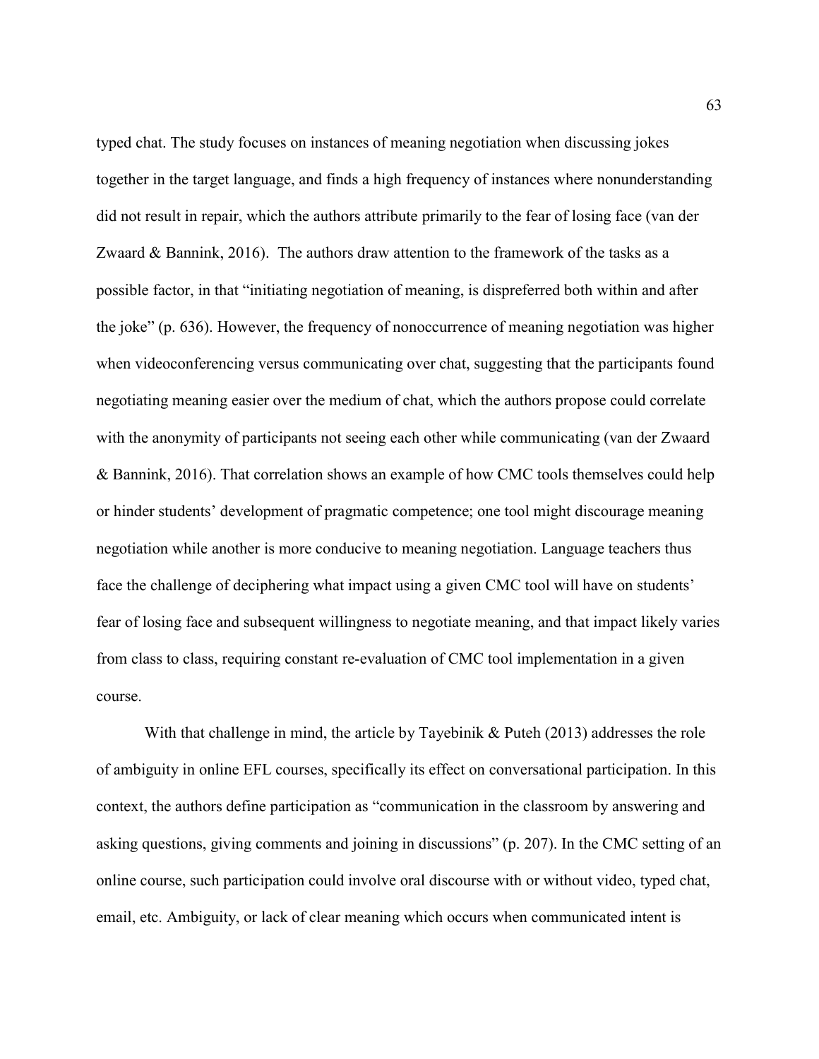typed chat. The study focuses on instances of meaning negotiation when discussing jokes together in the target language, and finds a high frequency of instances where nonunderstanding did not result in repair, which the authors attribute primarily to the fear of losing face (van der Zwaard & Bannink, 2016). The authors draw attention to the framework of the tasks as a possible factor, in that "initiating negotiation of meaning, is dispreferred both within and after the joke" (p. 636). However, the frequency of nonoccurrence of meaning negotiation was higher when videoconferencing versus communicating over chat, suggesting that the participants found negotiating meaning easier over the medium of chat, which the authors propose could correlate with the anonymity of participants not seeing each other while communicating (van der Zwaard & Bannink, 2016). That correlation shows an example of how CMC tools themselves could help or hinder students' development of pragmatic competence; one tool might discourage meaning negotiation while another is more conducive to meaning negotiation. Language teachers thus face the challenge of deciphering what impact using a given CMC tool will have on students' fear of losing face and subsequent willingness to negotiate meaning, and that impact likely varies from class to class, requiring constant re-evaluation of CMC tool implementation in a given course.

With that challenge in mind, the article by Tayebinik & Puteh (2013) addresses the role of ambiguity in online EFL courses, specifically its effect on conversational participation. In this context, the authors define participation as "communication in the classroom by answering and asking questions, giving comments and joining in discussions" (p. 207). In the CMC setting of an online course, such participation could involve oral discourse with or without video, typed chat, email, etc. Ambiguity, or lack of clear meaning which occurs when communicated intent is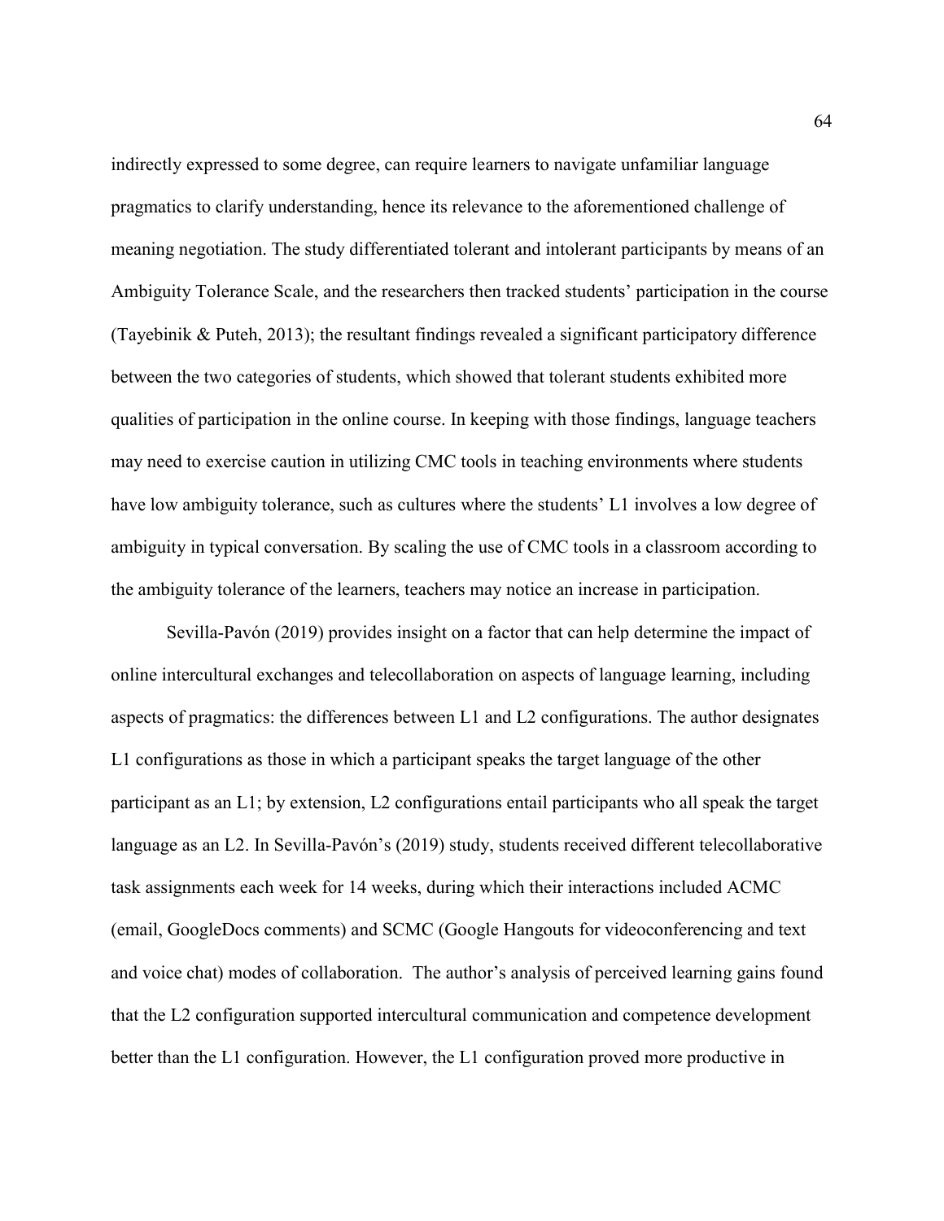indirectly expressed to some degree, can require learners to navigate unfamiliar language pragmatics to clarify understanding, hence its relevance to the aforementioned challenge of meaning negotiation. The study differentiated tolerant and intolerant participants by means of an Ambiguity Tolerance Scale, and the researchers then tracked students' participation in the course (Tayebinik & Puteh, 2013); the resultant findings revealed a significant participatory difference between the two categories of students, which showed that tolerant students exhibited more qualities of participation in the online course. In keeping with those findings, language teachers may need to exercise caution in utilizing CMC tools in teaching environments where students have low ambiguity tolerance, such as cultures where the students' L1 involves a low degree of ambiguity in typical conversation. By scaling the use of CMC tools in a classroom according to the ambiguity tolerance of the learners, teachers may notice an increase in participation.

Sevilla-Pavón (2019) provides insight on a factor that can help determine the impact of online intercultural exchanges and telecollaboration on aspects of language learning, including aspects of pragmatics: the differences between L1 and L2 configurations. The author designates L1 configurations as those in which a participant speaks the target language of the other participant as an L1; by extension, L2 configurations entail participants who all speak the target language as an L2. In Sevilla-Pavón's (2019) study, students received different telecollaborative task assignments each week for 14 weeks, during which their interactions included ACMC (email, GoogleDocs comments) and SCMC (Google Hangouts for videoconferencing and text and voice chat) modes of collaboration. The author's analysis of perceived learning gains found that the L2 configuration supported intercultural communication and competence development better than the L1 configuration. However, the L1 configuration proved more productive in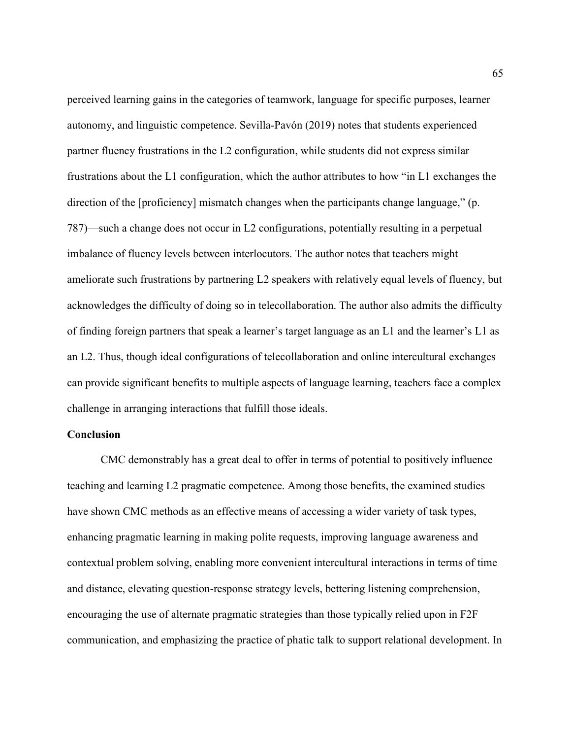perceived learning gains in the categories of teamwork, language for specific purposes, learner autonomy, and linguistic competence. Sevilla-Pavón (2019) notes that students experienced partner fluency frustrations in the L2 configuration, while students did not express similar frustrations about the L1 configuration, which the author attributes to how "in L1 exchanges the direction of the [proficiency] mismatch changes when the participants change language," (p. 787)—such a change does not occur in L2 configurations, potentially resulting in a perpetual imbalance of fluency levels between interlocutors. The author notes that teachers might ameliorate such frustrations by partnering L2 speakers with relatively equal levels of fluency, but acknowledges the difficulty of doing so in telecollaboration. The author also admits the difficulty of finding foreign partners that speak a learner's target language as an L1 and the learner's L1 as an L2. Thus, though ideal configurations of telecollaboration and online intercultural exchanges can provide significant benefits to multiple aspects of language learning, teachers face a complex challenge in arranging interactions that fulfill those ideals.

## Conclusion

CMC demonstrably has a great deal to offer in terms of potential to positively influence teaching and learning L2 pragmatic competence. Among those benefits, the examined studies have shown CMC methods as an effective means of accessing a wider variety of task types, enhancing pragmatic learning in making polite requests, improving language awareness and contextual problem solving, enabling more convenient intercultural interactions in terms of time and distance, elevating question-response strategy levels, bettering listening comprehension, encouraging the use of alternate pragmatic strategies than those typically relied upon in F2F communication, and emphasizing the practice of phatic talk to support relational development. In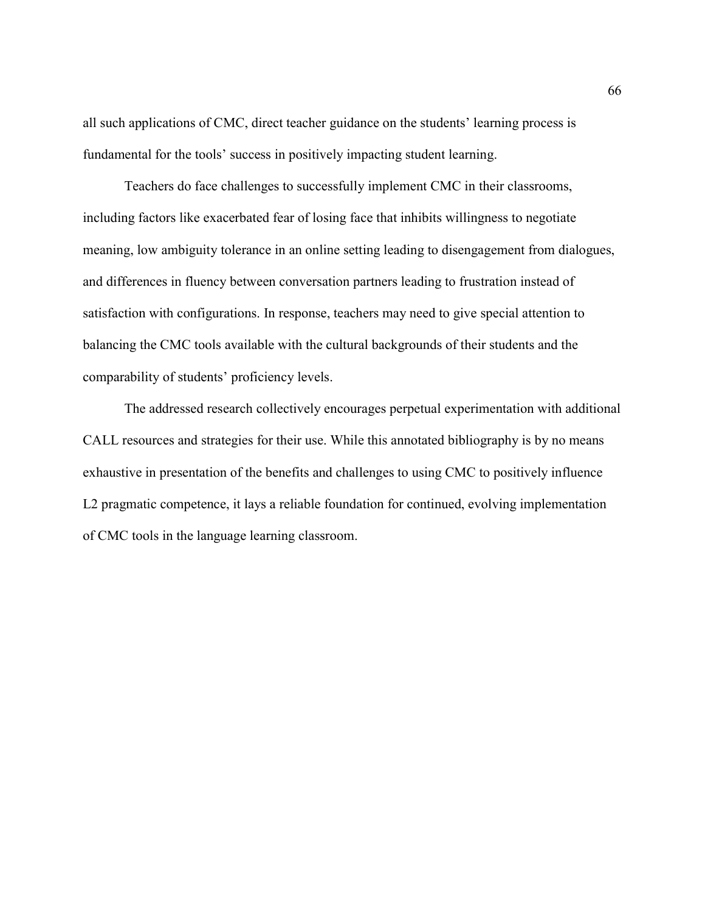all such applications of CMC, direct teacher guidance on the students' learning process is fundamental for the tools' success in positively impacting student learning.

Teachers do face challenges to successfully implement CMC in their classrooms, including factors like exacerbated fear of losing face that inhibits willingness to negotiate meaning, low ambiguity tolerance in an online setting leading to disengagement from dialogues, and differences in fluency between conversation partners leading to frustration instead of satisfaction with configurations. In response, teachers may need to give special attention to balancing the CMC tools available with the cultural backgrounds of their students and the comparability of students' proficiency levels.

The addressed research collectively encourages perpetual experimentation with additional CALL resources and strategies for their use. While this annotated bibliography is by no means exhaustive in presentation of the benefits and challenges to using CMC to positively influence L2 pragmatic competence, it lays a reliable foundation for continued, evolving implementation of CMC tools in the language learning classroom.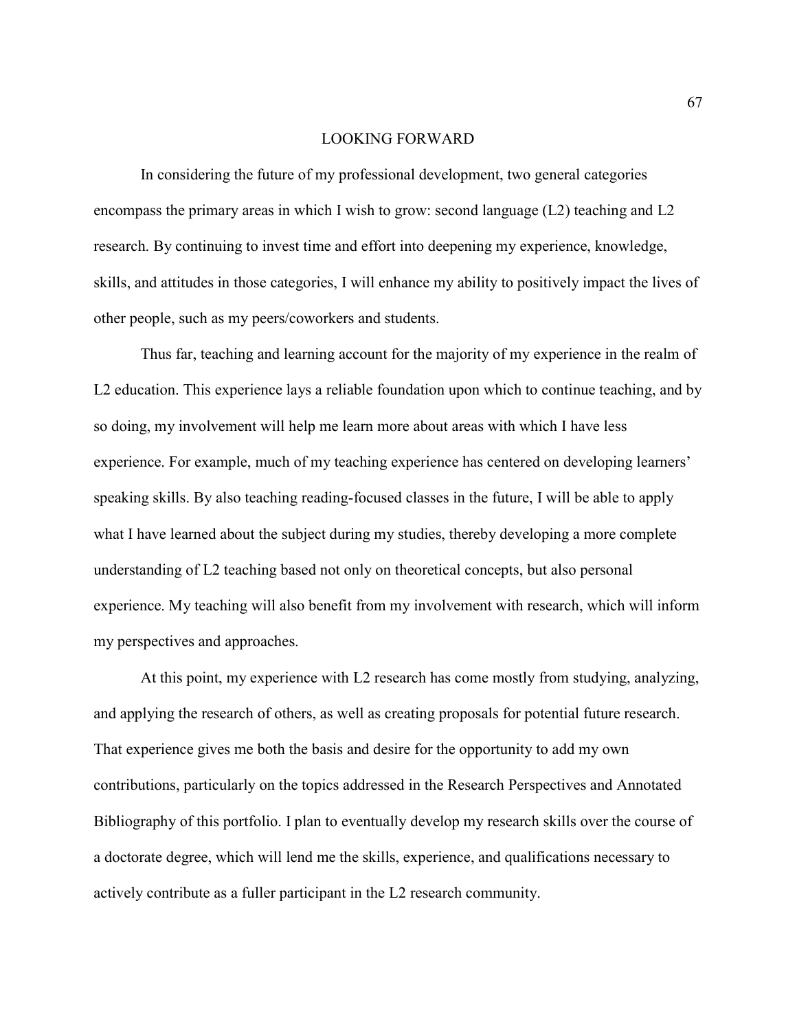# LOOKING FORWARD

In considering the future of my professional development, two general categories encompass the primary areas in which I wish to grow: second language (L2) teaching and L2 research. By continuing to invest time and effort into deepening my experience, knowledge, skills, and attitudes in those categories, I will enhance my ability to positively impact the lives of other people, such as my peers/coworkers and students.

Thus far, teaching and learning account for the majority of my experience in the realm of L2 education. This experience lays a reliable foundation upon which to continue teaching, and by so doing, my involvement will help me learn more about areas with which I have less experience. For example, much of my teaching experience has centered on developing learners' speaking skills. By also teaching reading-focused classes in the future, I will be able to apply what I have learned about the subject during my studies, thereby developing a more complete understanding of L2 teaching based not only on theoretical concepts, but also personal experience. My teaching will also benefit from my involvement with research, which will inform my perspectives and approaches.

At this point, my experience with L2 research has come mostly from studying, analyzing, and applying the research of others, as well as creating proposals for potential future research. That experience gives me both the basis and desire for the opportunity to add my own contributions, particularly on the topics addressed in the Research Perspectives and Annotated Bibliography of this portfolio. I plan to eventually develop my research skills over the course of a doctorate degree, which will lend me the skills, experience, and qualifications necessary to actively contribute as a fuller participant in the L2 research community.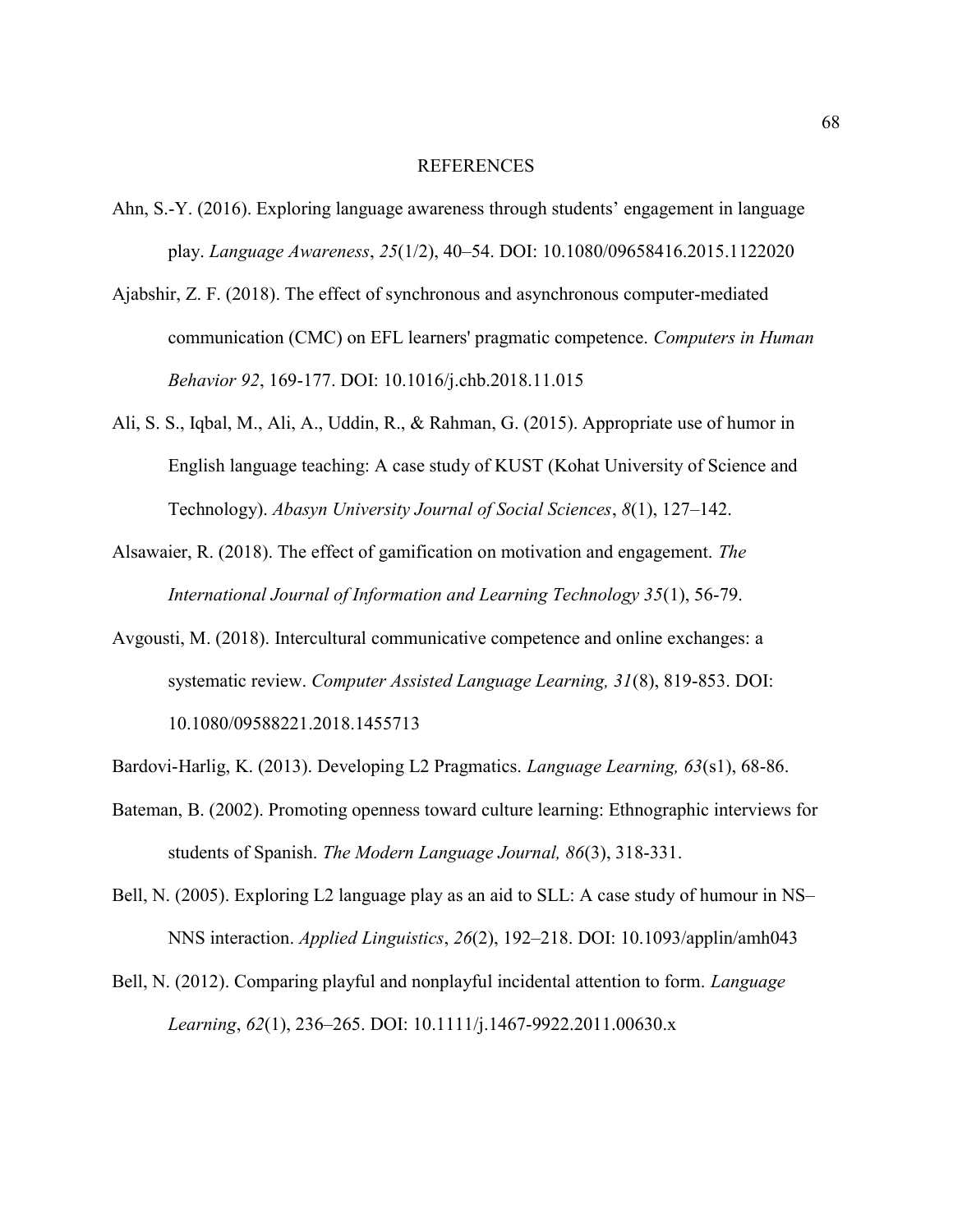# REFERENCES

Ahn, S.-Y. (2016). Exploring language awareness through students' engagement in language play. *Language Awareness*, *25*(1/2), 40–54. DOI: 10.1080/09658416.2015.1122020

Ajabshir, Z. F. (2018). The effect of synchronous and asynchronous computer-mediated communication (CMC) on EFL learners' pragmatic competence. *Computers in Human Behavior 92*, 169-177. DOI: 10.1016/j.chb.2018.11.015

Ali, S. S., Iqbal, M., Ali, A., Uddin, R., & Rahman, G. (2015). Appropriate use of humor in English language teaching: A case study of KUST (Kohat University of Science and Technology). *Abasyn University Journal of Social Sciences*, *8*(1), 127–142.

Alsawaier, R. (2018). The effect of gamification on motivation and engagement. *The International Journal of Information and Learning Technology 35*(1), 56-79.

Avgousti, M. (2018). Intercultural communicative competence and online exchanges: a systematic review. *Computer Assisted Language Learning, 31*(8), 819-853. DOI: 10.1080/09588221.2018.1455713

Bardovi-Harlig, K. (2013). Developing L2 Pragmatics. *Language Learning, 63*(s1), 68-86.

Bateman, B. (2002). Promoting openness toward culture learning: Ethnographic interviews for students of Spanish. *The Modern Language Journal, 86*(3), 318-331.

Bell, N. (2005). Exploring L2 language play as an aid to SLL: A case study of humour in NS–NNS interaction. *Applied Linguistics*, *26*(2), 192–218. DOI: 10.1093/applin/amh043

Bell, N. (2012). Comparing playful and nonplayful incidental attention to form. *Language Learning*, *62*(1), 236–265. DOI: 10.1111/j.1467-9922.2011.00630.x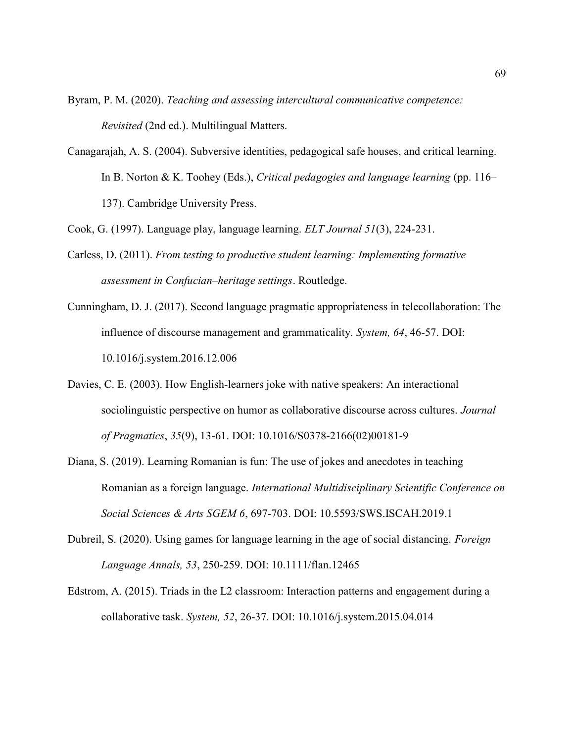Byram, P. M. (2020). *Teaching and assessing intercultural communicative competence: Revisited* (2nd ed.). Multilingual Matters.

Canagarajah, A. S. (2004). Subversive identities, pedagogical safe houses, and critical learning. In B. Norton & K. Toohey (Eds.), *Critical pedagogies and language learning* (pp. 116–137). Cambridge University Press.

Cook, G. (1997). Language play, language learning. *ELT Journal 51*(3), 224-231.

Carless, D. (2011). *From testing to productive student learning: Implementing formative assessment in Confucian–heritage settings*. Routledge.

Cunningham, D. J. (2017). Second language pragmatic appropriateness in telecollaboration: The influence of discourse management and grammaticality. *System, 64*, 46-57. DOI: 10.1016/j.system.2016.12.006

Davies, C. E. (2003). How English-learners joke with native speakers: An interactional sociolinguistic perspective on humor as collaborative discourse across cultures. *Journal of Pragmatics*, *35*(9), 13-61. DOI: 10.1016/S0378-2166(02)00181-9

Diana, S. (2019). Learning Romanian is fun: The use of jokes and anecdotes in teaching Romanian as a foreign language. *International Multidisciplinary Scientific Conference on Social Sciences & Arts SGEM 6*, 697-703. DOI: 10.5593/SWS.ISCAH.2019.1

Dubreil, S. (2020). Using games for language learning in the age of social distancing. *Foreign Language Annals, 53*, 250-259. DOI: 10.1111/flan.12465

Edstrom, A. (2015). Triads in the L2 classroom: Interaction patterns and engagement during a collaborative task. *System, 52*, 26-37. DOI: 10.1016/j.system.2015.04.014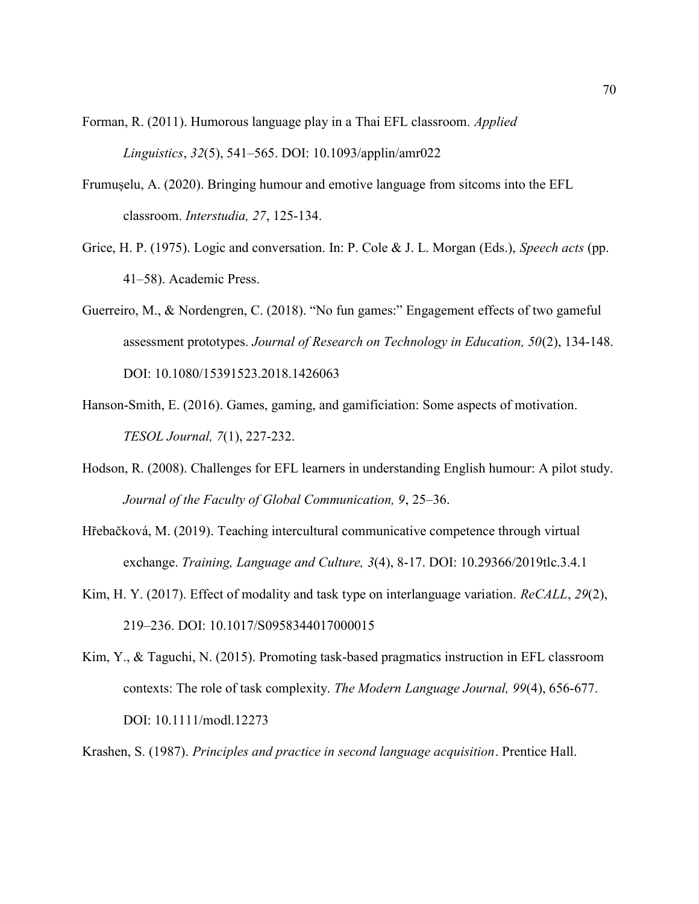Forman, R. (2011). Humorous language play in a Thai EFL classroom. *Applied Linguistics*, *32*(5), 541–565. DOI: 10.1093/applin/amr022

Frumușelu, A. (2020). Bringing humour and emotive language from sitcoms into the EFL classroom. *Interstudia, 27*, 125-134.

Grice, H. P. (1975). Logic and conversation. In: P. Cole & J. L. Morgan (Eds.), *Speech acts* (pp. 41–58). Academic Press.

Guerreiro, M., & Nordengren, C. (2018). "No fun games:" Engagement effects of two gameful assessment prototypes. *Journal of Research on Technology in Education, 50*(2), 134-148. DOI: 10.1080/15391523.2018.1426063

Hanson-Smith, E. (2016). Games, gaming, and gamificiation: Some aspects of motivation. *TESOL Journal, 7*(1), 227-232.

Hodson, R. (2008). Challenges for EFL learners in understanding English humour: A pilot study. *Journal of the Faculty of Global Communication, 9*, 25–36.

Hřebačková, M. (2019). Teaching intercultural communicative competence through virtual exchange. *Training, Language and Culture, 3*(4), 8-17. DOI: 10.29366/2019tlc.3.4.1

Kim, H. Y. (2017). Effect of modality and task type on interlanguage variation. *ReCALL*, *29*(2), 219–236. DOI: 10.1017/S0958344017000015

Kim, Y., & Taguchi, N. (2015). Promoting task-based pragmatics instruction in EFL classroom contexts: The role of task complexity. *The Modern Language Journal, 99*(4), 656-677. DOI: 10.1111/modl.12273

Krashen, S. (1987). *Principles and practice in second language acquisition*. Prentice Hall.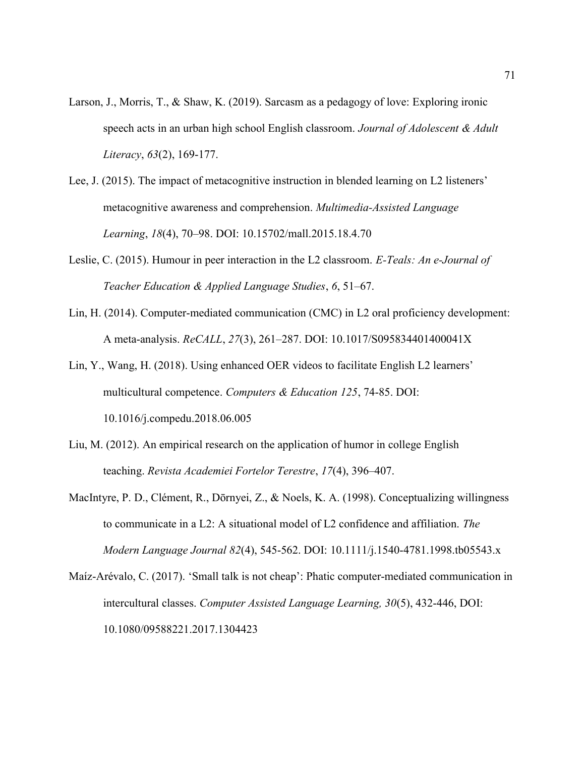Larson, J., Morris, T., & Shaw, K. (2019). Sarcasm as a pedagogy of love: Exploring ironic speech acts in an urban high school English classroom. *Journal of Adolescent & Adult Literacy*, *63*(2), 169-177.

Lee, J. (2015). The impact of metacognitive instruction in blended learning on L2 listeners' metacognitive awareness and comprehension. *Multimedia-Assisted Language Learning*, *18*(4), 70–98. DOI: 10.15702/mall.2015.18.4.70

Leslie, C. (2015). Humour in peer interaction in the L2 classroom. *E-Teals: An e-Journal of Teacher Education & Applied Language Studies*, *6*, 51–67.

Lin, H. (2014). Computer-mediated communication (CMC) in L2 oral proficiency development: A meta-analysis. *ReCALL*, *27*(3), 261–287. DOI: 10.1017/S095834401400041X

Lin, Y., Wang, H. (2018). Using enhanced OER videos to facilitate English L2 learners' multicultural competence. *Computers & Education 125*, 74-85. DOI: 10.1016/j.compedu.2018.06.005

Liu, M. (2012). An empirical research on the application of humor in college English teaching. *Revista Academiei Fortelor Terestre*, *17*(4), 396–407.

MacIntyre, P. D., Clément, R., Dōrnyei, Z., & Noels, K. A. (1998). Conceptualizing willingness to communicate in a L2: A situational model of L2 confidence and affiliation. *The Modern Language Journal 82*(4), 545-562. DOI: 10.1111/j.1540-4781.1998.tb05543.x

Maíz-Arévalo, C. (2017). 'Small talk is not cheap': Phatic computer-mediated communication in intercultural classes. *Computer Assisted Language Learning, 30*(5), 432-446, DOI: 10.1080/09588221.2017.1304423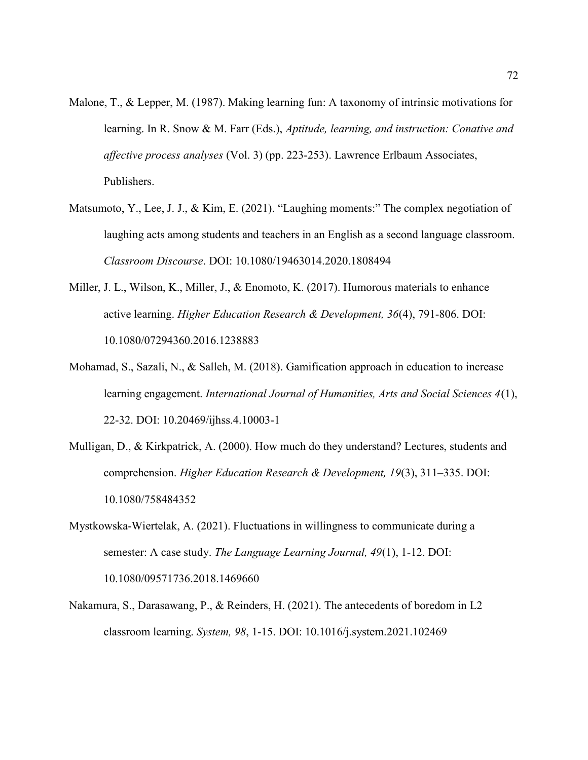Malone, T., & Lepper, M. (1987). Making learning fun: A taxonomy of intrinsic motivations for learning. In R. Snow & M. Farr (Eds.), *Aptitude, learning, and instruction: Conative and affective process analyses* (Vol. 3) (pp. 223-253). Lawrence Erlbaum Associates, Publishers.

Matsumoto, Y., Lee, J. J., & Kim, E. (2021). "Laughing moments:" The complex negotiation of laughing acts among students and teachers in an English as a second language classroom. *Classroom Discourse*. DOI: 10.1080/19463014.2020.1808494

Miller, J. L., Wilson, K., Miller, J., & Enomoto, K. (2017). Humorous materials to enhance active learning. *Higher Education Research & Development, 36*(4), 791-806. DOI: 10.1080/07294360.2016.1238883

Mohamad, S., Sazali, N., & Salleh, M. (2018). Gamification approach in education to increase learning engagement. *International Journal of Humanities, Arts and Social Sciences 4*(1), 22-32. DOI: 10.20469/ijhss.4.10003-1

Mulligan, D., & Kirkpatrick, A. (2000). How much do they understand? Lectures, students and comprehension. *Higher Education Research & Development, 19*(3), 311–335. DOI: 10.1080/758484352

Mystkowska-Wiertelak, A. (2021). Fluctuations in willingness to communicate during a semester: A case study. *The Language Learning Journal, 49*(1), 1-12. DOI: 10.1080/09571736.2018.1469660

Nakamura, S., Darasawang, P., & Reinders, H. (2021). The antecedents of boredom in L2 classroom learning. *System, 98*, 1-15. DOI: 10.1016/j.system.2021.102469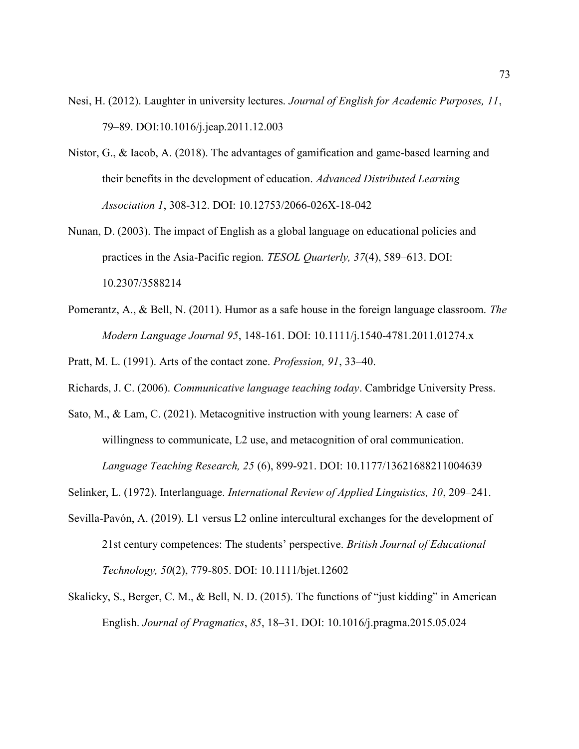Nesi, H. (2012). Laughter in university lectures. *Journal of English for Academic Purposes, 11*, 79–89. DOI:10.1016/j.jeap.2011.12.003

Nistor, G., & Iacob, A. (2018). The advantages of gamification and game-based learning and their benefits in the development of education. *Advanced Distributed Learning Association 1*, 308-312. DOI: 10.12753/2066-026X-18-042

Nunan, D. (2003). The impact of English as a global language on educational policies and practices in the Asia-Pacific region. *TESOL Quarterly, 37*(4), 589–613. DOI: 10.2307/3588214

Pomerantz, A., & Bell, N. (2011). Humor as a safe house in the foreign language classroom. *The Modern Language Journal 95*, 148-161. DOI: 10.1111/j.1540-4781.2011.01274.x

Pratt, M. L. (1991). Arts of the contact zone. *Profession, 91*, 33–40.

Richards, J. C. (2006). *Communicative language teaching today*. Cambridge University Press.

Sato, M., & Lam, C. (2021). Metacognitive instruction with young learners: A case of willingness to communicate, L2 use, and metacognition of oral communication. *Language Teaching Research, 25* (6), 899-921. DOI: 10.1177/13621688211004639

Selinker, L. (1972). Interlanguage. *International Review of Applied Linguistics, 10*, 209–241.

Sevilla-Pavón, A. (2019). L1 versus L2 online intercultural exchanges for the development of 21st century competences: The students' perspective. *British Journal of Educational Technology, 50*(2), 779-805. DOI: 10.1111/bjet.12602

Skalicky, S., Berger, C. M., & Bell, N. D. (2015). The functions of "just kidding" in American English. *Journal of Pragmatics*, *85*, 18–31. DOI: 10.1016/j.pragma.2015.05.024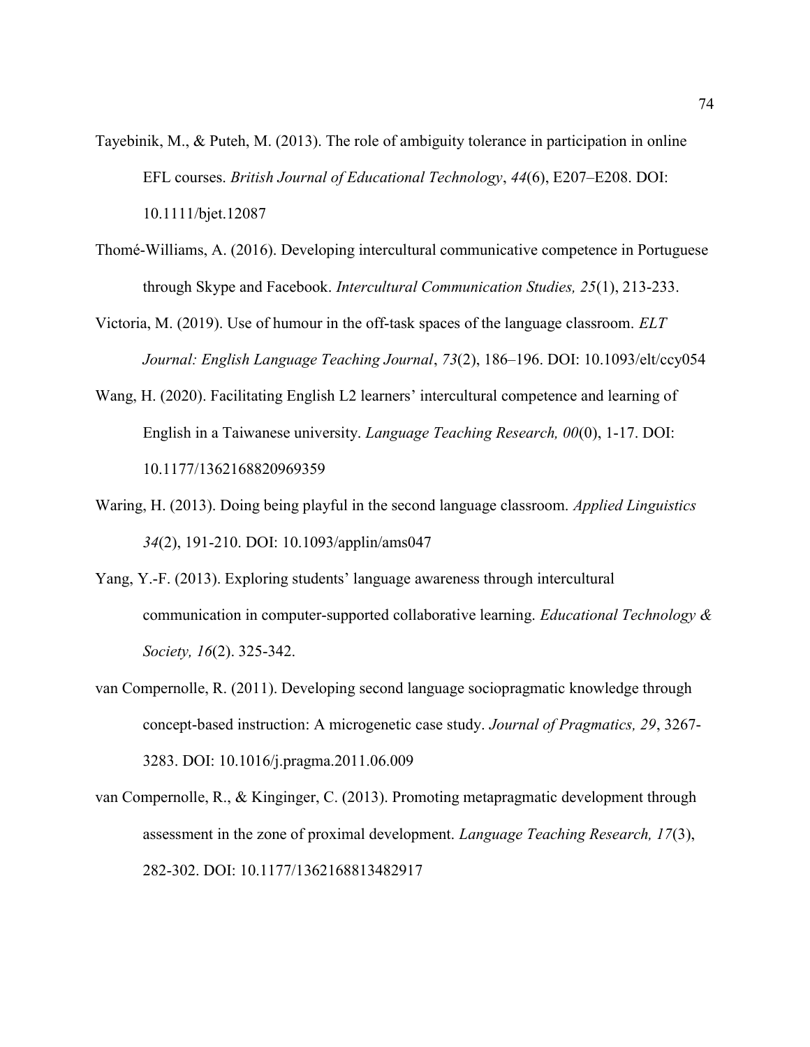Tayebinik, M., & Puteh, M. (2013). The role of ambiguity tolerance in participation in online EFL courses. *British Journal of Educational Technology*, *44*(6), E207–E208. DOI: 10.1111/bjet.12087

Thomé-Williams, A. (2016). Developing intercultural communicative competence in Portuguese through Skype and Facebook. *Intercultural Communication Studies, 25*(1), 213-233.

Victoria, M. (2019). Use of humour in the off-task spaces of the language classroom. *ELT Journal: English Language Teaching Journal*, *73*(2), 186–196. DOI: 10.1093/elt/ccy054

Wang, H. (2020). Facilitating English L2 learners' intercultural competence and learning of English in a Taiwanese university. *Language Teaching Research, 00*(0), 1-17. DOI: 10.1177/1362168820969359

Waring, H. (2013). Doing being playful in the second language classroom. *Applied Linguistics 34*(2), 191-210. DOI: 10.1093/applin/ams047

Yang, Y.-F. (2013). Exploring students' language awareness through intercultural communication in computer-supported collaborative learning. *Educational Technology & Society, 16*(2). 325-342.

van Compernolle, R. (2011). Developing second language sociopragmatic knowledge through concept-based instruction: A microgenetic case study. *Journal of Pragmatics, 29*, 3267-3283. DOI: 10.1016/j.pragma.2011.06.009

van Compernolle, R., & Kinginger, C. (2013). Promoting metapragmatic development through assessment in the zone of proximal development. *Language Teaching Research, 17*(3), 282-302. DOI: 10.1177/1362168813482917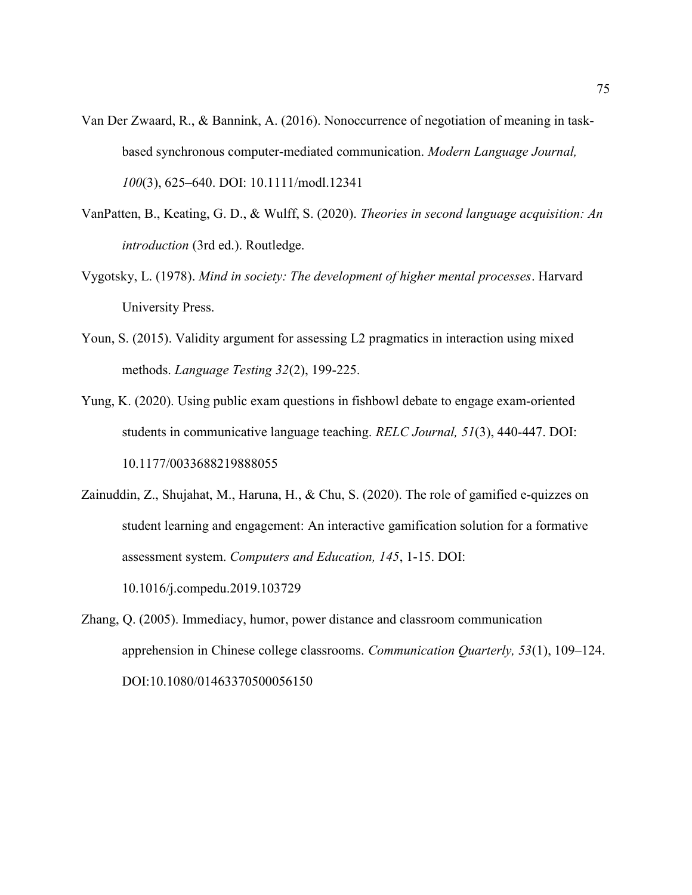Van Der Zwaard, R., & Bannink, A. (2016). Nonoccurrence of negotiation of meaning in task-based synchronous computer-mediated communication. *Modern Language Journal, 100*(3), 625–640. DOI: 10.1111/modl.12341

VanPatten, B., Keating, G. D., & Wulff, S. (2020). *Theories in second language acquisition: An introduction* (3rd ed.). Routledge.

Vygotsky, L. (1978). *Mind in society: The development of higher mental processes*. Harvard University Press.

Youn, S. (2015). Validity argument for assessing L2 pragmatics in interaction using mixed methods. *Language Testing 32*(2), 199-225.

Yung, K. (2020). Using public exam questions in fishbowl debate to engage exam-oriented students in communicative language teaching. *RELC Journal, 51*(3), 440-447. DOI: 10.1177/0033688219888055

Zainuddin, Z., Shujahat, M., Haruna, H., & Chu, S. (2020). The role of gamified e-quizzes on student learning and engagement: An interactive gamification solution for a formative assessment system. *Computers and Education, 145*, 1-15. DOI: 10.1016/j.compedu.2019.103729

Zhang, Q. (2005). Immediacy, humor, power distance and classroom communication apprehension in Chinese college classrooms. *Communication Quarterly, 53*(1), 109–124. DOI:10.1080/01463370500056150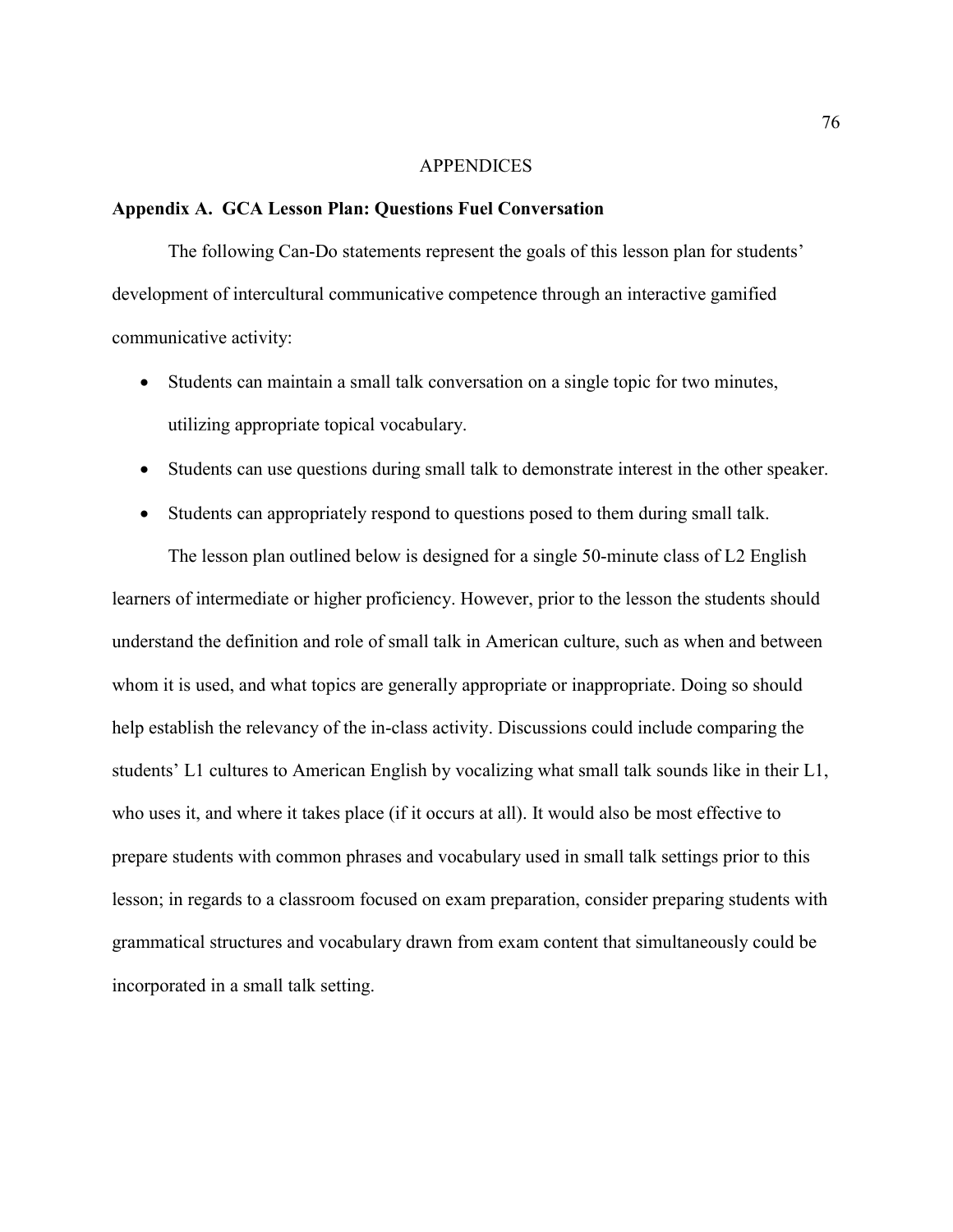# APPENDICES

## Appendix A. GCA Lesson Plan: Questions Fuel Conversation

The following Can-Do statements represent the goals of this lesson plan for students' development of intercultural communicative competence through an interactive gamified communicative activity:

- Students can maintain a small talk conversation on a single topic for two minutes, utilizing appropriate topical vocabulary.
- Students can use questions during small talk to demonstrate interest in the other speaker.
- Students can appropriately respond to questions posed to them during small talk.

The lesson plan outlined below is designed for a single 50-minute class of L2 English learners of intermediate or higher proficiency. However, prior to the lesson the students should understand the definition and role of small talk in American culture, such as when and between whom it is used, and what topics are generally appropriate or inappropriate. Doing so should help establish the relevancy of the in-class activity. Discussions could include comparing the students' L1 cultures to American English by vocalizing what small talk sounds like in their L1, who uses it, and where it takes place (if it occurs at all). It would also be most effective to prepare students with common phrases and vocabulary used in small talk settings prior to this lesson; in regards to a classroom focused on exam preparation, consider preparing students with grammatical structures and vocabulary drawn from exam content that simultaneously could be incorporated in a small talk setting.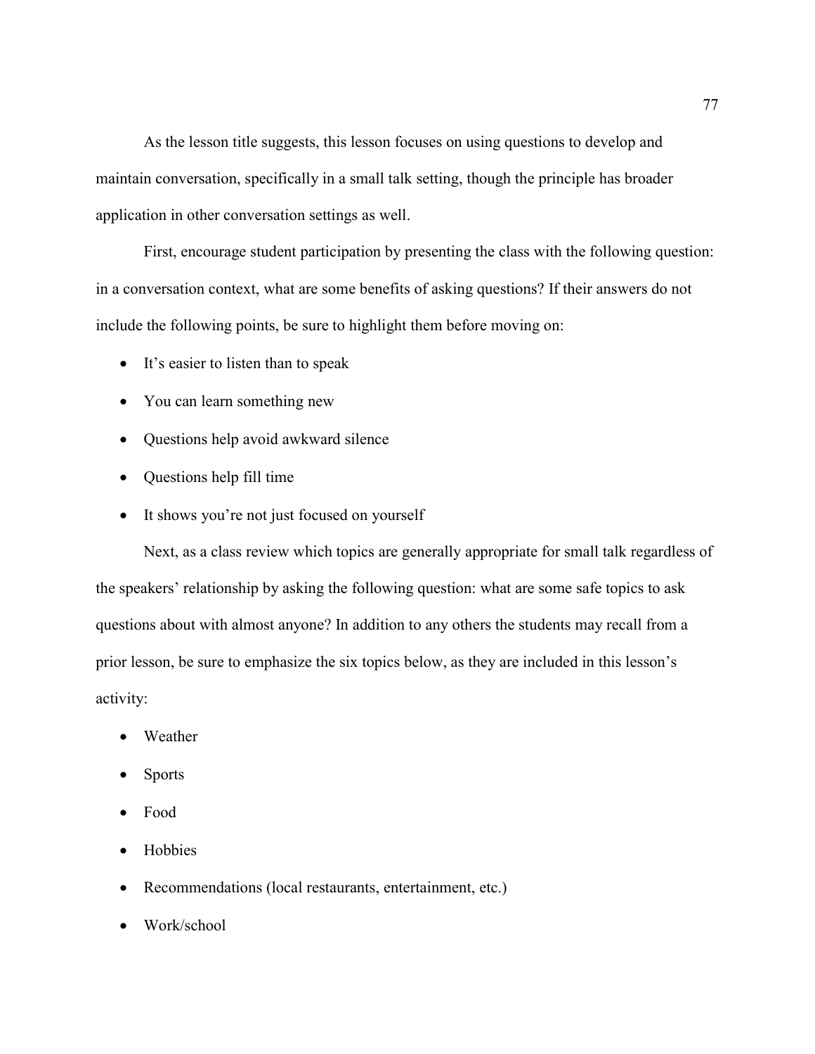As the lesson title suggests, this lesson focuses on using questions to develop and maintain conversation, specifically in a small talk setting, though the principle has broader application in other conversation settings as well.

First, encourage student participation by presenting the class with the following question: in a conversation context, what are some benefits of asking questions? If their answers do not include the following points, be sure to highlight them before moving on:

- It's easier to listen than to speak
- You can learn something new
- Questions help avoid awkward silence
- Questions help fill time
- It shows you're not just focused on yourself

Next, as a class review which topics are generally appropriate for small talk regardless of the speakers' relationship by asking the following question: what are some safe topics to ask questions about with almost anyone? In addition to any others the students may recall from a prior lesson, be sure to emphasize the six topics below, as they are included in this lesson's activity:

- Weather
- Sports
- Food
- Hobbies
- Recommendations (local restaurants, entertainment, etc.)
- Work/school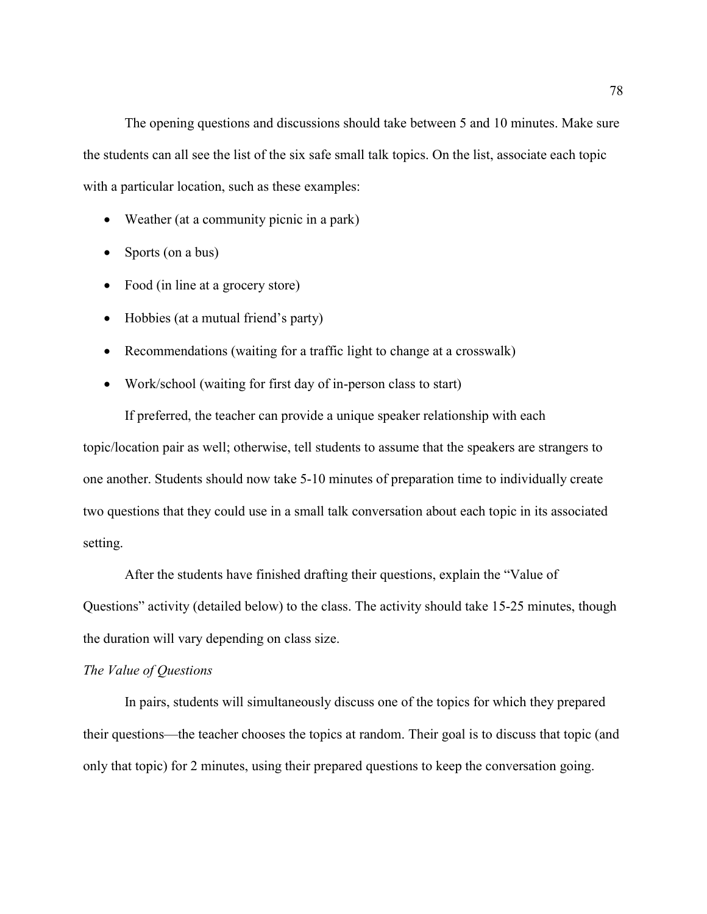The opening questions and discussions should take between 5 and 10 minutes. Make sure the students can all see the list of the six safe small talk topics. On the list, associate each topic with a particular location, such as these examples:

- Weather (at a community picnic in a park)
- Sports (on a bus)
- Food (in line at a grocery store)
- Hobbies (at a mutual friend's party)
- Recommendations (waiting for a traffic light to change at a crosswalk)
- Work/school (waiting for first day of in-person class to start)

If preferred, the teacher can provide a unique speaker relationship with each topic/location pair as well; otherwise, tell students to assume that the speakers are strangers to one another. Students should now take 5-10 minutes of preparation time to individually create two questions that they could use in a small talk conversation about each topic in its associated setting.

After the students have finished drafting their questions, explain the "Value of Questions" activity (detailed below) to the class. The activity should take 15-25 minutes, though the duration will vary depending on class size.

*The Value of Questions*

In pairs, students will simultaneously discuss one of the topics for which they prepared their questions—the teacher chooses the topics at random. Their goal is to discuss that topic (and only that topic) for 2 minutes, using their prepared questions to keep the conversation going.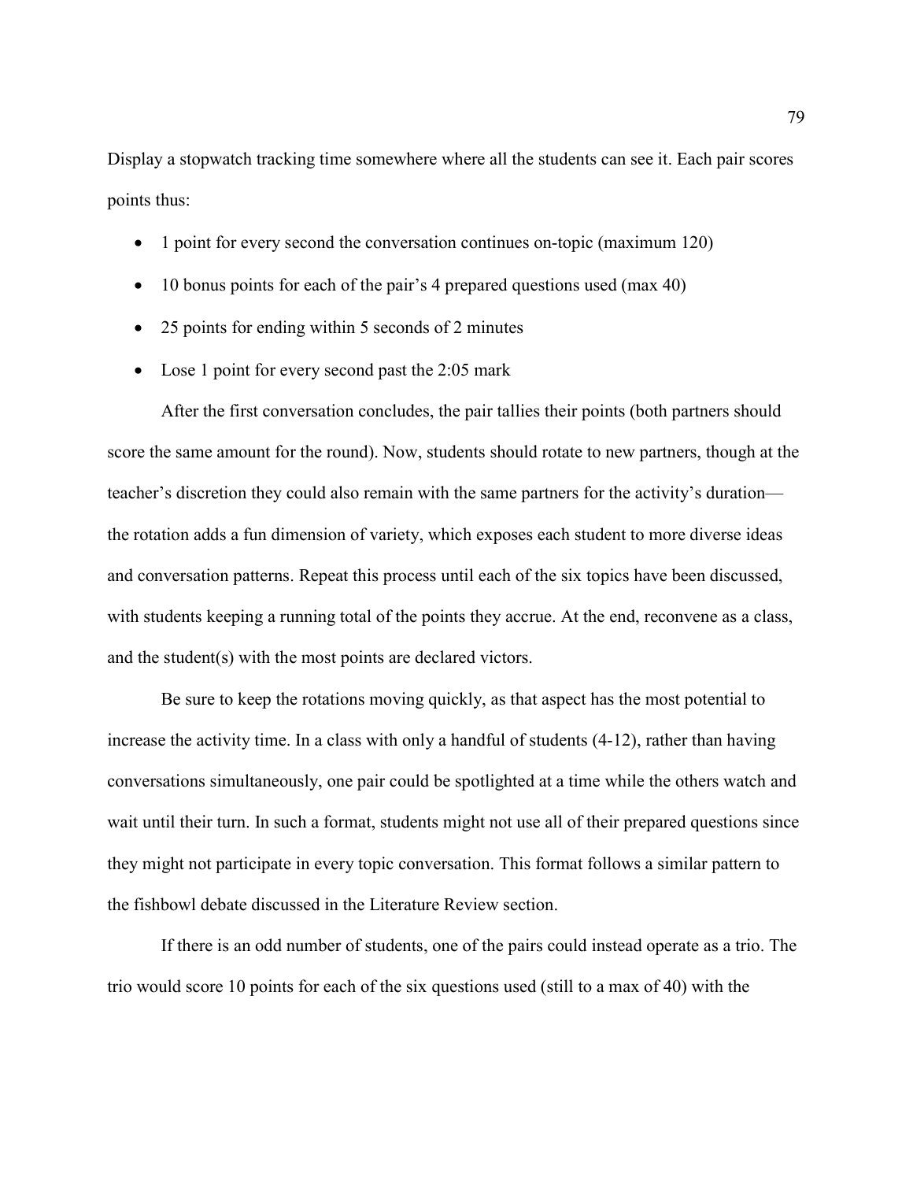Display a stopwatch tracking time somewhere where all the students can see it. Each pair scores points thus:

- 1 point for every second the conversation continues on-topic (maximum 120)
- 10 bonus points for each of the pair's 4 prepared questions used (max 40)
- 25 points for ending within 5 seconds of 2 minutes
- Lose 1 point for every second past the 2:05 mark

After the first conversation concludes, the pair tallies their points (both partners should score the same amount for the round). Now, students should rotate to new partners, though at the teacher's discretion they could also remain with the same partners for the activity's duration—the rotation adds a fun dimension of variety, which exposes each student to more diverse ideas and conversation patterns. Repeat this process until each of the six topics have been discussed, with students keeping a running total of the points they accrue. At the end, reconvene as a class, and the student(s) with the most points are declared victors.

Be sure to keep the rotations moving quickly, as that aspect has the most potential to increase the activity time. In a class with only a handful of students (4-12), rather than having conversations simultaneously, one pair could be spotlighted at a time while the others watch and wait until their turn. In such a format, students might not use all of their prepared questions since they might not participate in every topic conversation. This format follows a similar pattern to the fishbowl debate discussed in the Literature Review section.

If there is an odd number of students, one of the pairs could instead operate as a trio. The trio would score 10 points for each of the six questions used (still to a max of 40) with the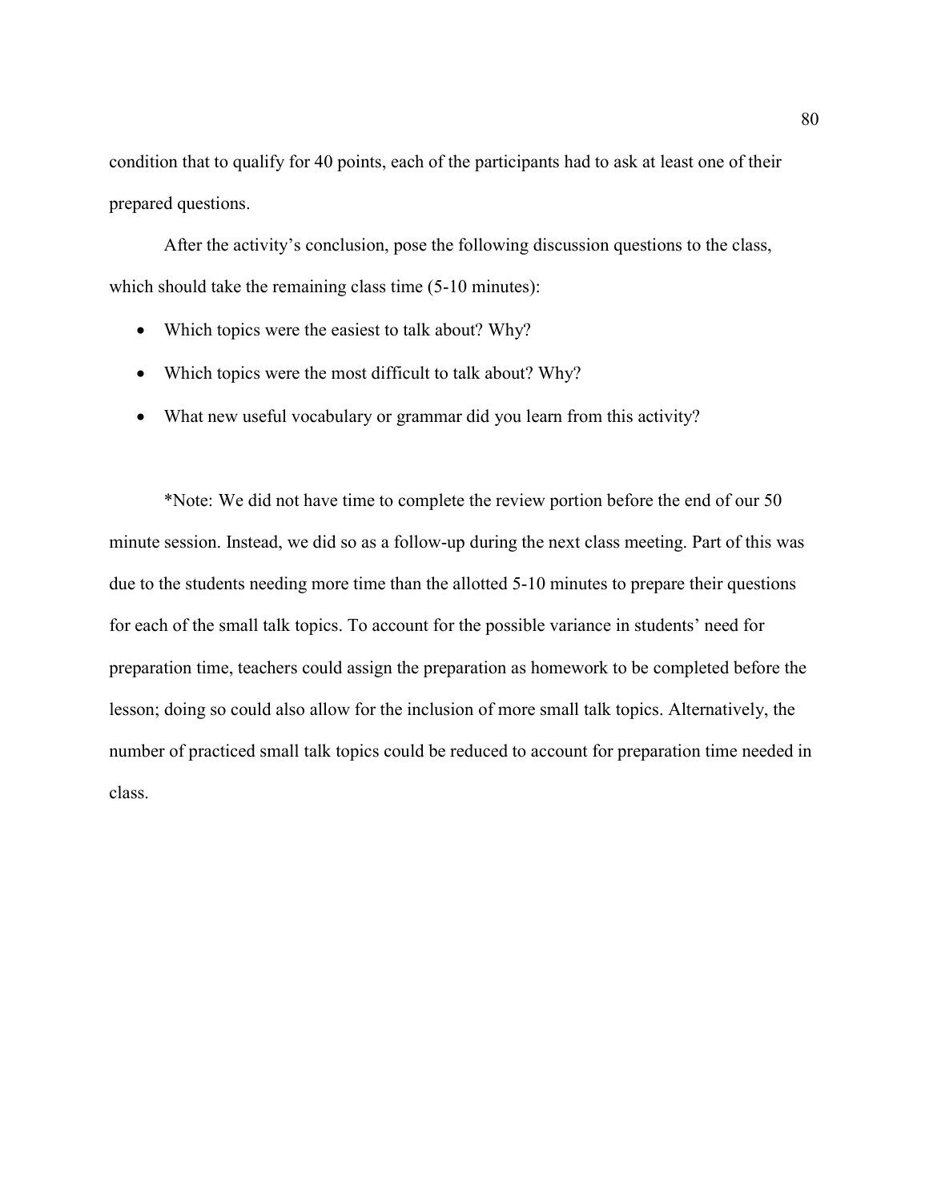condition that to qualify for 40 points, each of the participants had to ask at least one of their prepared questions.

After the activity's conclusion, pose the following discussion questions to the class, which should take the remaining class time (5-10 minutes):

- Which topics were the easiest to talk about? Why?
- Which topics were the most difficult to talk about? Why?
- What new useful vocabulary or grammar did you learn from this activity?

*Note: We did not have time to complete the review portion before the end of our 50 minute session. Instead, we did so as a follow-up during the next class meeting. Part of this was due to the students needing more time than the allotted 5-10 minutes to prepare their questions for each of the small talk topics. To account for the possible variance in students' need for preparation time, teachers could assign the preparation as homework to be completed before the lesson; doing so could also allow for the inclusion of more small talk topics. Alternatively, the number of practiced small talk topics could be reduced to account for preparation time needed in class.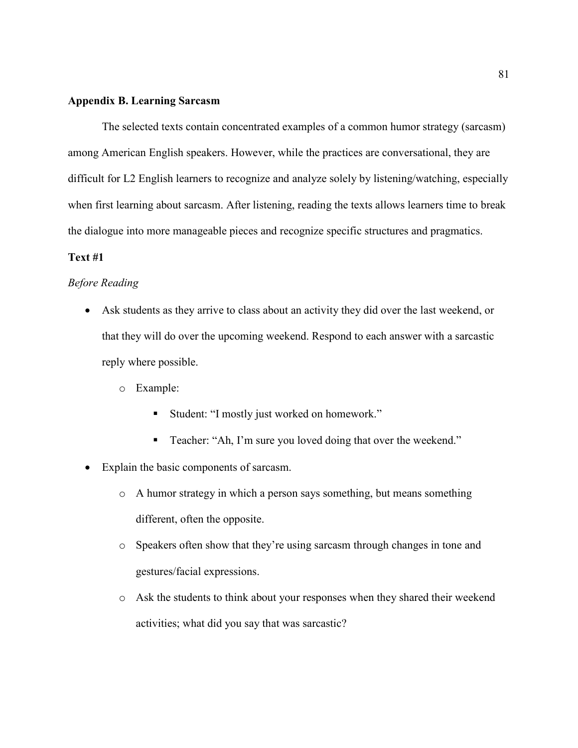## Appendix B. Learning Sarcasm

The selected texts contain concentrated examples of a common humor strategy (sarcasm) among American English speakers. However, while the practices are conversational, they are difficult for L2 English learners to recognize and analyze solely by listening/watching, especially when first learning about sarcasm. After listening, reading the texts allows learners time to break the dialogue into more manageable pieces and recognize specific structures and pragmatics.

### Text #1

*Before Reading*

- Ask students as they arrive to class about an activity they did over the last weekend, or that they will do over the upcoming weekend. Respond to each answer with a sarcastic reply where possible.
    - Example:
        - Student: "I mostly just worked on homework."
        - Teacher: "Ah, I'm sure you loved doing that over the weekend."
- Explain the basic components of sarcasm.
    - A humor strategy in which a person says something, but means something different, often the opposite.
    - Speakers often show that they're using sarcasm through changes in tone and gestures/facial expressions.
    - Ask the students to think about your responses when they shared their weekend activities; what did you say that was sarcastic?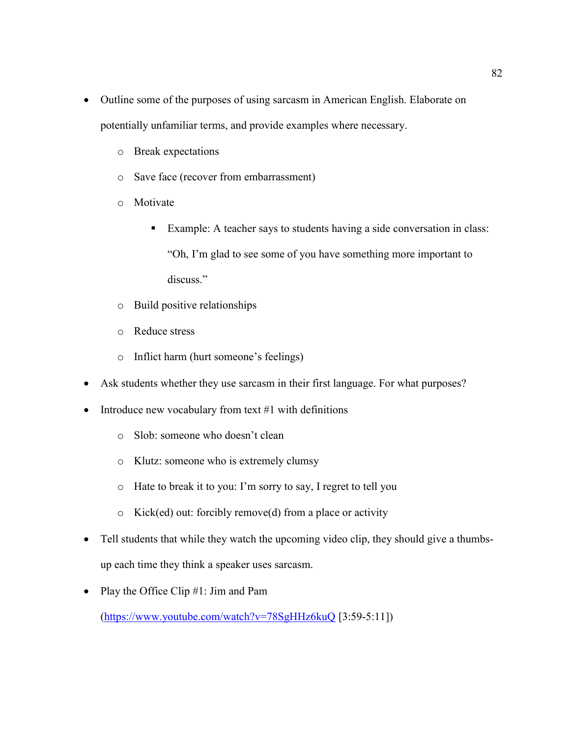- Outline some of the purposes of using sarcasm in American English. Elaborate on potentially unfamiliar terms, and provide examples where necessary.
    - Break expectations
    - Save face (recover from embarrassment)
    - Motivate
        - Example: A teacher says to students having a side conversation in class: “Oh, I’m glad to see some of you have something more important to discuss.”
    - Build positive relationships
    - Reduce stress
    - Inflict harm (hurt someone’s feelings)
- Ask students whether they use sarcasm in their first language. For what purposes?
- Introduce new vocabulary from text #1 with definitions
    - Slob: someone who doesn’t clean
    - Klutz: someone who is extremely clumsy
    - Hate to break it to you: I’m sorry to say, I regret to tell you
    - Kick(ed) out: forcibly remove(d) from a place or activity
- Tell students that while they watch the upcoming video clip, they should give a thumbs-up each time they think a speaker uses sarcasm.
- Play the Office Clip #1: Jim and Pam (https://www.youtube.com/watch?v=78SgHHz6kuQ [3:59-5:11])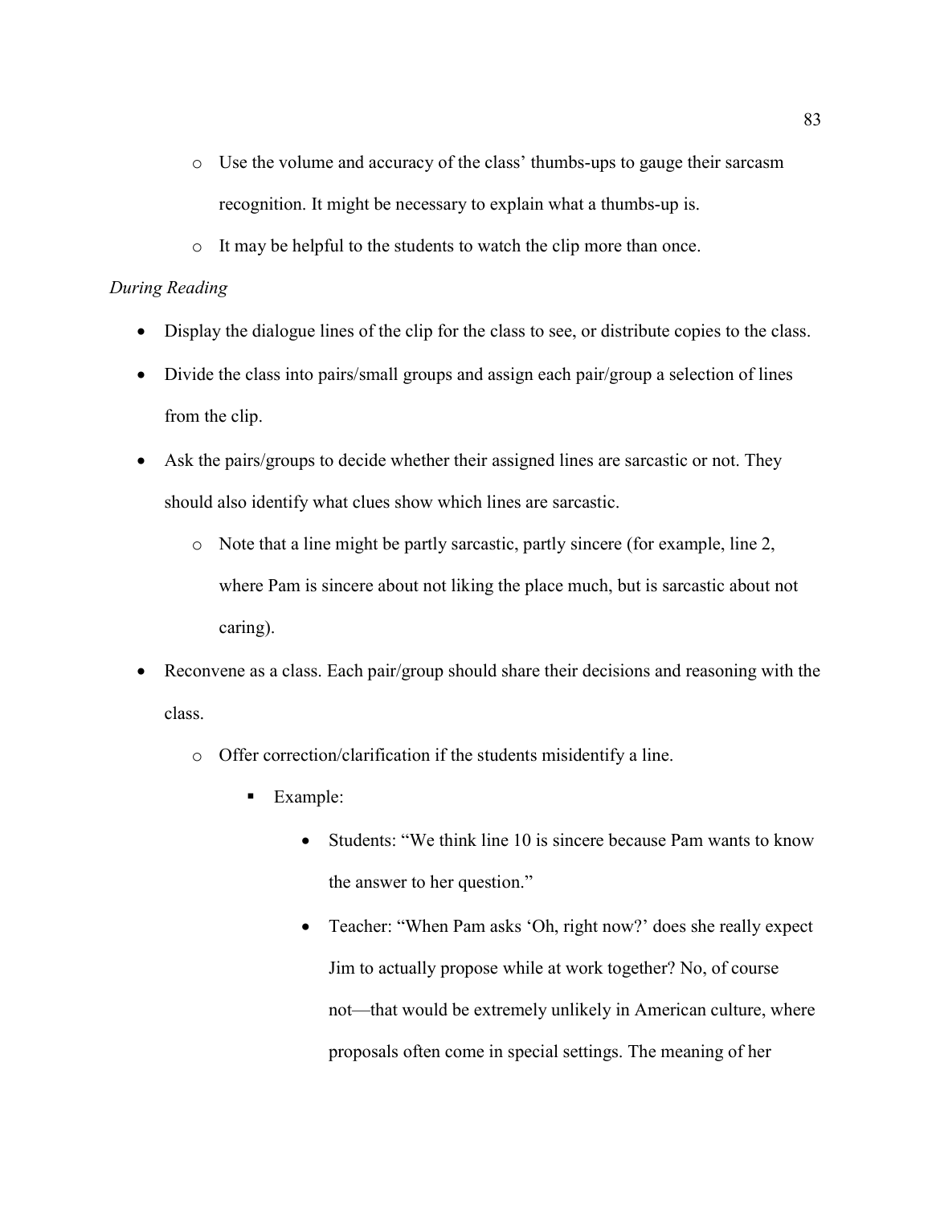- Use the volume and accuracy of the class' thumbs-ups to gauge their sarcasm recognition. It might be necessary to explain what a thumbs-up is.
- It may be helpful to the students to watch the clip more than once.

*During Reading*

- Display the dialogue lines of the clip for the class to see, or distribute copies to the class.
- Divide the class into pairs/small groups and assign each pair/group a selection of lines from the clip.
- Ask the pairs/groups to decide whether their assigned lines are sarcastic or not. They should also identify what clues show which lines are sarcastic.
    - Note that a line might be partly sarcastic, partly sincere (for example, line 2, where Pam is sincere about not liking the place much, but is sarcastic about not caring).
- Reconvene as a class. Each pair/group should share their decisions and reasoning with the class.
    - Offer correction/clarification if the students misidentify a line.
        - Example:
            - Students: "We think line 10 is sincere because Pam wants to know the answer to her question."
            - Teacher: "When Pam asks 'Oh, right now?' does she really expect Jim to actually propose while at work together? No, of course not—that would be extremely unlikely in American culture, where proposals often come in special settings. The meaning of her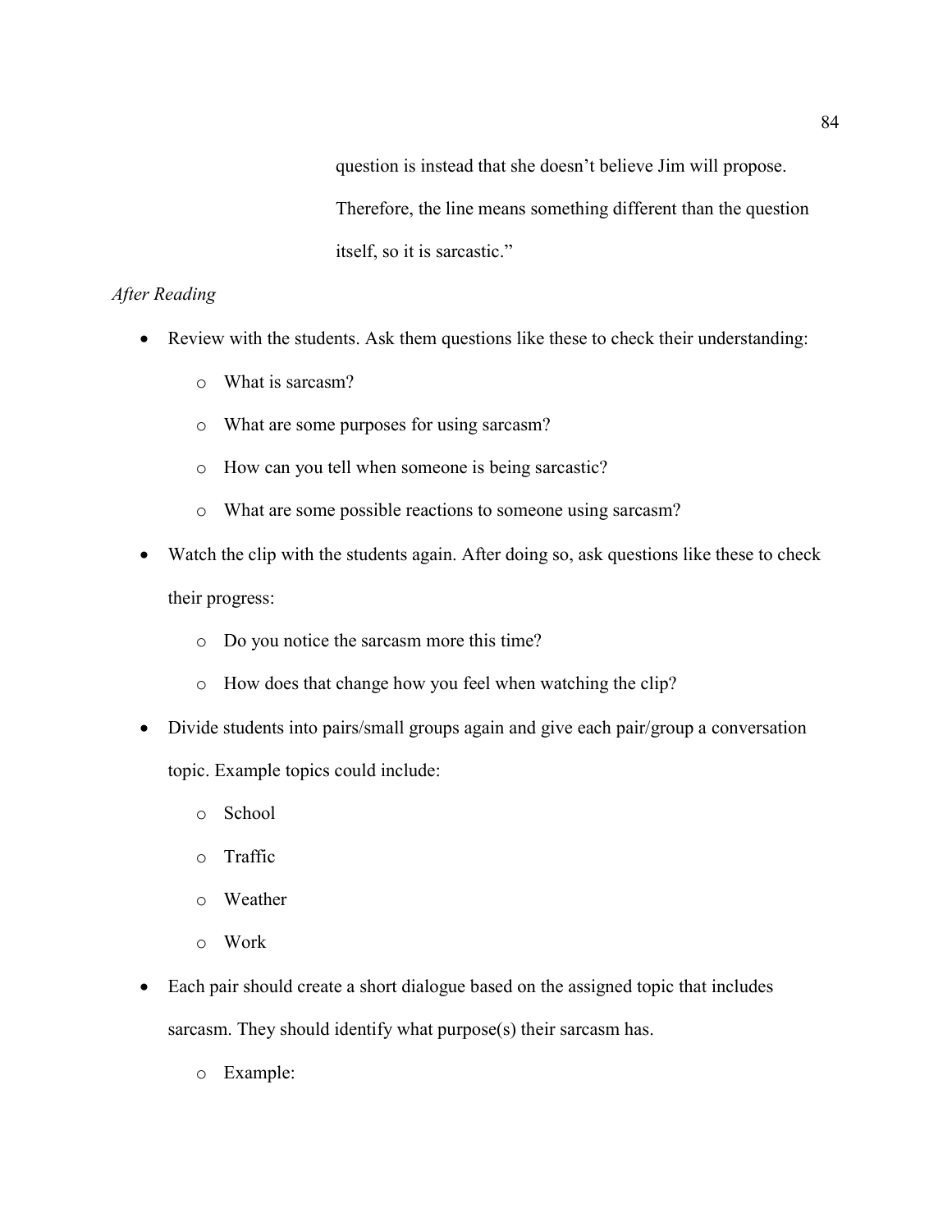question is instead that she doesn't believe Jim will propose. Therefore, the line means something different than the question itself, so it is sarcastic."

*After Reading*

- Review with the students. Ask them questions like these to check their understanding:
    - What is sarcasm?
    - What are some purposes for using sarcasm?
    - How can you tell when someone is being sarcastic?
    - What are some possible reactions to someone using sarcasm?
- Watch the clip with the students again. After doing so, ask questions like these to check their progress:
    - Do you notice the sarcasm more this time?
    - How does that change how you feel when watching the clip?
- Divide students into pairs/small groups again and give each pair/group a conversation topic. Example topics could include:
    - School
    - Traffic
    - Weather
    - Work
- Each pair should create a short dialogue based on the assigned topic that includes sarcasm. They should identify what purpose(s) their sarcasm has.
    - Example: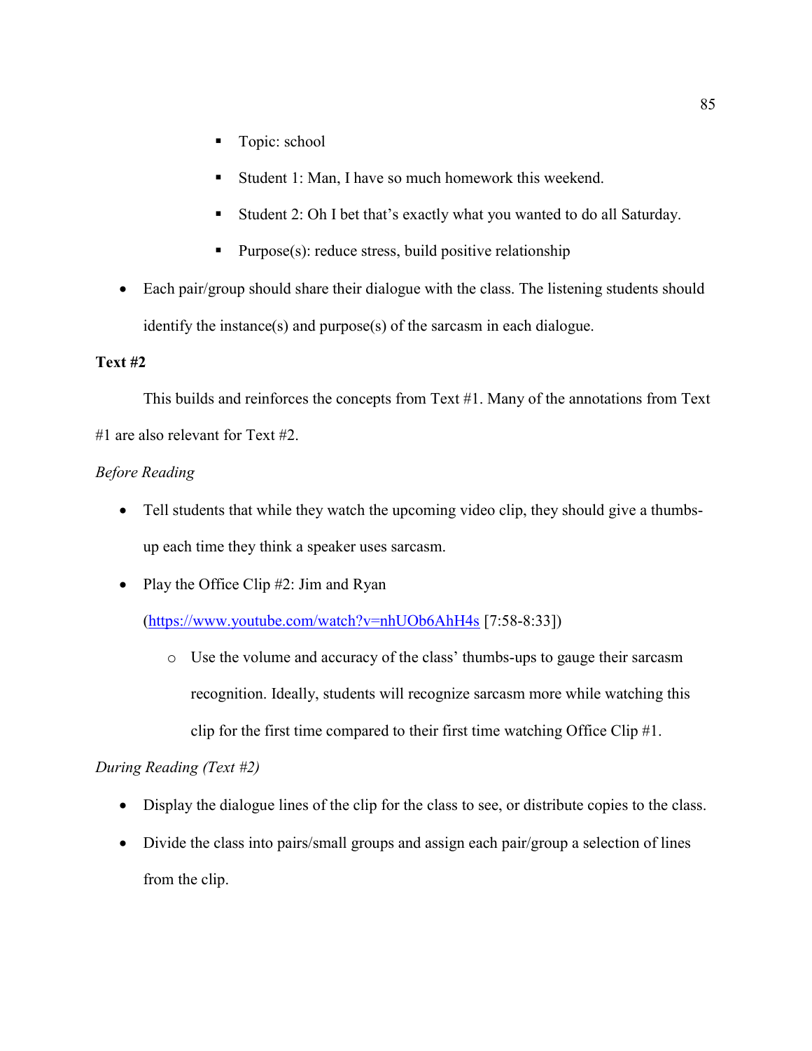- Topic: school
    - Student 1: Man, I have so much homework this weekend.
    - Student 2: Oh I bet that's exactly what you wanted to do all Saturday.
    - Purpose(s): reduce stress, build positive relationship

- Each pair/group should share their dialogue with the class. The listening students should identify the instance(s) and purpose(s) of the sarcasm in each dialogue.

**Text #2**

This builds and reinforces the concepts from Text #1. Many of the annotations from Text #1 are also relevant for Text #2.

*Before Reading*

- Tell students that while they watch the upcoming video clip, they should give a thumbs-up each time they think a speaker uses sarcasm.
- Play the Office Clip #2: Jim and Ryan (https://www.youtube.com/watch?v=nhUOb6AhH4s [7:58-8:33])
    - Use the volume and accuracy of the class' thumbs-ups to gauge their sarcasm recognition. Ideally, students will recognize sarcasm more while watching this clip for the first time compared to their first time watching Office Clip #1.

*During Reading (Text #2)*

- Display the dialogue lines of the clip for the class to see, or distribute copies to the class.
- Divide the class into pairs/small groups and assign each pair/group a selection of lines from the clip.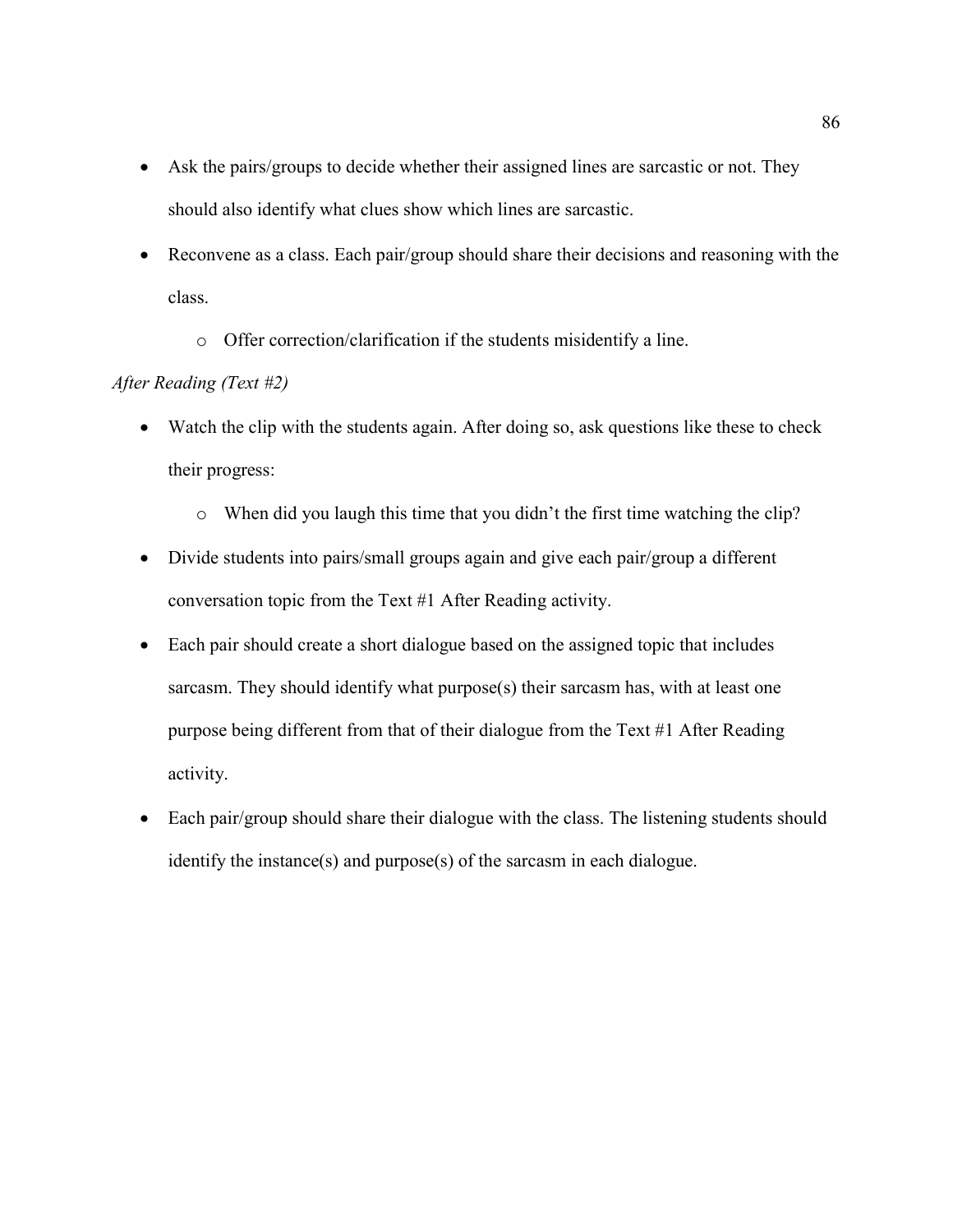- Ask the pairs/groups to decide whether their assigned lines are sarcastic or not. They should also identify what clues show which lines are sarcastic.
- Reconvene as a class. Each pair/group should share their decisions and reasoning with the class.
    - Offer correction/clarification if the students misidentify a line.

*After Reading (Text #2)*

- Watch the clip with the students again. After doing so, ask questions like these to check their progress:
    - When did you laugh this time that you didn't the first time watching the clip?
- Divide students into pairs/small groups again and give each pair/group a different conversation topic from the Text #1 After Reading activity.
- Each pair should create a short dialogue based on the assigned topic that includes sarcasm. They should identify what purpose(s) their sarcasm has, with at least one purpose being different from that of their dialogue from the Text #1 After Reading activity.
- Each pair/group should share their dialogue with the class. The listening students should identify the instance(s) and purpose(s) of the sarcasm in each dialogue.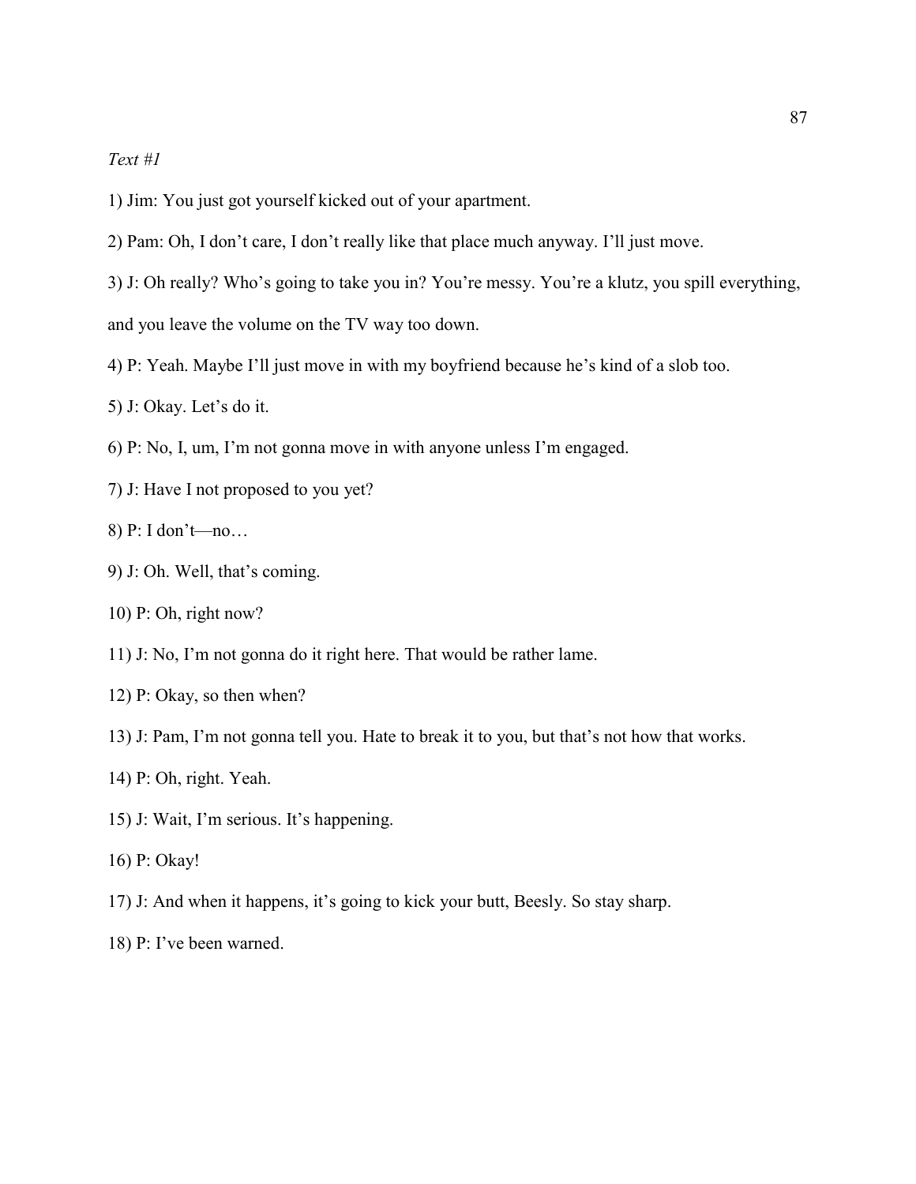*Text #1*

1) Jim: You just got yourself kicked out of your apartment.

2) Pam: Oh, I don't care, I don't really like that place much anyway. I'll just move.

3) J: Oh really? Who's going to take you in? You're messy. You're a klutz, you spill everything, and you leave the volume on the TV way too down.

4) P: Yeah. Maybe I'll just move in with my boyfriend because he's kind of a slob too.

5) J: Okay. Let's do it.

6) P: No, I, um, I'm not gonna move in with anyone unless I'm engaged.

7) J: Have I not proposed to you yet?

8) P: I don't—no…

9) J: Oh. Well, that's coming.

10) P: Oh, right now?

11) J: No, I'm not gonna do it right here. That would be rather lame.

12) P: Okay, so then when?

13) J: Pam, I'm not gonna tell you. Hate to break it to you, but that's not how that works.

14) P: Oh, right. Yeah.

15) J: Wait, I'm serious. It's happening.

16) P: Okay!

17) J: And when it happens, it's going to kick your butt, Beesly. So stay sharp.

18) P: I've been warned.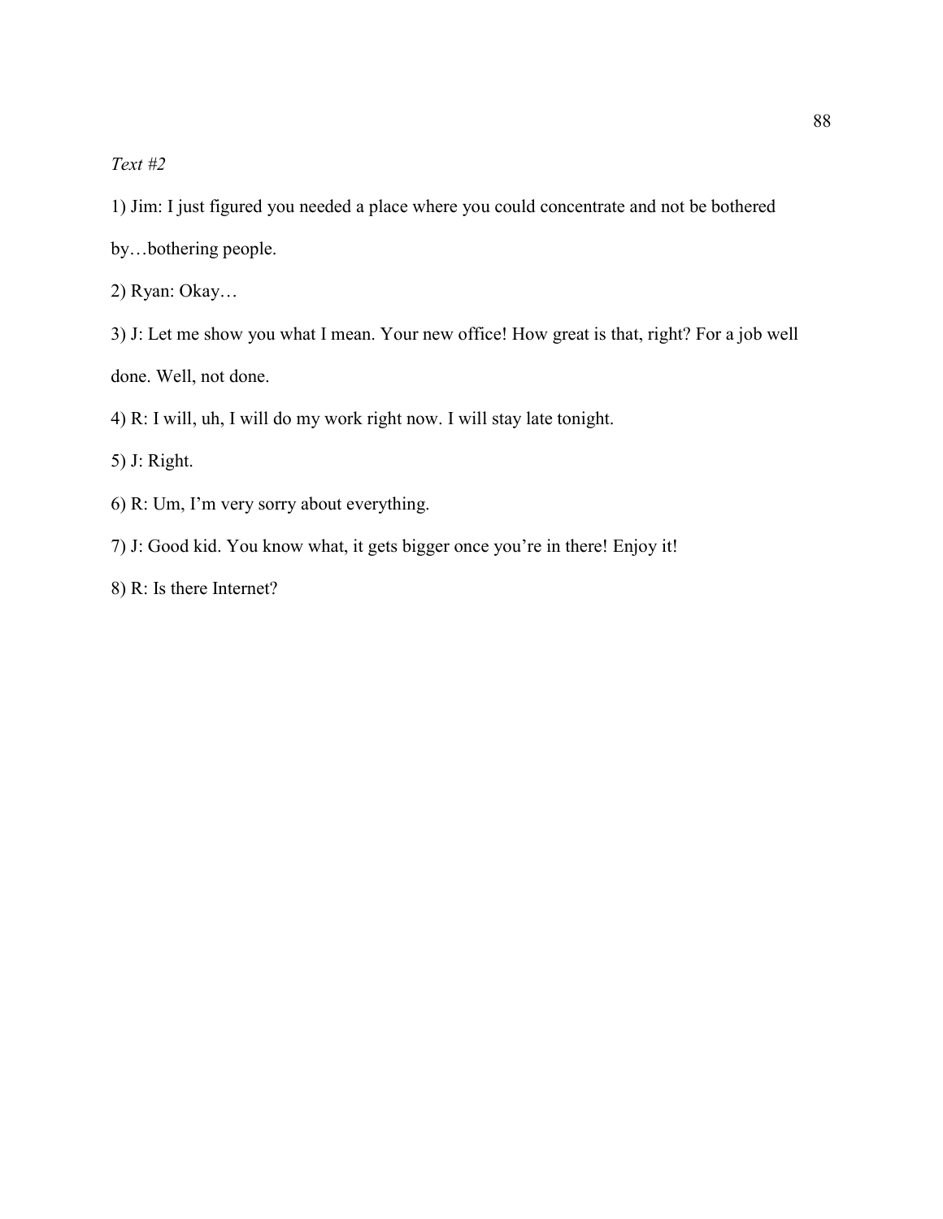*Text #2*

1) Jim: I just figured you needed a place where you could concentrate and not be bothered by…bothering people.

2) Ryan: Okay…

3) J: Let me show you what I mean. Your new office! How great is that, right? For a job well done. Well, not done.

4) R: I will, uh, I will do my work right now. I will stay late tonight.

5) J: Right.

6) R: Um, I'm very sorry about everything.

7) J: Good kid. You know what, it gets bigger once you're in there! Enjoy it!

8) R: Is there Internet?